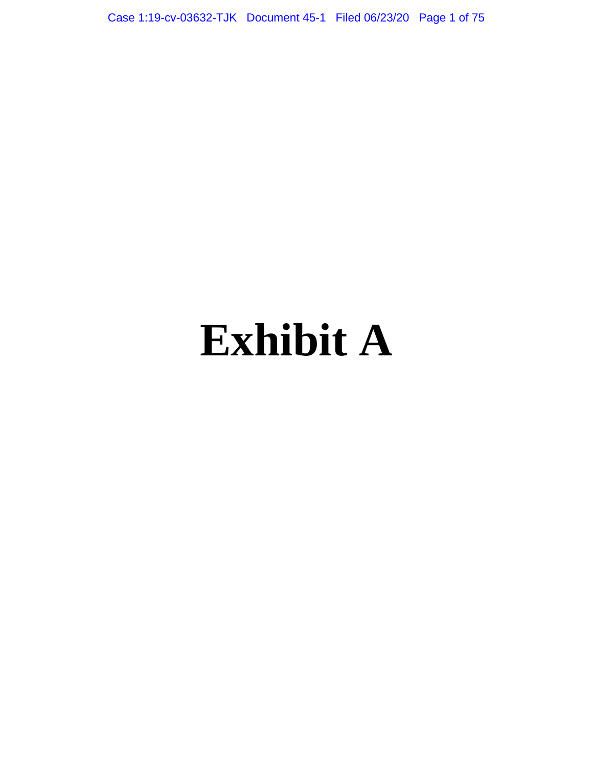# Exhibit A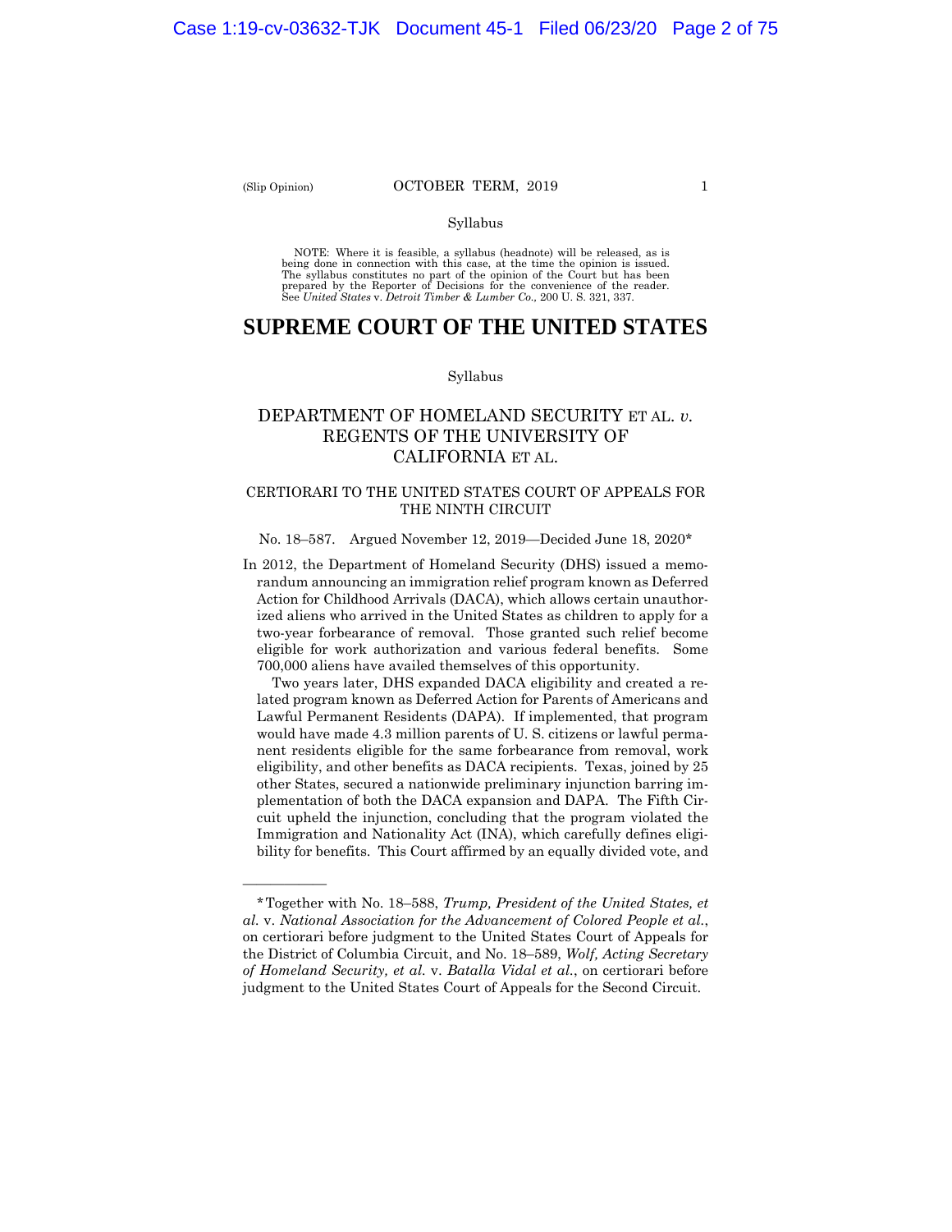(Slip Opinion)

OCTOBER TERM, 2019

Syllabus

NOTE: Where it is feasible, a syllabus (headnote) will be released, as is being done in connection with this case, at the time the opinion is issued. The syllabus constitutes no part of the opinion of the Court but has been prepared by the Reporter of Decisions for the convenience of the reader. See *United States* v. *Detroit Timber & Lumber Co.,* 200 U. S. 321, 337.

# SUPREME COURT OF THE UNITED STATES

Syllabus

## DEPARTMENT OF HOMELAND SECURITY ET AL. *v.* REGENTS OF THE UNIVERSITY OF CALIFORNIA ET AL.

CERTIORARI TO THE UNITED STATES COURT OF APPEALS FOR THE NINTH CIRCUIT

No. 18–587. Argued November 12, 2019—Decided June 18, 2020*

In 2012, the Department of Homeland Security (DHS) issued a memorandum announcing an immigration relief program known as Deferred Action for Childhood Arrivals (DACA), which allows certain unauthorized aliens who arrived in the United States as children to apply for a two-year forbearance of removal. Those granted such relief become eligible for work authorization and various federal benefits. Some 700,000 aliens have availed themselves of this opportunity.

Two years later, DHS expanded DACA eligibility and created a related program known as Deferred Action for Parents of Americans and Lawful Permanent Residents (DAPA). If implemented, that program would have made 4.3 million parents of U. S. citizens or lawful permanent residents eligible for the same forbearance from removal, work eligibility, and other benefits as DACA recipients. Texas, joined by 25 other States, secured a nationwide preliminary injunction barring implementation of both the DACA expansion and DAPA. The Fifth Circuit upheld the injunction, concluding that the program violated the Immigration and Nationality Act (INA), which carefully defines eligibility for benefits. This Court affirmed by an equally divided vote, and

---

*Together with No. 18–588, *Trump, President of the United States, et al.* v. *National Association for the Advancement of Colored People et al.*, on certiorari before judgment to the United States Court of Appeals for the District of Columbia Circuit, and No. 18–589, *Wolf, Acting Secretary of Homeland Security, et al.* v. *Batalla Vidal et al.*, on certiorari before judgment to the United States Court of Appeals for the Second Circuit.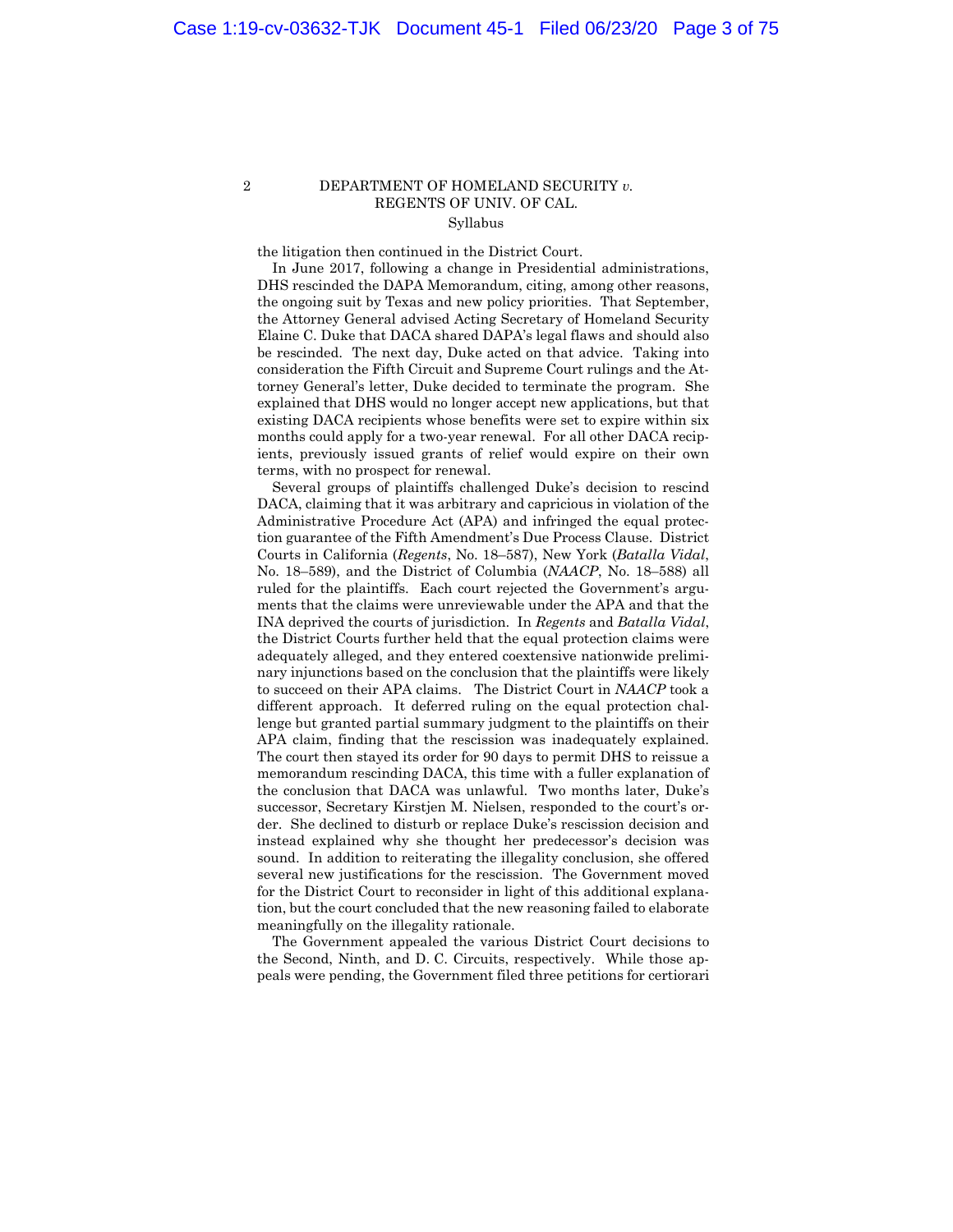the litigation then continued in the District Court.

In June 2017, following a change in Presidential administrations, DHS rescinded the DAPA Memorandum, citing, among other reasons, the ongoing suit by Texas and new policy priorities. That September, the Attorney General advised Acting Secretary of Homeland Security Elaine C. Duke that DACA shared DAPA's legal flaws and should also be rescinded. The next day, Duke acted on that advice. Taking into consideration the Fifth Circuit and Supreme Court rulings and the Attorney General's letter, Duke decided to terminate the program. She explained that DHS would no longer accept new applications, but that existing DACA recipients whose benefits were set to expire within six months could apply for a two-year renewal. For all other DACA recipients, previously issued grants of relief would expire on their own terms, with no prospect for renewal.

Several groups of plaintiffs challenged Duke's decision to rescind DACA, claiming that it was arbitrary and capricious in violation of the Administrative Procedure Act (APA) and infringed the equal protection guarantee of the Fifth Amendment's Due Process Clause. District Courts in California (*Regents*, No. 18–587), New York (*Batalla Vidal*, No. 18–589), and the District of Columbia (*NAACP*, No. 18–588) all ruled for the plaintiffs. Each court rejected the Government's arguments that the claims were unreviewable under the APA and that the INA deprived the courts of jurisdiction. In *Regents* and *Batalla Vidal*, the District Courts further held that the equal protection claims were adequately alleged, and they entered coextensive nationwide preliminary injunctions based on the conclusion that the plaintiffs were likely to succeed on their APA claims. The District Court in *NAACP* took a different approach. It deferred ruling on the equal protection challenge but granted partial summary judgment to the plaintiffs on their APA claim, finding that the rescission was inadequately explained. The court then stayed its order for 90 days to permit DHS to reissue a memorandum rescinding DACA, this time with a fuller explanation of the conclusion that DACA was unlawful. Two months later, Duke's successor, Secretary Kirstjen M. Nielsen, responded to the court's order. She declined to disturb or replace Duke's rescission decision and instead explained why she thought her predecessor's decision was sound. In addition to reiterating the illegality conclusion, she offered several new justifications for the rescission. The Government moved for the District Court to reconsider in light of this additional explanation, but the court concluded that the new reasoning failed to elaborate meaningfully on the illegality rationale.

The Government appealed the various District Court decisions to the Second, Ninth, and D. C. Circuits, respectively. While those appeals were pending, the Government filed three petitions for certiorari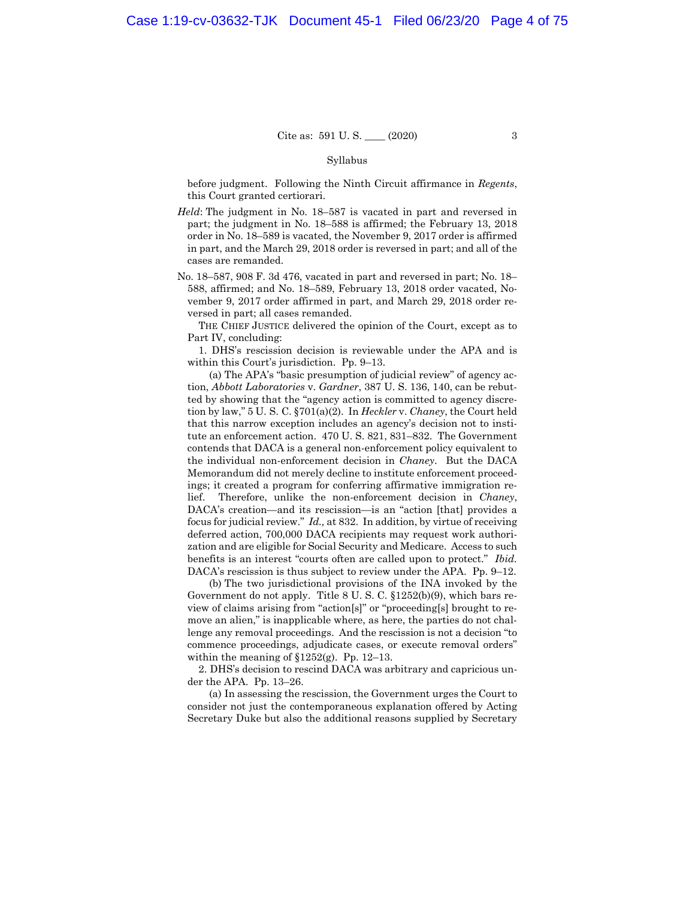before judgment. Following the Ninth Circuit affirmance in *Regents*, this Court granted certiorari.

*Held*: The judgment in No. 18–587 is vacated in part and reversed in part; the judgment in No. 18–588 is affirmed; the February 13, 2018 order in No. 18–589 is vacated, the November 9, 2017 order is affirmed in part, and the March 29, 2018 order is reversed in part; and all of the cases are remanded.

No. 18–587, 908 F. 3d 476, vacated in part and reversed in part; No. 18–588, affirmed; and No. 18–589, February 13, 2018 order vacated, November 9, 2017 order affirmed in part, and March 29, 2018 order reversed in part; all cases remanded.

THE CHIEF JUSTICE delivered the opinion of the Court, except as to Part IV, concluding:

1. DHS's rescission decision is reviewable under the APA and is within this Court's jurisdiction. Pp. 9–13.

(a) The APA's "basic presumption of judicial review" of agency action, *Abbott Laboratories* v. *Gardner*, 387 U. S. 136, 140, can be rebutted by showing that the "agency action is committed to agency discretion by law," 5 U. S. C. §701(a)(2). In *Heckler* v. *Chaney*, the Court held that this narrow exception includes an agency's decision not to institute an enforcement action. 470 U. S. 821, 831–832. The Government contends that DACA is a general non-enforcement policy equivalent to the individual non-enforcement decision in *Chaney*. But the DACA Memorandum did not merely decline to institute enforcement proceedings; it created a program for conferring affirmative immigration relief. Therefore, unlike the non-enforcement decision in *Chaney*, DACA's creation—and its rescission—is an "action [that] provides a focus for judicial review." *Id.,* at 832. In addition, by virtue of receiving deferred action, 700,000 DACA recipients may request work authorization and are eligible for Social Security and Medicare. Access to such benefits is an interest "courts often are called upon to protect." *Ibid.* DACA's rescission is thus subject to review under the APA. Pp. 9–12.

(b) The two jurisdictional provisions of the INA invoked by the Government do not apply. Title 8 U. S. C. §1252(b)(9), which bars review of claims arising from "action[s]" or "proceeding[s] brought to remove an alien," is inapplicable where, as here, the parties do not challenge any removal proceedings. And the rescission is not a decision "to commence proceedings, adjudicate cases, or execute removal orders" within the meaning of §1252(g). Pp. 12–13.

2. DHS's decision to rescind DACA was arbitrary and capricious under the APA. Pp. 13–26.

(a) In assessing the rescission, the Government urges the Court to consider not just the contemporaneous explanation offered by Acting Secretary Duke but also the additional reasons supplied by Secretary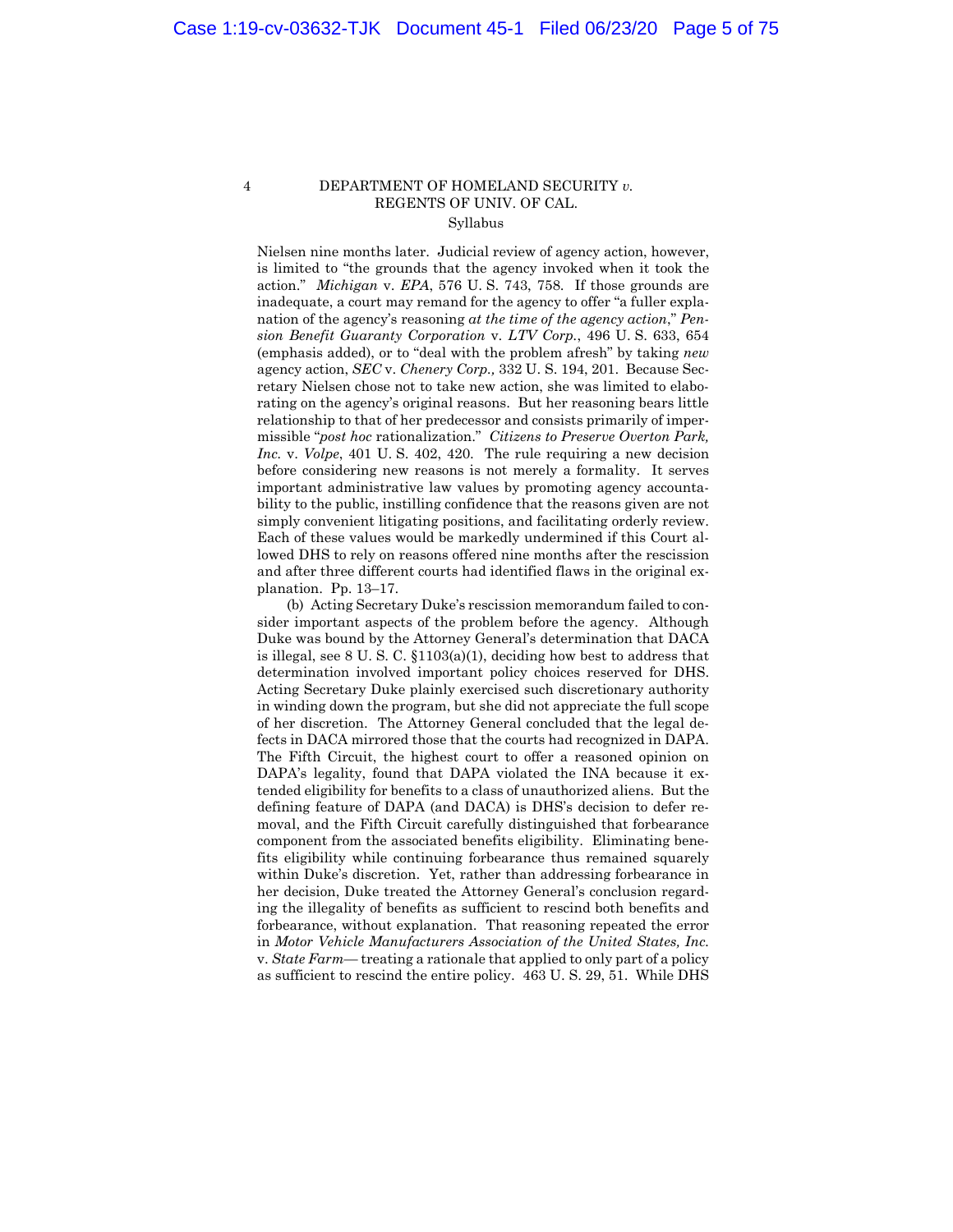Nielsen nine months later. Judicial review of agency action, however, is limited to "the grounds that the agency invoked when it took the action." *Michigan* v. *EPA*, 576 U. S. 743, 758. If those grounds are inadequate, a court may remand for the agency to offer "a fuller explanation of the agency's reasoning *at the time of the agency action*," *Pension Benefit Guaranty Corporation* v. *LTV Corp.*, 496 U. S. 633, 654 (emphasis added), or to "deal with the problem afresh" by taking *new* agency action, *SEC* v. *Chenery Corp.,* 332 U. S. 194, 201. Because Secretary Nielsen chose not to take new action, she was limited to elaborating on the agency's original reasons. But her reasoning bears little relationship to that of her predecessor and consists primarily of impermissible "*post hoc* rationalization." *Citizens to Preserve Overton Park, Inc.* v. *Volpe*, 401 U. S. 402, 420. The rule requiring a new decision before considering new reasons is not merely a formality. It serves important administrative law values by promoting agency accountability to the public, instilling confidence that the reasons given are not simply convenient litigating positions, and facilitating orderly review. Each of these values would be markedly undermined if this Court allowed DHS to rely on reasons offered nine months after the rescission and after three different courts had identified flaws in the original explanation. Pp. 13–17.

(b) Acting Secretary Duke's rescission memorandum failed to consider important aspects of the problem before the agency. Although Duke was bound by the Attorney General's determination that DACA is illegal, see 8 U. S. C. §1103(a)(1), deciding how best to address that determination involved important policy choices reserved for DHS. Acting Secretary Duke plainly exercised such discretionary authority in winding down the program, but she did not appreciate the full scope of her discretion. The Attorney General concluded that the legal defects in DACA mirrored those that the courts had recognized in DAPA. The Fifth Circuit, the highest court to offer a reasoned opinion on DAPA's legality, found that DAPA violated the INA because it extended eligibility for benefits to a class of unauthorized aliens. But the defining feature of DAPA (and DACA) is DHS's decision to defer removal, and the Fifth Circuit carefully distinguished that forbearance component from the associated benefits eligibility. Eliminating benefits eligibility while continuing forbearance thus remained squarely within Duke's discretion. Yet, rather than addressing forbearance in her decision, Duke treated the Attorney General's conclusion regarding the illegality of benefits as sufficient to rescind both benefits and forbearance, without explanation. That reasoning repeated the error in *Motor Vehicle Manufacturers Association of the United States, Inc.* v. *State Farm*— treating a rationale that applied to only part of a policy as sufficient to rescind the entire policy. 463 U. S. 29, 51. While DHS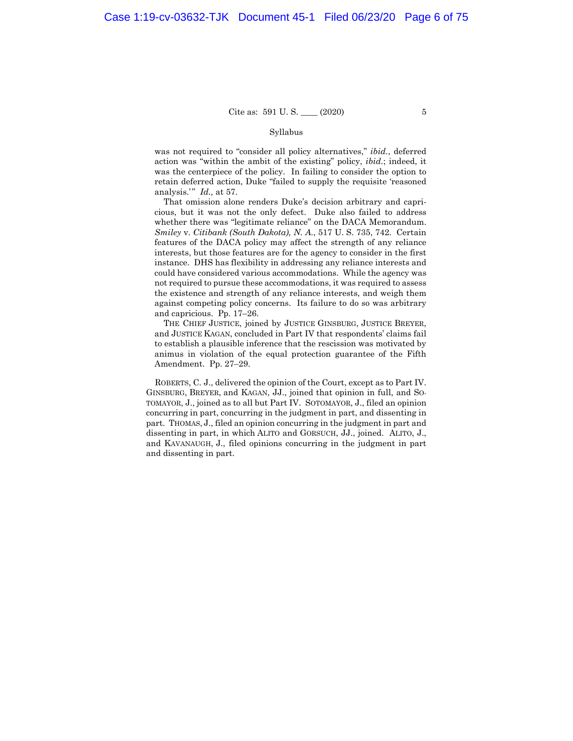was not required to "consider all policy alternatives," *ibid.*, deferred action was "within the ambit of the existing" policy, *ibid.*; indeed, it was the centerpiece of the policy. In failing to consider the option to retain deferred action, Duke "failed to supply the requisite 'reasoned analysis.'" *Id.,* at 57.

That omission alone renders Duke's decision arbitrary and capricious, but it was not the only defect. Duke also failed to address whether there was "legitimate reliance" on the DACA Memorandum. *Smiley* v. *Citibank (South Dakota), N. A.*, 517 U. S. 735, 742. Certain features of the DACA policy may affect the strength of any reliance interests, but those features are for the agency to consider in the first instance. DHS has flexibility in addressing any reliance interests and could have considered various accommodations. While the agency was not required to pursue these accommodations, it was required to assess the existence and strength of any reliance interests, and weigh them against competing policy concerns. Its failure to do so was arbitrary and capricious. Pp. 17–26.

THE CHIEF JUSTICE, joined by JUSTICE GINSBURG, JUSTICE BREYER, and JUSTICE KAGAN, concluded in Part IV that respondents' claims fail to establish a plausible inference that the rescission was motivated by animus in violation of the equal protection guarantee of the Fifth Amendment. Pp. 27–29.

ROBERTS, C. J., delivered the opinion of the Court, except as to Part IV. GINSBURG, BREYER, and KAGAN, JJ., joined that opinion in full, and SOTOMAYOR, J., joined as to all but Part IV. SOTOMAYOR, J., filed an opinion concurring in part, concurring in the judgment in part, and dissenting in part. THOMAS, J., filed an opinion concurring in the judgment in part and dissenting in part, in which ALITO and GORSUCH, JJ., joined. ALITO, J., and KAVANAUGH, J., filed opinions concurring in the judgment in part and dissenting in part.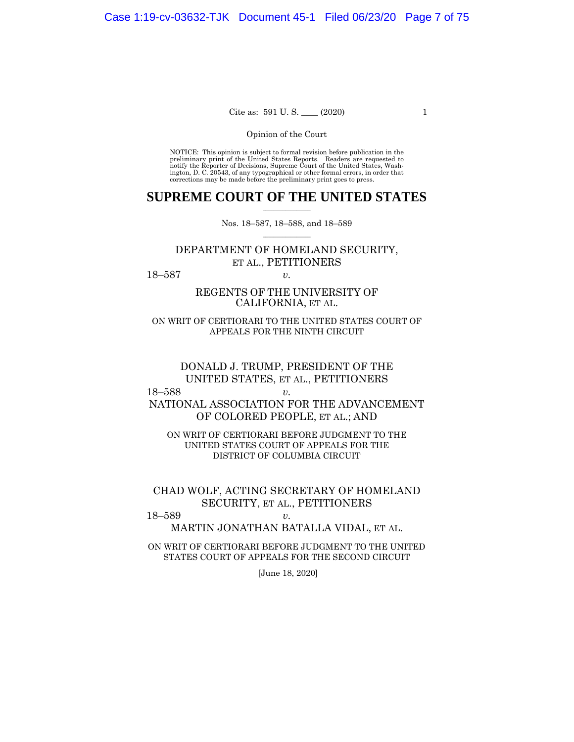Opinion of the Court

NOTICE: This opinion is subject to formal revision before publication in the preliminary print of the United States Reports. Readers are requested to notify the Reporter of Decisions, Supreme Court of the United States, Washington, D. C. 20543, of any typographical or other formal errors, in order that corrections may be made before the preliminary print goes to press.

# SUPREME COURT OF THE UNITED STATES

Nos. 18–587, 18–588, and 18–589

DEPARTMENT OF HOMELAND SECURITY, ET AL., PETITIONERS

18–587 *v.*

REGENTS OF THE UNIVERSITY OF CALIFORNIA, ET AL.

ON WRIT OF CERTIORARI TO THE UNITED STATES COURT OF APPEALS FOR THE NINTH CIRCUIT

DONALD J. TRUMP, PRESIDENT OF THE UNITED STATES, ET AL., PETITIONERS

18–588 *v.*

NATIONAL ASSOCIATION FOR THE ADVANCEMENT OF COLORED PEOPLE, ET AL.; AND

ON WRIT OF CERTIORARI BEFORE JUDGMENT TO THE UNITED STATES COURT OF APPEALS FOR THE DISTRICT OF COLUMBIA CIRCUIT

CHAD WOLF, ACTING SECRETARY OF HOMELAND SECURITY, ET AL., PETITIONERS

18–589 *v.*

MARTIN JONATHAN BATALLA VIDAL, ET AL.

ON WRIT OF CERTIORARI BEFORE JUDGMENT TO THE UNITED STATES COURT OF APPEALS FOR THE SECOND CIRCUIT

[June 18, 2020]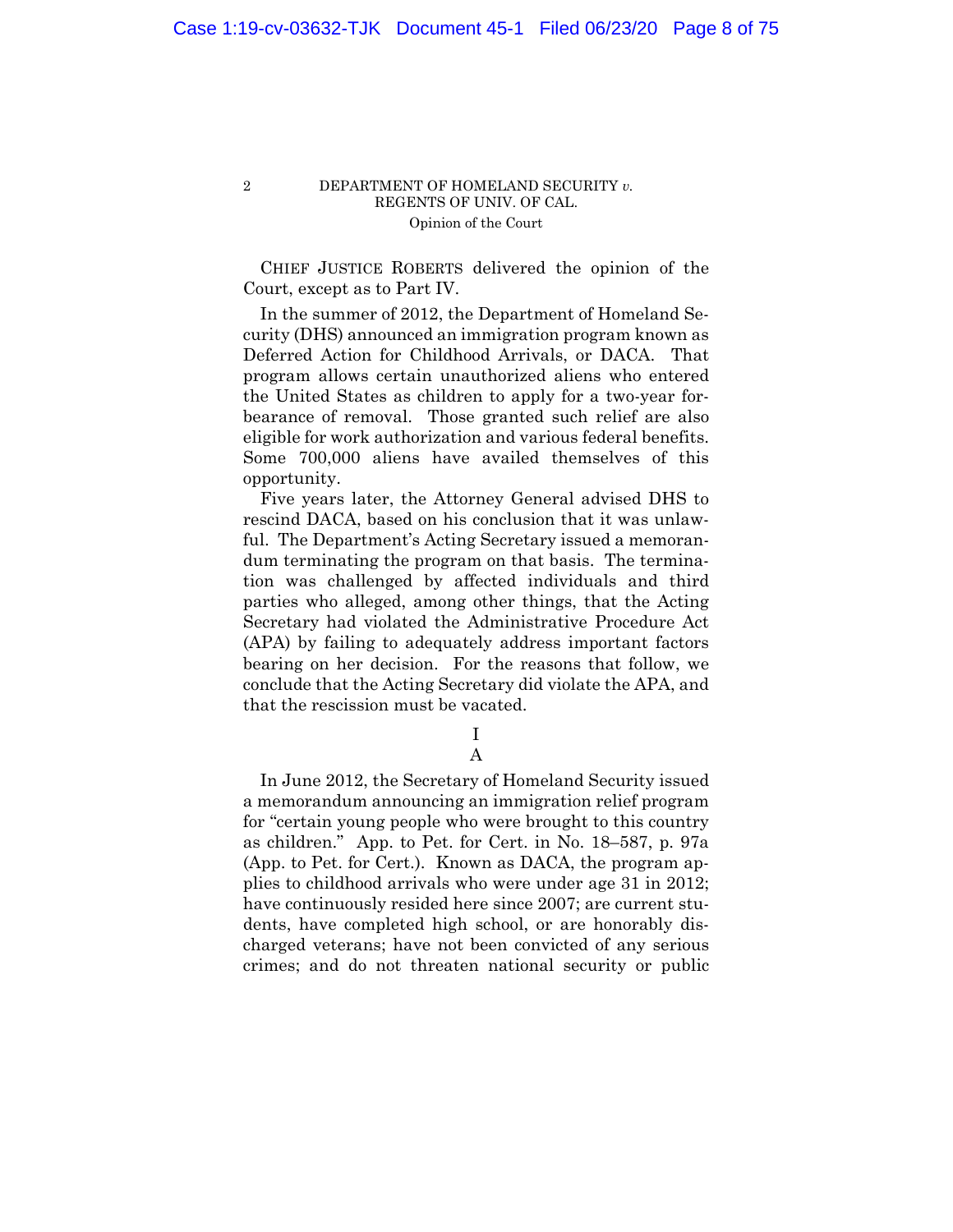CHIEF JUSTICE ROBERTS delivered the opinion of the Court, except as to Part IV.

In the summer of 2012, the Department of Homeland Security (DHS) announced an immigration program known as Deferred Action for Childhood Arrivals, or DACA. That program allows certain unauthorized aliens who entered the United States as children to apply for a two-year forbearance of removal. Those granted such relief are also eligible for work authorization and various federal benefits. Some 700,000 aliens have availed themselves of this opportunity.

Five years later, the Attorney General advised DHS to rescind DACA, based on his conclusion that it was unlawful. The Department's Acting Secretary issued a memorandum terminating the program on that basis. The termination was challenged by affected individuals and third parties who alleged, among other things, that the Acting Secretary had violated the Administrative Procedure Act (APA) by failing to adequately address important factors bearing on her decision. For the reasons that follow, we conclude that the Acting Secretary did violate the APA, and that the rescission must be vacated.

## I

### A

In June 2012, the Secretary of Homeland Security issued a memorandum announcing an immigration relief program for "certain young people who were brought to this country as children." App. to Pet. for Cert. in No. 18–587, p. 97a (App. to Pet. for Cert.). Known as DACA, the program applies to childhood arrivals who were under age 31 in 2012; have continuously resided here since 2007; are current students, have completed high school, or are honorably discharged veterans; have not been convicted of any serious crimes; and do not threaten national security or public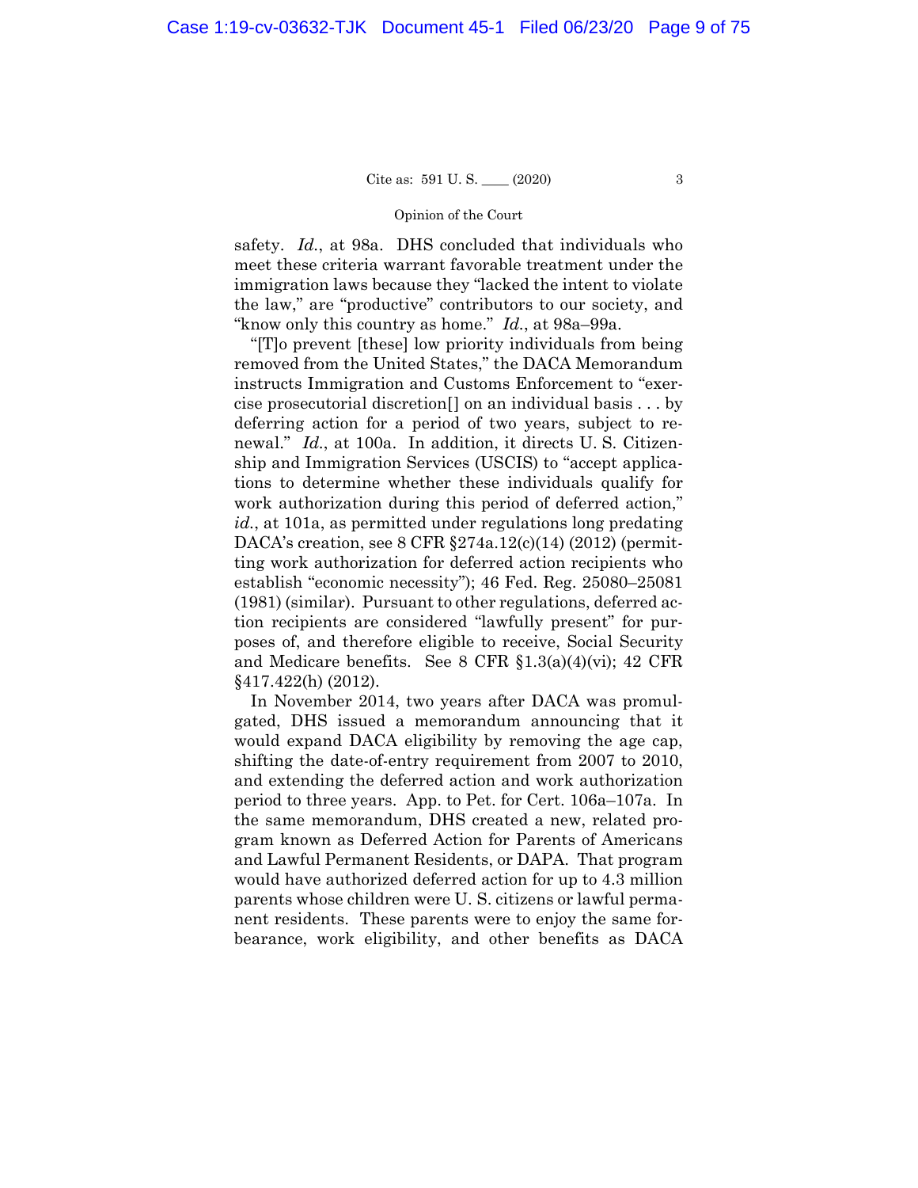safety. *Id.*, at 98a. DHS concluded that individuals who meet these criteria warrant favorable treatment under the immigration laws because they "lacked the intent to violate the law," are "productive" contributors to our society, and "know only this country as home." *Id.*, at 98a–99a.

"[T]o prevent [these] low priority individuals from being removed from the United States," the DACA Memorandum instructs Immigration and Customs Enforcement to "exercise prosecutorial discretion[] on an individual basis . . . by deferring action for a period of two years, subject to renewal." *Id.*, at 100a. In addition, it directs U. S. Citizenship and Immigration Services (USCIS) to "accept applications to determine whether these individuals qualify for work authorization during this period of deferred action," *id.*, at 101a, as permitted under regulations long predating DACA's creation, see 8 CFR §274a.12(c)(14) (2012) (permitting work authorization for deferred action recipients who establish "economic necessity"); 46 Fed. Reg. 25080–25081 (1981) (similar). Pursuant to other regulations, deferred action recipients are considered "lawfully present" for purposes of, and therefore eligible to receive, Social Security and Medicare benefits. See 8 CFR §1.3(a)(4)(vi); 42 CFR §417.422(h) (2012).

In November 2014, two years after DACA was promulgated, DHS issued a memorandum announcing that it would expand DACA eligibility by removing the age cap, shifting the date-of-entry requirement from 2007 to 2010, and extending the deferred action and work authorization period to three years. App. to Pet. for Cert. 106a–107a. In the same memorandum, DHS created a new, related program known as Deferred Action for Parents of Americans and Lawful Permanent Residents, or DAPA. That program would have authorized deferred action for up to 4.3 million parents whose children were U. S. citizens or lawful permanent residents. These parents were to enjoy the same forbearance, work eligibility, and other benefits as DACA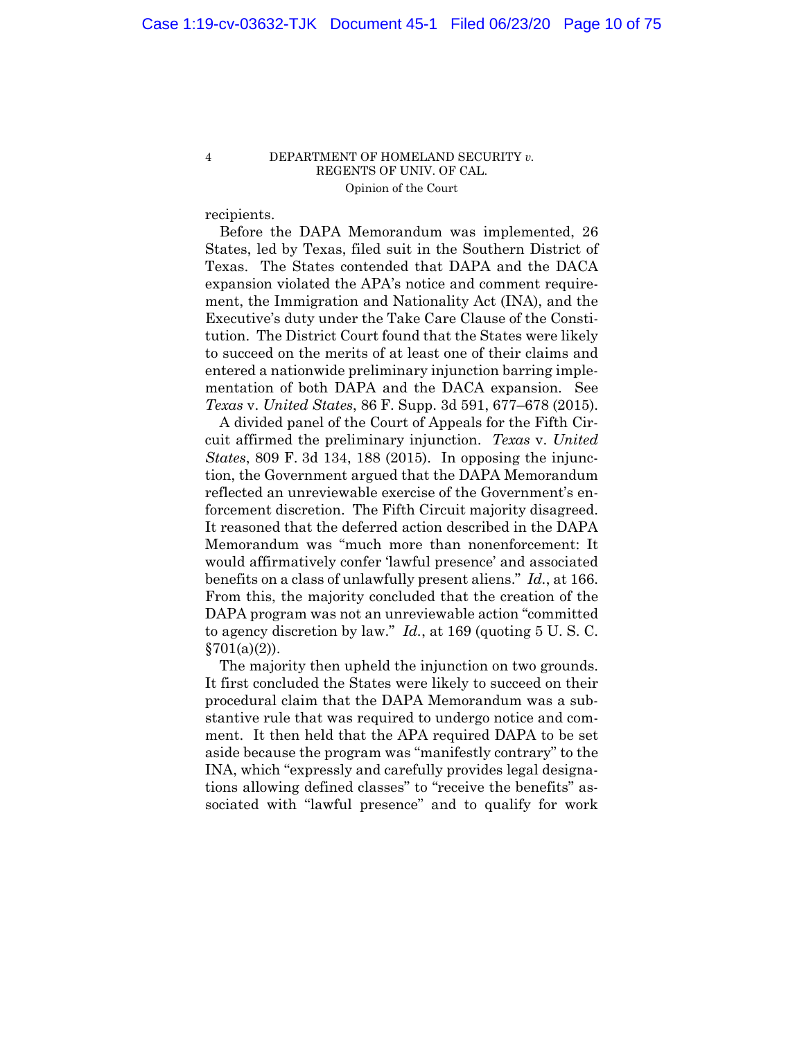recipients.

Before the DAPA Memorandum was implemented, 26 States, led by Texas, filed suit in the Southern District of Texas. The States contended that DAPA and the DACA expansion violated the APA's notice and comment requirement, the Immigration and Nationality Act (INA), and the Executive's duty under the Take Care Clause of the Constitution. The District Court found that the States were likely to succeed on the merits of at least one of their claims and entered a nationwide preliminary injunction barring implementation of both DAPA and the DACA expansion. See *Texas* v. *United States*, 86 F. Supp. 3d 591, 677–678 (2015).

A divided panel of the Court of Appeals for the Fifth Circuit affirmed the preliminary injunction. *Texas* v. *United States*, 809 F. 3d 134, 188 (2015). In opposing the injunction, the Government argued that the DAPA Memorandum reflected an unreviewable exercise of the Government's enforcement discretion. The Fifth Circuit majority disagreed. It reasoned that the deferred action described in the DAPA Memorandum was "much more than nonenforcement: It would affirmatively confer 'lawful presence' and associated benefits on a class of unlawfully present aliens." *Id.*, at 166. From this, the majority concluded that the creation of the DAPA program was not an unreviewable action "committed to agency discretion by law." *Id.*, at 169 (quoting 5 U. S. C. §701(a)(2)).

The majority then upheld the injunction on two grounds. It first concluded the States were likely to succeed on their procedural claim that the DAPA Memorandum was a substantive rule that was required to undergo notice and comment. It then held that the APA required DAPA to be set aside because the program was "manifestly contrary" to the INA, which "expressly and carefully provides legal designations allowing defined classes" to "receive the benefits" associated with "lawful presence" and to qualify for work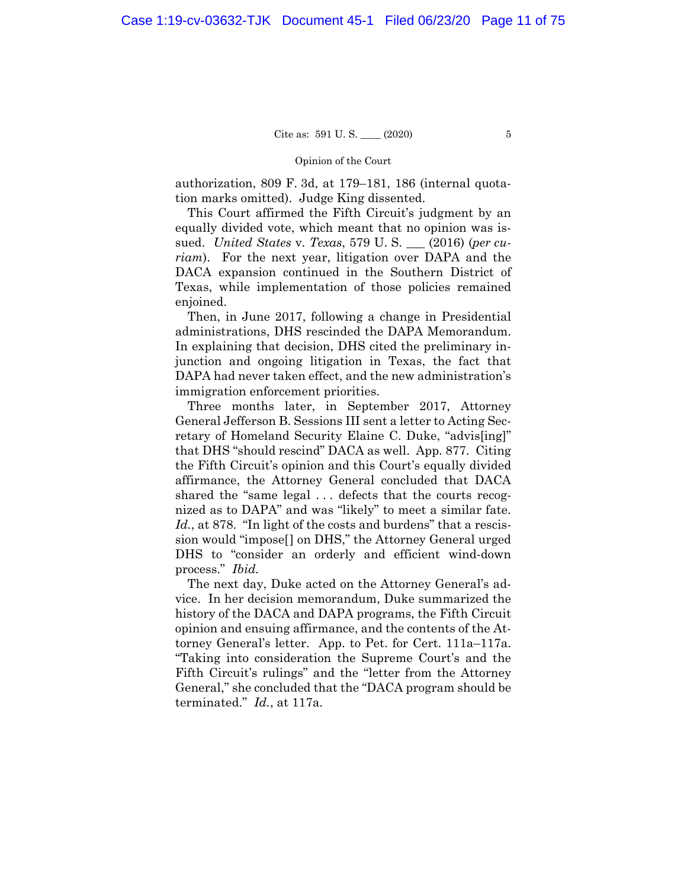authorization, 809 F. 3d, at 179–181, 186 (internal quotation marks omitted). Judge King dissented.

This Court affirmed the Fifth Circuit's judgment by an equally divided vote, which meant that no opinion was issued. *United States* v. *Texas*, 579 U. S. ___ (2016) (*per curiam*). For the next year, litigation over DAPA and the DACA expansion continued in the Southern District of Texas, while implementation of those policies remained enjoined.

Then, in June 2017, following a change in Presidential administrations, DHS rescinded the DAPA Memorandum. In explaining that decision, DHS cited the preliminary injunction and ongoing litigation in Texas, the fact that DAPA had never taken effect, and the new administration's immigration enforcement priorities.

Three months later, in September 2017, Attorney General Jefferson B. Sessions III sent a letter to Acting Secretary of Homeland Security Elaine C. Duke, "advis[ing]" that DHS "should rescind" DACA as well. App. 877. Citing the Fifth Circuit's opinion and this Court's equally divided affirmance, the Attorney General concluded that DACA shared the "same legal . . . defects that the courts recognized as to DAPA" and was "likely" to meet a similar fate. *Id.*, at 878. "In light of the costs and burdens" that a rescission would "impose[] on DHS," the Attorney General urged DHS to "consider an orderly and efficient wind-down process." *Ibid.*

The next day, Duke acted on the Attorney General's advice. In her decision memorandum, Duke summarized the history of the DACA and DAPA programs, the Fifth Circuit opinion and ensuing affirmance, and the contents of the Attorney General's letter. App. to Pet. for Cert. 111a–117a. "Taking into consideration the Supreme Court's and the Fifth Circuit's rulings" and the "letter from the Attorney General," she concluded that the "DACA program should be terminated." *Id.*, at 117a.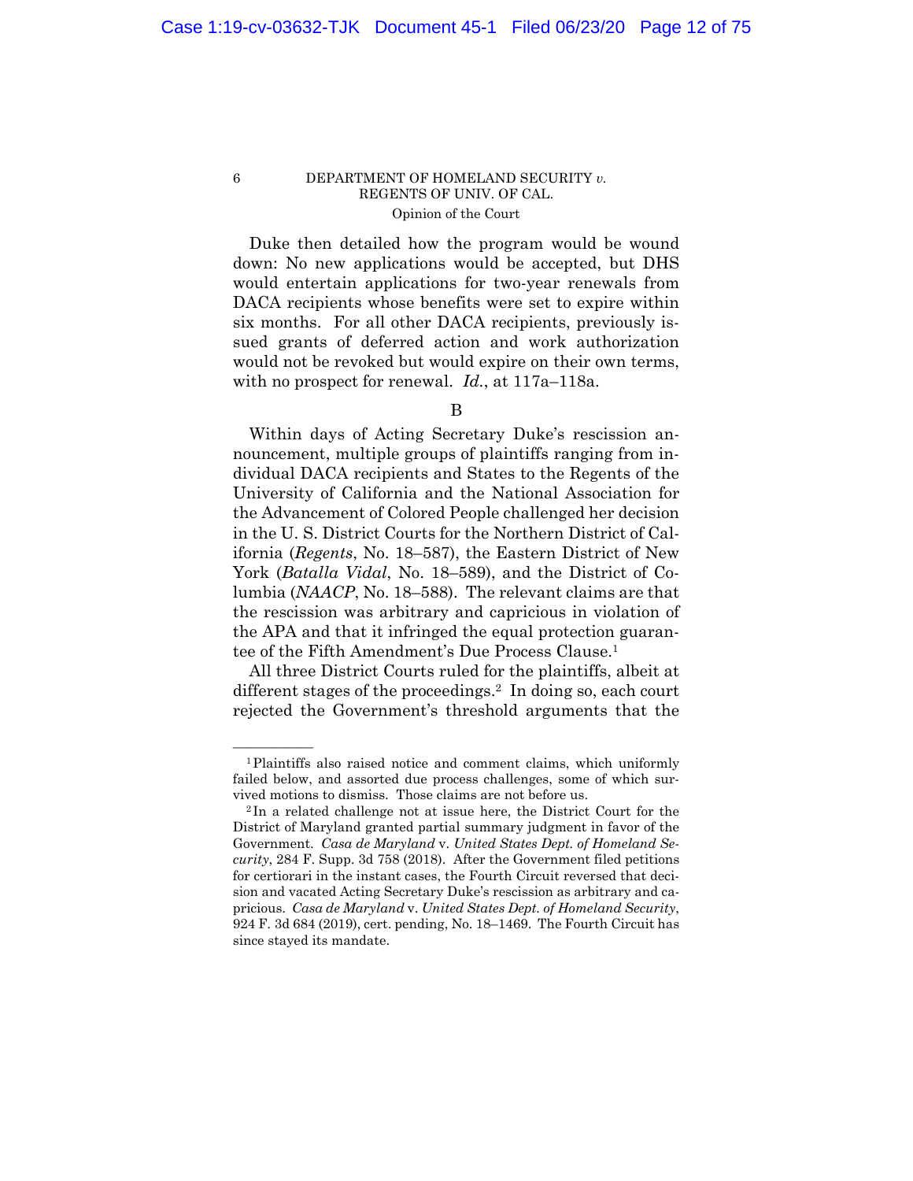Duke then detailed how the program would be wound down: No new applications would be accepted, but DHS would entertain applications for two-year renewals from DACA recipients whose benefits were set to expire within six months. For all other DACA recipients, previously issued grants of deferred action and work authorization would not be revoked but would expire on their own terms, with no prospect for renewal. *Id.*, at 117a–118a.

B

Within days of Acting Secretary Duke's rescission announcement, multiple groups of plaintiffs ranging from individual DACA recipients and States to the Regents of the University of California and the National Association for the Advancement of Colored People challenged her decision in the U. S. District Courts for the Northern District of California (*Regents*, No. 18–587), the Eastern District of New York (*Batalla Vidal*, No. 18–589), and the District of Columbia (*NAACP*, No. 18–588). The relevant claims are that the rescission was arbitrary and capricious in violation of the APA and that it infringed the equal protection guarantee of the Fifth Amendment's Due Process Clause.[1]

All three District Courts ruled for the plaintiffs, albeit at different stages of the proceedings.[2] In doing so, each court rejected the Government's threshold arguments that the

---

[1] Plaintiffs also raised notice and comment claims, which uniformly failed below, and assorted due process challenges, some of which survived motions to dismiss. Those claims are not before us.

[2] In a related challenge not at issue here, the District Court for the District of Maryland granted partial summary judgment in favor of the Government. *Casa de Maryland* v. *United States Dept. of Homeland Security*, 284 F. Supp. 3d 758 (2018). After the Government filed petitions for certiorari in the instant cases, the Fourth Circuit reversed that decision and vacated Acting Secretary Duke's rescission as arbitrary and capricious. *Casa de Maryland* v. *United States Dept. of Homeland Security*, 924 F. 3d 684 (2019), cert. pending, No. 18–1469. The Fourth Circuit has since stayed its mandate.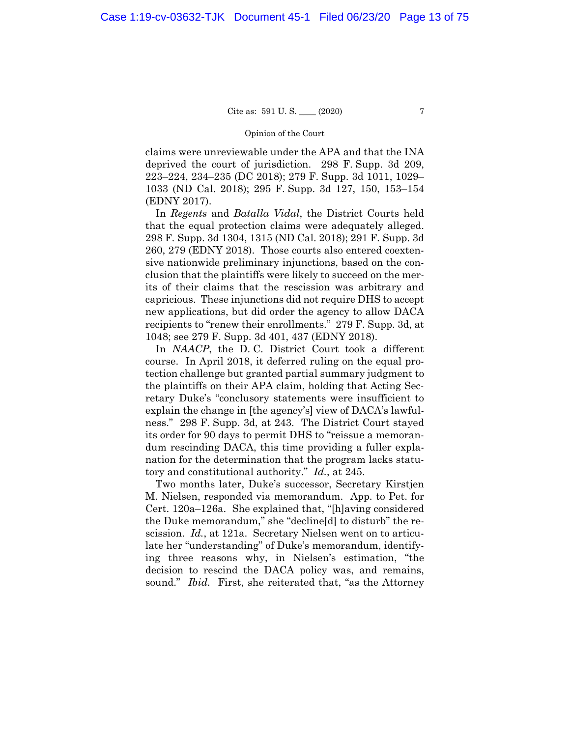claims were unreviewable under the APA and that the INA deprived the court of jurisdiction. 298 F. Supp. 3d 209, 223–224, 234–235 (DC 2018); 279 F. Supp. 3d 1011, 1029–1033 (ND Cal. 2018); 295 F. Supp. 3d 127, 150, 153–154 (EDNY 2017).

In *Regents* and *Batalla Vidal*, the District Courts held that the equal protection claims were adequately alleged. 298 F. Supp. 3d 1304, 1315 (ND Cal. 2018); 291 F. Supp. 3d 260, 279 (EDNY 2018). Those courts also entered coextensive nationwide preliminary injunctions, based on the conclusion that the plaintiffs were likely to succeed on the merits of their claims that the rescission was arbitrary and capricious. These injunctions did not require DHS to accept new applications, but did order the agency to allow DACA recipients to "renew their enrollments." 279 F. Supp. 3d, at 1048; see 279 F. Supp. 3d 401, 437 (EDNY 2018).

In *NAACP*, the D. C. District Court took a different course. In April 2018, it deferred ruling on the equal protection challenge but granted partial summary judgment to the plaintiffs on their APA claim, holding that Acting Secretary Duke's "conclusory statements were insufficient to explain the change in [the agency's] view of DACA's lawfulness." 298 F. Supp. 3d, at 243. The District Court stayed its order for 90 days to permit DHS to "reissue a memorandum rescinding DACA, this time providing a fuller explanation for the determination that the program lacks statutory and constitutional authority." *Id.*, at 245.

Two months later, Duke's successor, Secretary Kirstjen M. Nielsen, responded via memorandum. App. to Pet. for Cert. 120a–126a. She explained that, "[h]aving considered the Duke memorandum," she "decline[d] to disturb" the rescission. *Id.*, at 121a. Secretary Nielsen went on to articulate her "understanding" of Duke's memorandum, identifying three reasons why, in Nielsen's estimation, "the decision to rescind the DACA policy was, and remains, sound." *Ibid.* First, she reiterated that, "as the Attorney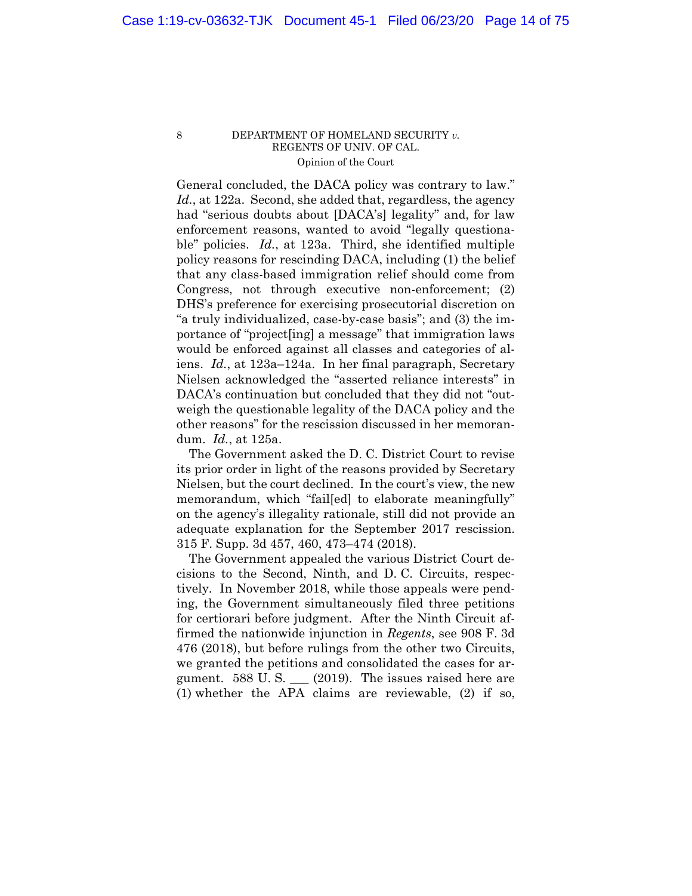General concluded, the DACA policy was contrary to law." *Id.*, at 122a. Second, she added that, regardless, the agency had "serious doubts about [DACA's] legality" and, for law enforcement reasons, wanted to avoid "legally questionable" policies. *Id.*, at 123a. Third, she identified multiple policy reasons for rescinding DACA, including (1) the belief that any class-based immigration relief should come from Congress, not through executive non-enforcement; (2) DHS's preference for exercising prosecutorial discretion on "a truly individualized, case-by-case basis"; and (3) the importance of "project[ing] a message" that immigration laws would be enforced against all classes and categories of aliens. *Id.*, at 123a–124a. In her final paragraph, Secretary Nielsen acknowledged the "asserted reliance interests" in DACA's continuation but concluded that they did not "outweigh the questionable legality of the DACA policy and the other reasons" for the rescission discussed in her memorandum. *Id.*, at 125a.

The Government asked the D. C. District Court to revise its prior order in light of the reasons provided by Secretary Nielsen, but the court declined. In the court's view, the new memorandum, which "fail[ed] to elaborate meaningfully" on the agency's illegality rationale, still did not provide an adequate explanation for the September 2017 rescission. 315 F. Supp. 3d 457, 460, 473–474 (2018).

The Government appealed the various District Court decisions to the Second, Ninth, and D. C. Circuits, respectively. In November 2018, while those appeals were pending, the Government simultaneously filed three petitions for certiorari before judgment. After the Ninth Circuit affirmed the nationwide injunction in *Regents*, see 908 F. 3d 476 (2018), but before rulings from the other two Circuits, we granted the petitions and consolidated the cases for argument. 588 U. S. ___ (2019). The issues raised here are (1) whether the APA claims are reviewable, (2) if so,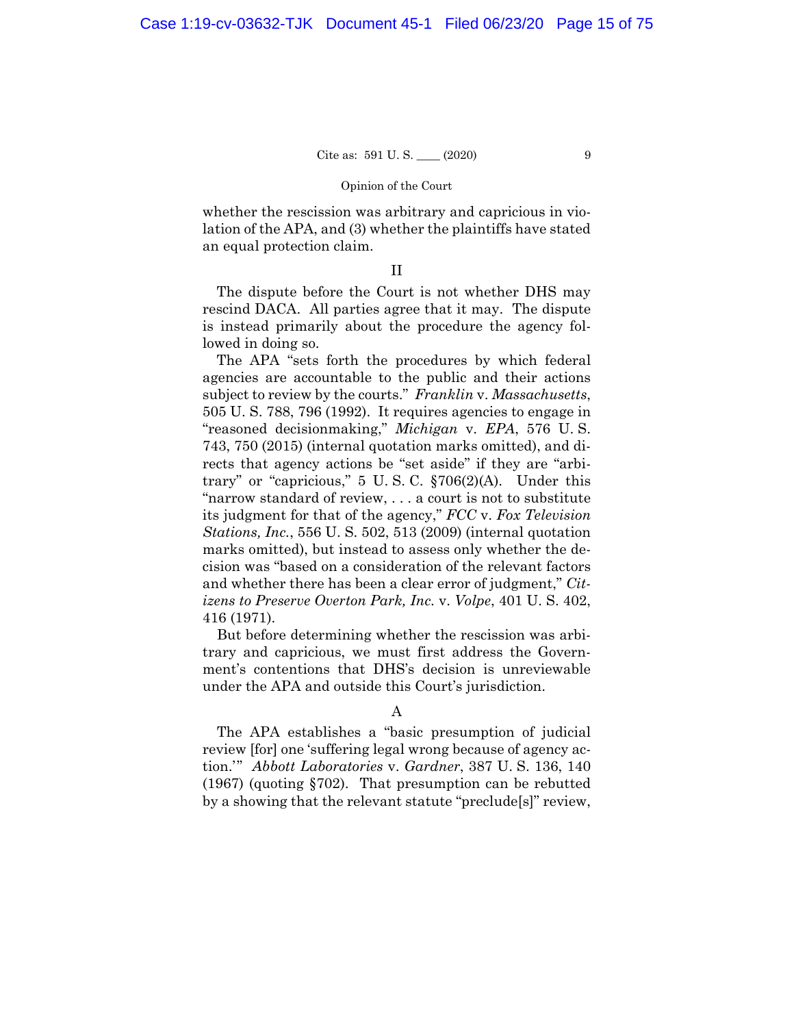whether the rescission was arbitrary and capricious in violation of the APA, and (3) whether the plaintiffs have stated an equal protection claim.

## II

The dispute before the Court is not whether DHS may rescind DACA. All parties agree that it may. The dispute is instead primarily about the procedure the agency followed in doing so.

The APA "sets forth the procedures by which federal agencies are accountable to the public and their actions subject to review by the courts." *Franklin* v. *Massachusetts*, 505 U. S. 788, 796 (1992). It requires agencies to engage in "reasoned decisionmaking," *Michigan* v. *EPA*, 576 U. S. 743, 750 (2015) (internal quotation marks omitted), and directs that agency actions be "set aside" if they are "arbitrary" or "capricious," 5 U. S. C. §706(2)(A). Under this "narrow standard of review, . . . a court is not to substitute its judgment for that of the agency," *FCC* v. *Fox Television Stations, Inc.*, 556 U. S. 502, 513 (2009) (internal quotation marks omitted), but instead to assess only whether the decision was "based on a consideration of the relevant factors and whether there has been a clear error of judgment," *Citizens to Preserve Overton Park, Inc.* v. *Volpe*, 401 U. S. 402, 416 (1971).

But before determining whether the rescission was arbitrary and capricious, we must first address the Government's contentions that DHS's decision is unreviewable under the APA and outside this Court's jurisdiction.

### A

The APA establishes a "basic presumption of judicial review [for] one 'suffering legal wrong because of agency action.'" *Abbott Laboratories* v. *Gardner*, 387 U. S. 136, 140 (1967) (quoting §702). That presumption can be rebutted by a showing that the relevant statute "preclude[s]" review,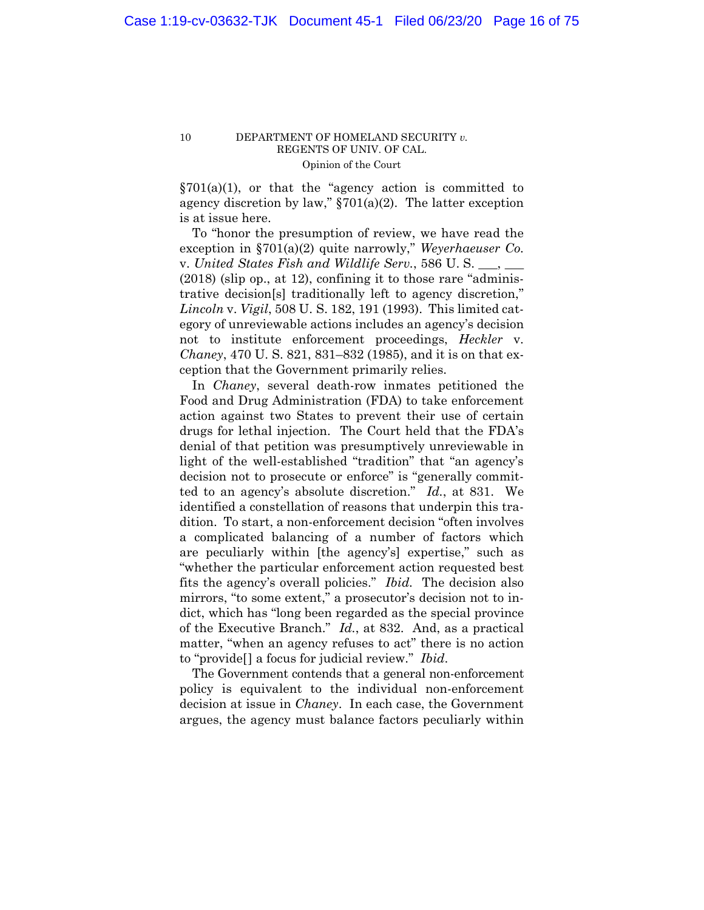§701(a)(1), or that the "agency action is committed to agency discretion by law," §701(a)(2). The latter exception is at issue here.

To "honor the presumption of review, we have read the exception in §701(a)(2) quite narrowly," *Weyerhaeuser Co.* v. *United States Fish and Wildlife Serv.*, 586 U. S. ___, ___ (2018) (slip op., at 12), confining it to those rare "administrative decision[s] traditionally left to agency discretion," *Lincoln* v. *Vigil*, 508 U. S. 182, 191 (1993). This limited category of unreviewable actions includes an agency's decision not to institute enforcement proceedings, *Heckler* v. *Chaney*, 470 U. S. 821, 831–832 (1985), and it is on that exception that the Government primarily relies.

In *Chaney*, several death-row inmates petitioned the Food and Drug Administration (FDA) to take enforcement action against two States to prevent their use of certain drugs for lethal injection. The Court held that the FDA's denial of that petition was presumptively unreviewable in light of the well-established "tradition" that "an agency's decision not to prosecute or enforce" is "generally committed to an agency's absolute discretion." *Id.*, at 831. We identified a constellation of reasons that underpin this tradition. To start, a non-enforcement decision "often involves a complicated balancing of a number of factors which are peculiarly within [the agency's] expertise," such as "whether the particular enforcement action requested best fits the agency's overall policies." *Ibid.* The decision also mirrors, "to some extent," a prosecutor's decision not to indict, which has "long been regarded as the special province of the Executive Branch." *Id.*, at 832. And, as a practical matter, "when an agency refuses to act" there is no action to "provide[] a focus for judicial review." *Ibid.*

The Government contends that a general non-enforcement policy is equivalent to the individual non-enforcement decision at issue in *Chaney*. In each case, the Government argues, the agency must balance factors peculiarly within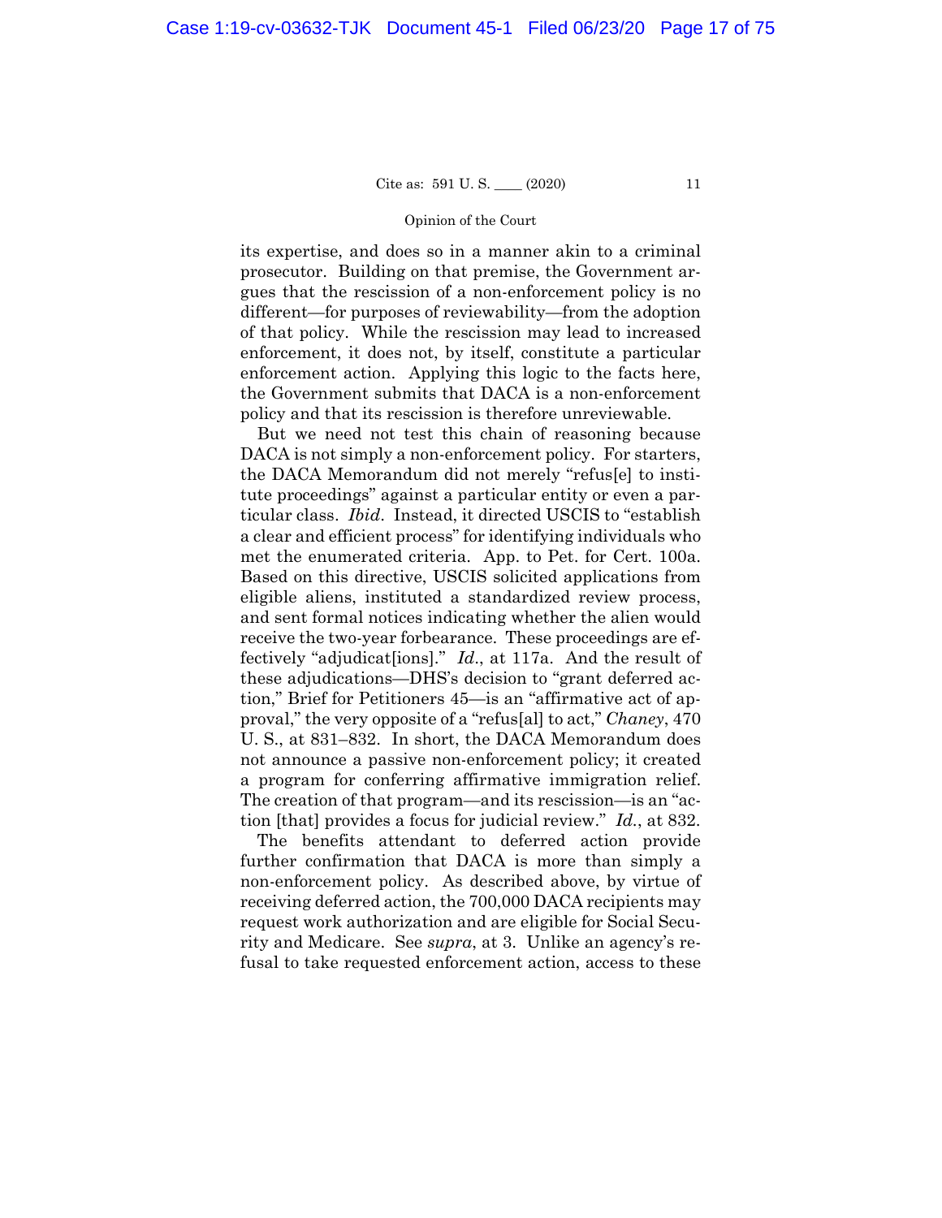its expertise, and does so in a manner akin to a criminal prosecutor. Building on that premise, the Government argues that the rescission of a non-enforcement policy is no different—for purposes of reviewability—from the adoption of that policy. While the rescission may lead to increased enforcement, it does not, by itself, constitute a particular enforcement action. Applying this logic to the facts here, the Government submits that DACA is a non-enforcement policy and that its rescission is therefore unreviewable.

But we need not test this chain of reasoning because DACA is not simply a non-enforcement policy. For starters, the DACA Memorandum did not merely "refus[e] to institute proceedings" against a particular entity or even a particular class. *Ibid*. Instead, it directed USCIS to "establish a clear and efficient process" for identifying individuals who met the enumerated criteria. App. to Pet. for Cert. 100a. Based on this directive, USCIS solicited applications from eligible aliens, instituted a standardized review process, and sent formal notices indicating whether the alien would receive the two-year forbearance. These proceedings are effectively "adjudicat[ions]." *Id*., at 117a. And the result of these adjudications—DHS's decision to "grant deferred action," Brief for Petitioners 45—is an "affirmative act of approval," the very opposite of a "refus[al] to act," *Chaney*, 470 U. S., at 831–832. In short, the DACA Memorandum does not announce a passive non-enforcement policy; it created a program for conferring affirmative immigration relief. The creation of that program—and its rescission—is an "action [that] provides a focus for judicial review." *Id*., at 832.

The benefits attendant to deferred action provide further confirmation that DACA is more than simply a non-enforcement policy. As described above, by virtue of receiving deferred action, the 700,000 DACA recipients may request work authorization and are eligible for Social Security and Medicare. See *supra*, at 3. Unlike an agency's refusal to take requested enforcement action, access to these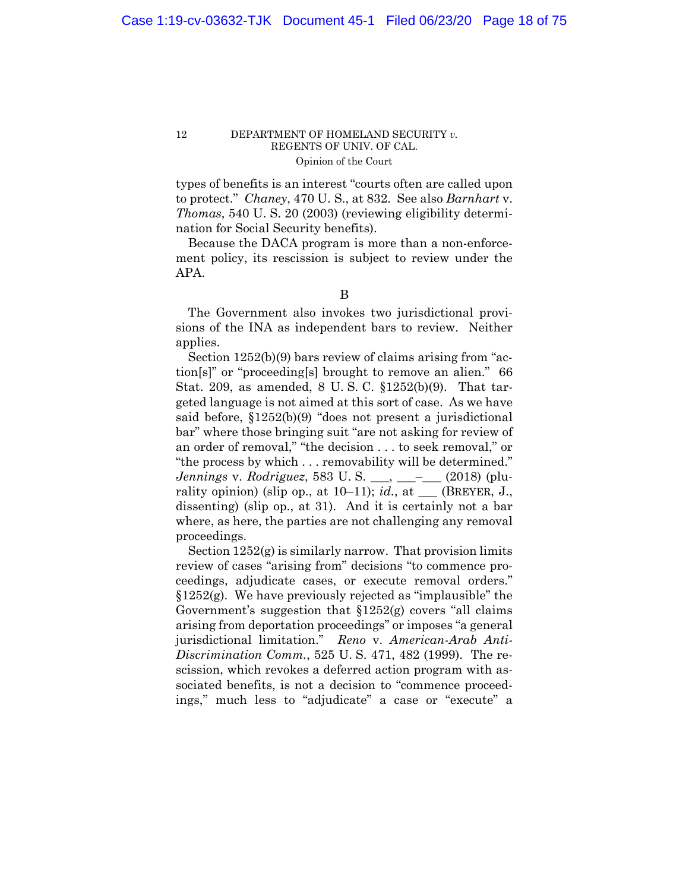types of benefits is an interest "courts often are called upon to protect." *Chaney*, 470 U. S., at 832. See also *Barnhart* v. *Thomas*, 540 U. S. 20 (2003) (reviewing eligibility determination for Social Security benefits).

Because the DACA program is more than a non-enforcement policy, its rescission is subject to review under the APA.

B

The Government also invokes two jurisdictional provisions of the INA as independent bars to review. Neither applies.

Section 1252(b)(9) bars review of claims arising from "action[s]" or "proceeding[s] brought to remove an alien." 66 Stat. 209, as amended, 8 U. S. C. §1252(b)(9). That targeted language is not aimed at this sort of case. As we have said before, §1252(b)(9) "does not present a jurisdictional bar" where those bringing suit "are not asking for review of an order of removal," "the decision . . . to seek removal," or "the process by which . . . removability will be determined." *Jennings* v. *Rodriguez*, 583 U. S. ___, ___–___ (2018) (plurality opinion) (slip op., at 10–11); *id.*, at ___ (BREYER, J., dissenting) (slip op., at 31). And it is certainly not a bar where, as here, the parties are not challenging any removal proceedings.

Section 1252(g) is similarly narrow. That provision limits review of cases "arising from" decisions "to commence proceedings, adjudicate cases, or execute removal orders." §1252(g). We have previously rejected as "implausible" the Government's suggestion that §1252(g) covers "all claims arising from deportation proceedings" or imposes "a general jurisdictional limitation." *Reno* v. *American-Arab Anti-Discrimination Comm.*, 525 U. S. 471, 482 (1999). The rescission, which revokes a deferred action program with associated benefits, is not a decision to "commence proceedings," much less to "adjudicate" a case or "execute" a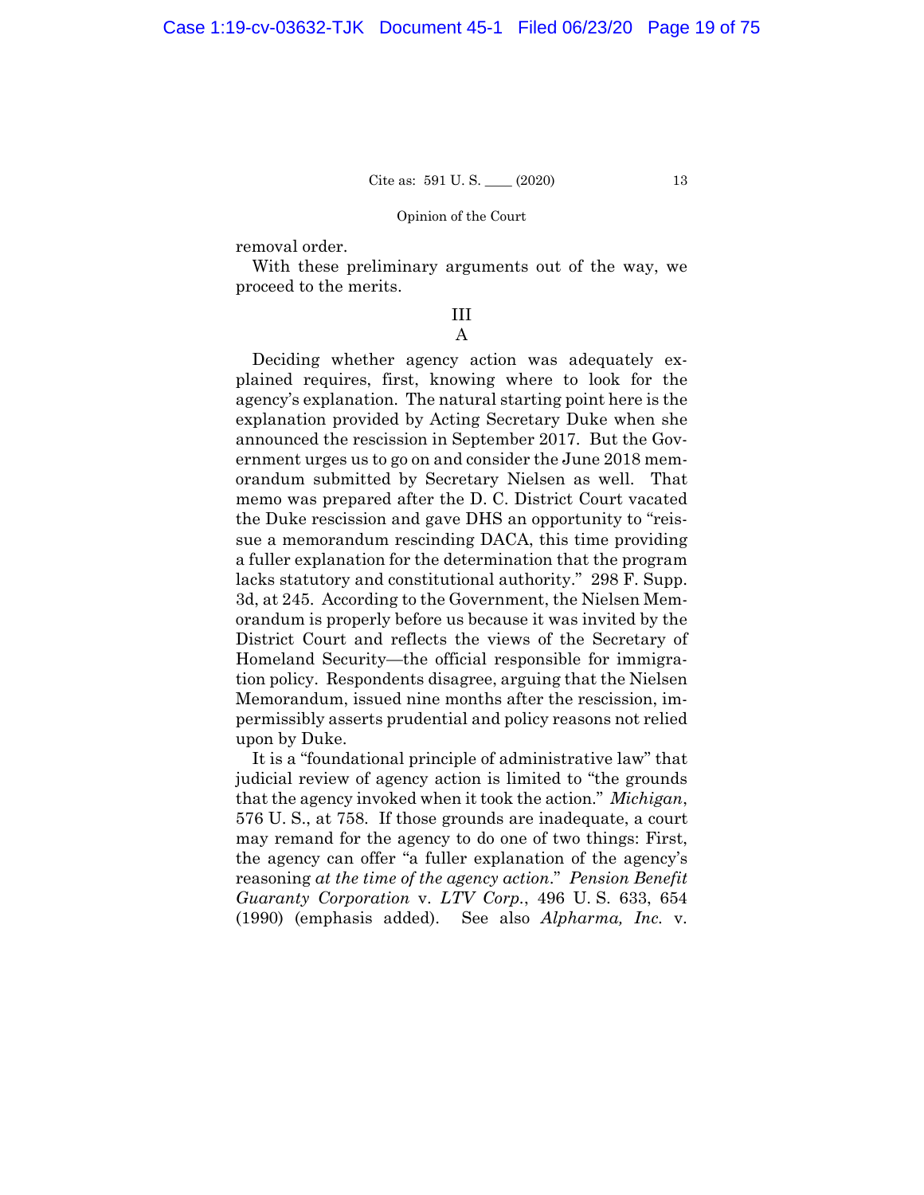removal order.

With these preliminary arguments out of the way, we proceed to the merits.

## III

### A

Deciding whether agency action was adequately explained requires, first, knowing where to look for the agency's explanation. The natural starting point here is the explanation provided by Acting Secretary Duke when she announced the rescission in September 2017. But the Government urges us to go on and consider the June 2018 memorandum submitted by Secretary Nielsen as well. That memo was prepared after the D. C. District Court vacated the Duke rescission and gave DHS an opportunity to "reissue a memorandum rescinding DACA, this time providing a fuller explanation for the determination that the program lacks statutory and constitutional authority." 298 F. Supp. 3d, at 245. According to the Government, the Nielsen Memorandum is properly before us because it was invited by the District Court and reflects the views of the Secretary of Homeland Security—the official responsible for immigration policy. Respondents disagree, arguing that the Nielsen Memorandum, issued nine months after the rescission, impermissibly asserts prudential and policy reasons not relied upon by Duke.

It is a "foundational principle of administrative law" that judicial review of agency action is limited to "the grounds that the agency invoked when it took the action." *Michigan*, 576 U. S., at 758. If those grounds are inadequate, a court may remand for the agency to do one of two things: First, the agency can offer "a fuller explanation of the agency's reasoning *at the time of the agency action*." *Pension Benefit Guaranty Corporation* v. *LTV Corp.*, 496 U. S. 633, 654 (1990) (emphasis added). See also *Alpharma, Inc.* v.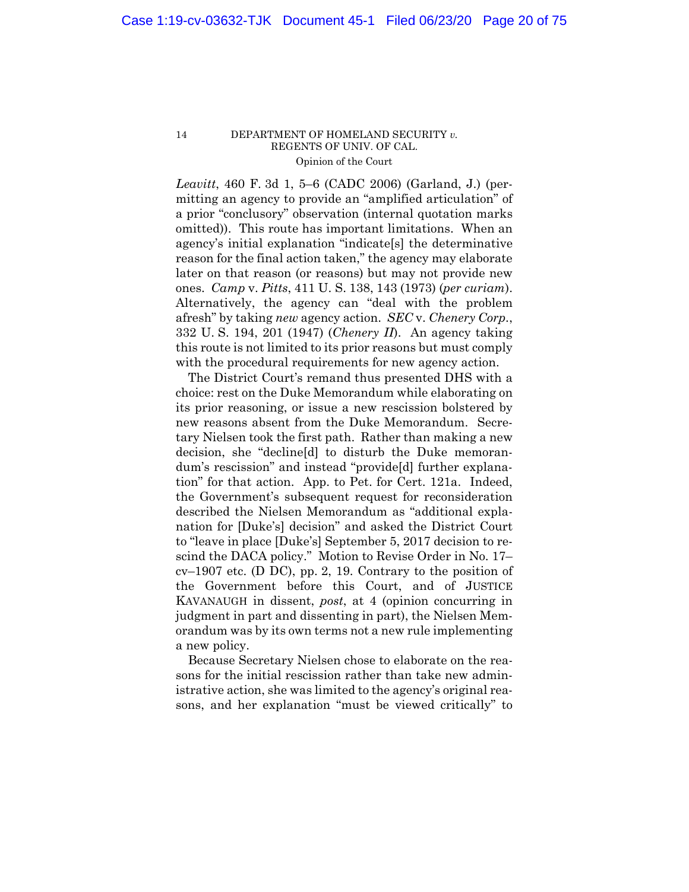*Leavitt*, 460 F. 3d 1, 5–6 (CADC 2006) (Garland, J.) (permitting an agency to provide an "amplified articulation" of a prior "conclusory" observation (internal quotation marks omitted)). This route has important limitations. When an agency's initial explanation "indicate[s] the determinative reason for the final action taken," the agency may elaborate later on that reason (or reasons) but may not provide new ones. *Camp* v. *Pitts*, 411 U. S. 138, 143 (1973) (*per curiam*). Alternatively, the agency can "deal with the problem afresh" by taking *new* agency action. *SEC* v. *Chenery Corp.*, 332 U. S. 194, 201 (1947) (*Chenery II*). An agency taking this route is not limited to its prior reasons but must comply with the procedural requirements for new agency action.

The District Court's remand thus presented DHS with a choice: rest on the Duke Memorandum while elaborating on its prior reasoning, or issue a new rescission bolstered by new reasons absent from the Duke Memorandum. Secretary Nielsen took the first path. Rather than making a new decision, she "decline[d] to disturb the Duke memorandum's rescission" and instead "provide[d] further explanation" for that action. App. to Pet. for Cert. 121a. Indeed, the Government's subsequent request for reconsideration described the Nielsen Memorandum as "additional explanation for [Duke's] decision" and asked the District Court to "leave in place [Duke's] September 5, 2017 decision to rescind the DACA policy." Motion to Revise Order in No. 17–cv–1907 etc. (D DC), pp. 2, 19. Contrary to the position of the Government before this Court, and of JUSTICE KAVANAUGH in dissent, *post*, at 4 (opinion concurring in judgment in part and dissenting in part), the Nielsen Memorandum was by its own terms not a new rule implementing a new policy.

Because Secretary Nielsen chose to elaborate on the reasons for the initial rescission rather than take new administrative action, she was limited to the agency's original reasons, and her explanation "must be viewed critically" to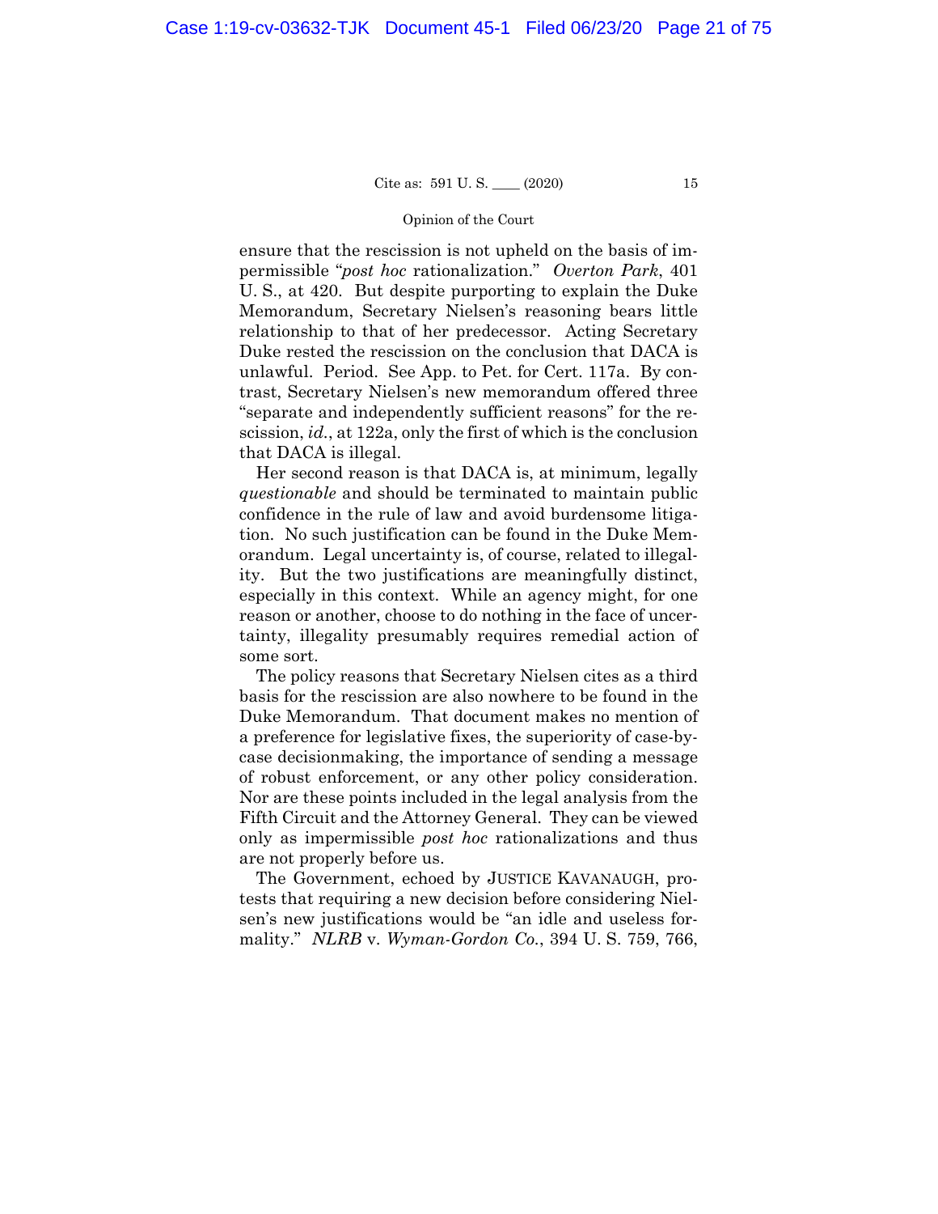ensure that the rescission is not upheld on the basis of impermissible "*post hoc* rationalization." *Overton Park*, 401 U. S., at 420. But despite purporting to explain the Duke Memorandum, Secretary Nielsen's reasoning bears little relationship to that of her predecessor. Acting Secretary Duke rested the rescission on the conclusion that DACA is unlawful. Period. See App. to Pet. for Cert. 117a. By contrast, Secretary Nielsen's new memorandum offered three "separate and independently sufficient reasons" for the rescission, *id.*, at 122a, only the first of which is the conclusion that DACA is illegal.

Her second reason is that DACA is, at minimum, legally *questionable* and should be terminated to maintain public confidence in the rule of law and avoid burdensome litigation. No such justification can be found in the Duke Memorandum. Legal uncertainty is, of course, related to illegality. But the two justifications are meaningfully distinct, especially in this context. While an agency might, for one reason or another, choose to do nothing in the face of uncertainty, illegality presumably requires remedial action of some sort.

The policy reasons that Secretary Nielsen cites as a third basis for the rescission are also nowhere to be found in the Duke Memorandum. That document makes no mention of a preference for legislative fixes, the superiority of case-by-case decisionmaking, the importance of sending a message of robust enforcement, or any other policy consideration. Nor are these points included in the legal analysis from the Fifth Circuit and the Attorney General. They can be viewed only as impermissible *post hoc* rationalizations and thus are not properly before us.

The Government, echoed by JUSTICE KAVANAUGH, protests that requiring a new decision before considering Nielsen's new justifications would be "an idle and useless formality." *NLRB* v. *Wyman-Gordon Co.*, 394 U. S. 759, 766,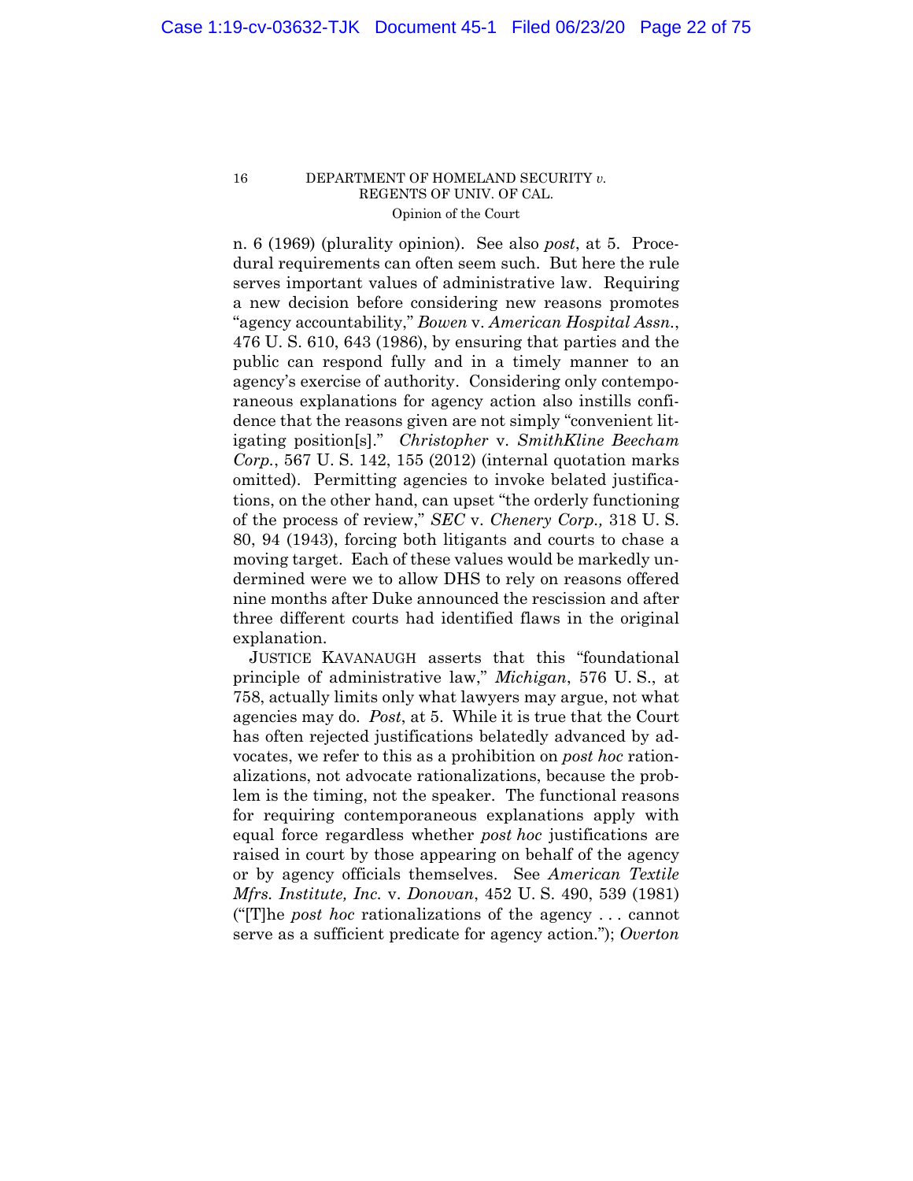n. 6 (1969) (plurality opinion). See also *post*, at 5. Procedural requirements can often seem such. But here the rule serves important values of administrative law. Requiring a new decision before considering new reasons promotes "agency accountability," *Bowen* v. *American Hospital Assn.*, 476 U. S. 610, 643 (1986), by ensuring that parties and the public can respond fully and in a timely manner to an agency's exercise of authority. Considering only contemporaneous explanations for agency action also instills confidence that the reasons given are not simply "convenient litigating position[s]." *Christopher* v. *SmithKline Beecham Corp.*, 567 U. S. 142, 155 (2012) (internal quotation marks omitted). Permitting agencies to invoke belated justifications, on the other hand, can upset "the orderly functioning of the process of review," *SEC* v. *Chenery Corp.,* 318 U. S. 80, 94 (1943), forcing both litigants and courts to chase a moving target. Each of these values would be markedly undermined were we to allow DHS to rely on reasons offered nine months after Duke announced the rescission and after three different courts had identified flaws in the original explanation.

JUSTICE KAVANAUGH asserts that this "foundational principle of administrative law," *Michigan*, 576 U. S., at 758, actually limits only what lawyers may argue, not what agencies may do. *Post*, at 5. While it is true that the Court has often rejected justifications belatedly advanced by advocates, we refer to this as a prohibition on *post hoc* rationalizations, not advocate rationalizations, because the problem is the timing, not the speaker. The functional reasons for requiring contemporaneous explanations apply with equal force regardless whether *post hoc* justifications are raised in court by those appearing on behalf of the agency or by agency officials themselves. See *American Textile Mfrs. Institute, Inc.* v. *Donovan*, 452 U. S. 490, 539 (1981) ("[T]he *post hoc* rationalizations of the agency . . . cannot serve as a sufficient predicate for agency action."); *Overton*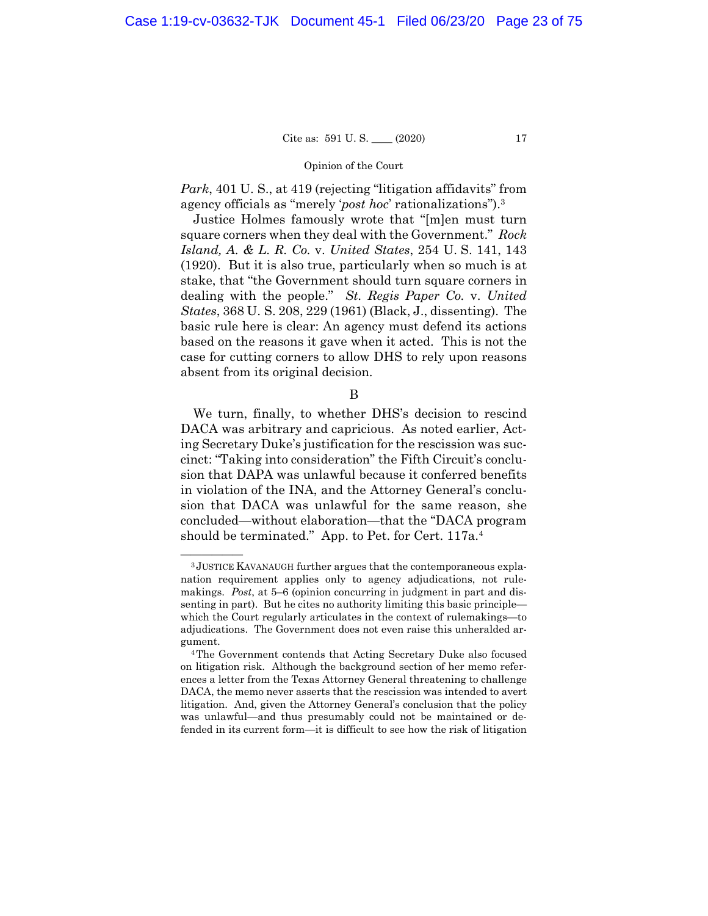*Park*, 401 U. S., at 419 (rejecting "litigation affidavits" from agency officials as "merely '*post hoc*' rationalizations").[3]

Justice Holmes famously wrote that "[m]en must turn square corners when they deal with the Government." *Rock Island, A. & L. R. Co.* v. *United States*, 254 U. S. 141, 143 (1920). But it is also true, particularly when so much is at stake, that "the Government should turn square corners in dealing with the people." *St. Regis Paper Co.* v. *United States*, 368 U. S. 208, 229 (1961) (Black, J., dissenting). The basic rule here is clear: An agency must defend its actions based on the reasons it gave when it acted. This is not the case for cutting corners to allow DHS to rely upon reasons absent from its original decision.

B

We turn, finally, to whether DHS's decision to rescind DACA was arbitrary and capricious. As noted earlier, Acting Secretary Duke's justification for the rescission was succinct: "Taking into consideration" the Fifth Circuit's conclusion that DAPA was unlawful because it conferred benefits in violation of the INA, and the Attorney General's conclusion that DACA was unlawful for the same reason, she concluded—without elaboration—that the "DACA program should be terminated." App. to Pet. for Cert. 117a.[4]

---

[3] JUSTICE KAVANAUGH further argues that the contemporaneous explanation requirement applies only to agency adjudications, not rulemakings. *Post*, at 5–6 (opinion concurring in judgment in part and dissenting in part). But he cites no authority limiting this basic principle—which the Court regularly articulates in the context of rulemakings—to adjudications. The Government does not even raise this unheralded argument.

[4] The Government contends that Acting Secretary Duke also focused on litigation risk. Although the background section of her memo references a letter from the Texas Attorney General threatening to challenge DACA, the memo never asserts that the rescission was intended to avert litigation. And, given the Attorney General's conclusion that the policy was unlawful—and thus presumably could not be maintained or defended in its current form—it is difficult to see how the risk of litigation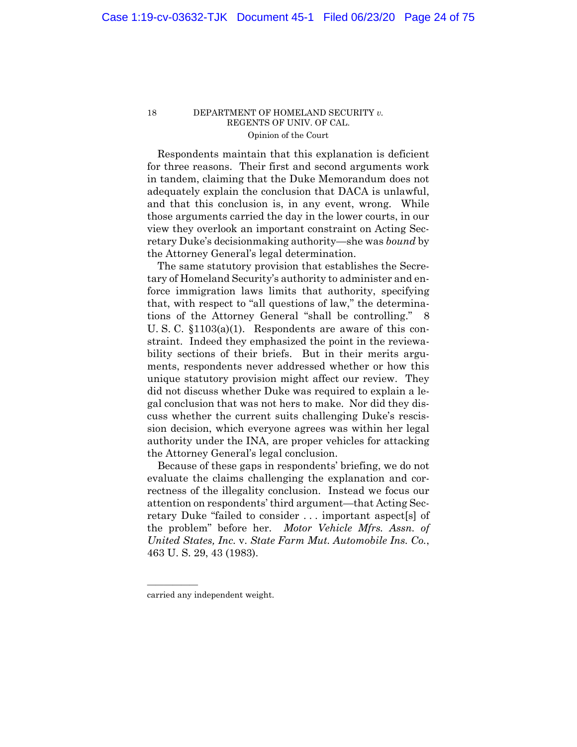Respondents maintain that this explanation is deficient for three reasons. Their first and second arguments work in tandem, claiming that the Duke Memorandum does not adequately explain the conclusion that DACA is unlawful, and that this conclusion is, in any event, wrong. While those arguments carried the day in the lower courts, in our view they overlook an important constraint on Acting Secretary Duke's decisionmaking authority—she was *bound* by the Attorney General's legal determination.

The same statutory provision that establishes the Secretary of Homeland Security's authority to administer and enforce immigration laws limits that authority, specifying that, with respect to "all questions of law," the determinations of the Attorney General "shall be controlling." 8 U. S. C. §1103(a)(1). Respondents are aware of this constraint. Indeed they emphasized the point in the reviewability sections of their briefs. But in their merits arguments, respondents never addressed whether or how this unique statutory provision might affect our review. They did not discuss whether Duke was required to explain a legal conclusion that was not hers to make. Nor did they discuss whether the current suits challenging Duke's rescission decision, which everyone agrees was within her legal authority under the INA, are proper vehicles for attacking the Attorney General's legal conclusion.

Because of these gaps in respondents' briefing, we do not evaluate the claims challenging the explanation and correctness of the illegality conclusion. Instead we focus our attention on respondents' third argument—that Acting Secretary Duke "failed to consider . . . important aspect[s] of the problem" before her. *Motor Vehicle Mfrs. Assn. of United States, Inc.* v. *State Farm Mut. Automobile Ins. Co.*, 463 U. S. 29, 43 (1983).

---

carried any independent weight.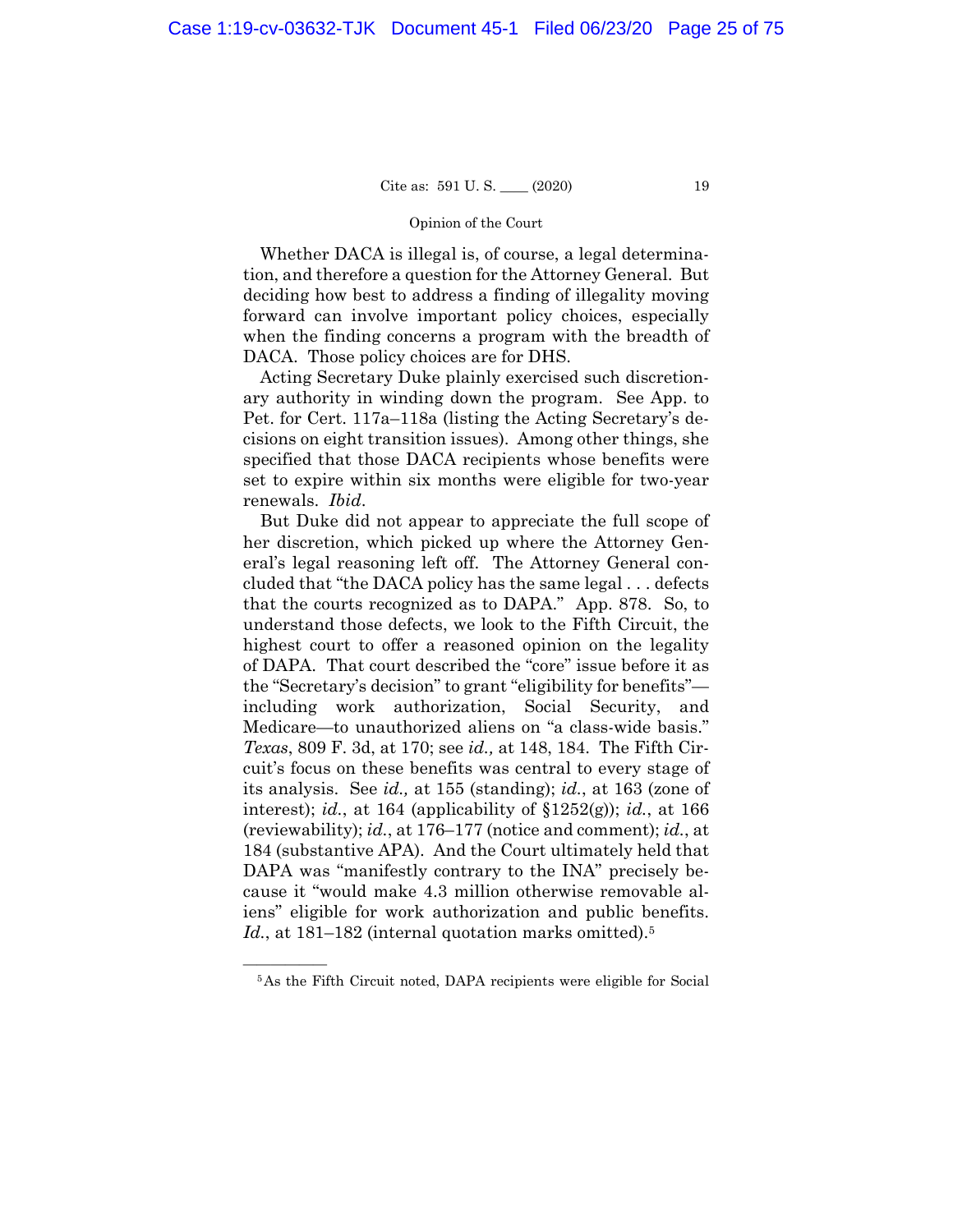Whether DACA is illegal is, of course, a legal determination, and therefore a question for the Attorney General. But deciding how best to address a finding of illegality moving forward can involve important policy choices, especially when the finding concerns a program with the breadth of DACA. Those policy choices are for DHS.

Acting Secretary Duke plainly exercised such discretionary authority in winding down the program. See App. to Pet. for Cert. 117a–118a (listing the Acting Secretary's decisions on eight transition issues). Among other things, she specified that those DACA recipients whose benefits were set to expire within six months were eligible for two-year renewals. *Ibid*.

But Duke did not appear to appreciate the full scope of her discretion, which picked up where the Attorney General's legal reasoning left off. The Attorney General concluded that "the DACA policy has the same legal . . . defects that the courts recognized as to DAPA." App. 878. So, to understand those defects, we look to the Fifth Circuit, the highest court to offer a reasoned opinion on the legality of DAPA. That court described the "core" issue before it as the "Secretary's decision" to grant "eligibility for benefits"—including work authorization, Social Security, and Medicare—to unauthorized aliens on "a class-wide basis." *Texas*, 809 F. 3d, at 170; see *id.,* at 148, 184. The Fifth Circuit's focus on these benefits was central to every stage of its analysis. See *id.,* at 155 (standing); *id.*, at 163 (zone of interest); *id.*, at 164 (applicability of §1252(g)); *id.*, at 166 (reviewability); *id.*, at 176–177 (notice and comment); *id.*, at 184 (substantive APA). And the Court ultimately held that DAPA was "manifestly contrary to the INA" precisely because it "would make 4.3 million otherwise removable aliens" eligible for work authorization and public benefits. *Id.*, at 181–182 (internal quotation marks omitted).[5]

---

[5] As the Fifth Circuit noted, DAPA recipients were eligible for Social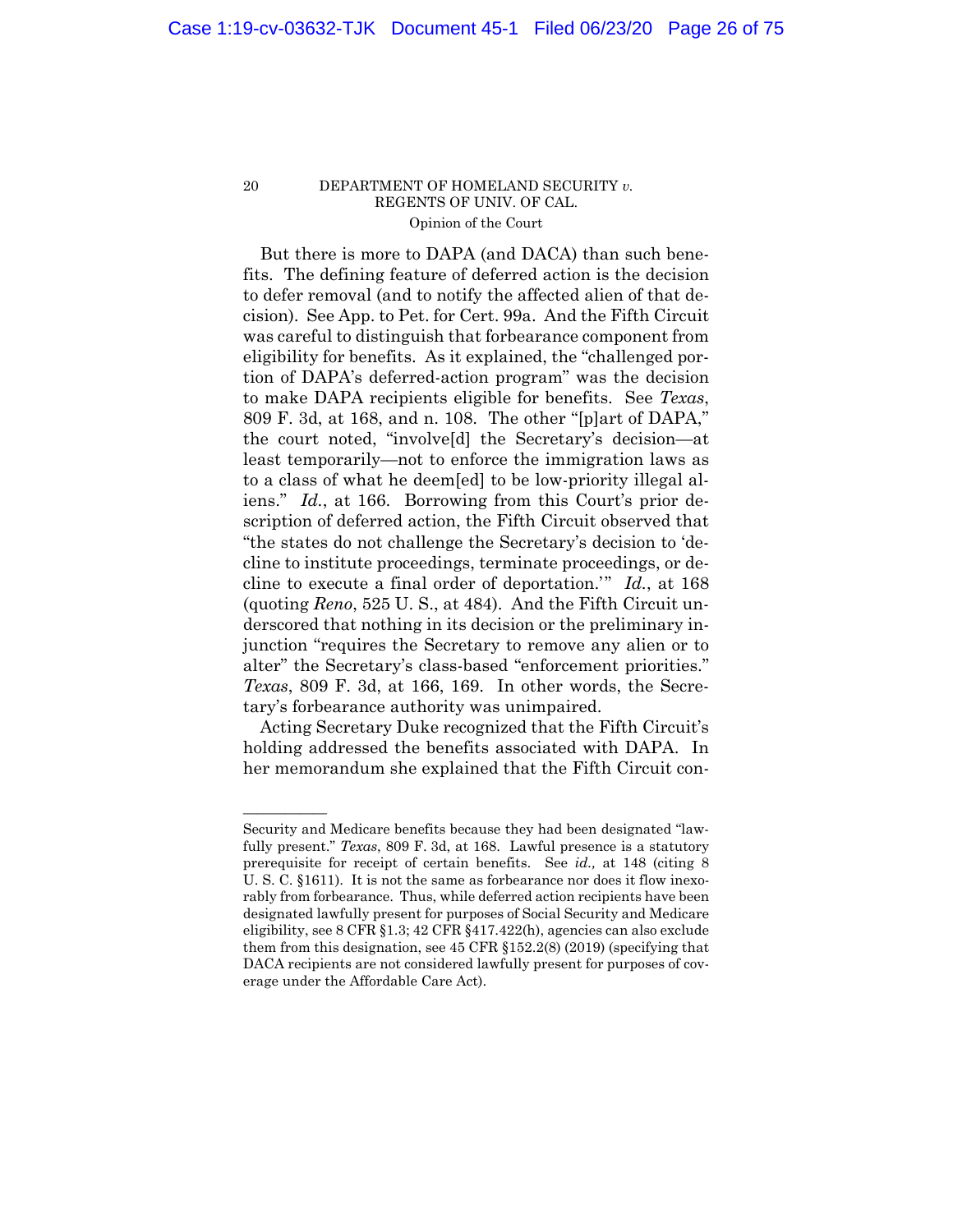But there is more to DAPA (and DACA) than such benefits. The defining feature of deferred action is the decision to defer removal (and to notify the affected alien of that decision). See App. to Pet. for Cert. 99a. And the Fifth Circuit was careful to distinguish that forbearance component from eligibility for benefits. As it explained, the "challenged portion of DAPA's deferred-action program" was the decision to make DAPA recipients eligible for benefits. See *Texas*, 809 F. 3d, at 168, and n. 108. The other "[p]art of DAPA," the court noted, "involve[d] the Secretary's decision—at least temporarily—not to enforce the immigration laws as to a class of what he deem[ed] to be low-priority illegal aliens." *Id.*, at 166. Borrowing from this Court's prior description of deferred action, the Fifth Circuit observed that "the states do not challenge the Secretary's decision to 'decline to institute proceedings, terminate proceedings, or decline to execute a final order of deportation.'" *Id.*, at 168 (quoting *Reno*, 525 U. S., at 484). And the Fifth Circuit underscored that nothing in its decision or the preliminary injunction "requires the Secretary to remove any alien or to alter" the Secretary's class-based "enforcement priorities." *Texas*, 809 F. 3d, at 166, 169. In other words, the Secretary's forbearance authority was unimpaired.

Acting Secretary Duke recognized that the Fifth Circuit's holding addressed the benefits associated with DAPA. In her memorandum she explained that the Fifth Circuit con-

---

Security and Medicare benefits because they had been designated "lawfully present." *Texas*, 809 F. 3d, at 168. Lawful presence is a statutory prerequisite for receipt of certain benefits. See *id.,* at 148 (citing 8 U. S. C. §1611). It is not the same as forbearance nor does it flow inexorably from forbearance. Thus, while deferred action recipients have been designated lawfully present for purposes of Social Security and Medicare eligibility, see 8 CFR §1.3; 42 CFR §417.422(h), agencies can also exclude them from this designation, see 45 CFR §152.2(8) (2019) (specifying that DACA recipients are not considered lawfully present for purposes of coverage under the Affordable Care Act).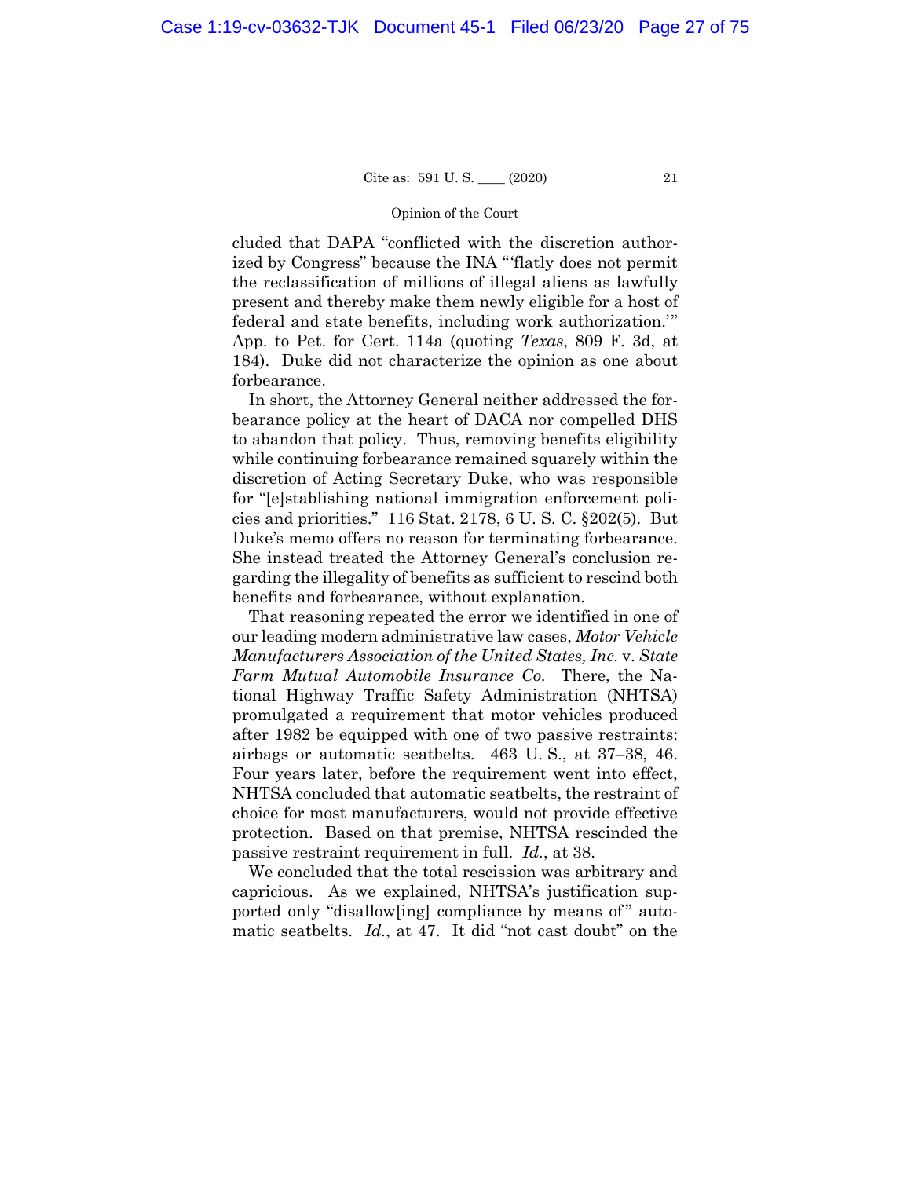cluded that DAPA "conflicted with the discretion authorized by Congress" because the INA "'flatly does not permit the reclassification of millions of illegal aliens as lawfully present and thereby make them newly eligible for a host of federal and state benefits, including work authorization.'" App. to Pet. for Cert. 114a (quoting *Texas*, 809 F. 3d, at 184). Duke did not characterize the opinion as one about forbearance.

In short, the Attorney General neither addressed the forbearance policy at the heart of DACA nor compelled DHS to abandon that policy. Thus, removing benefits eligibility while continuing forbearance remained squarely within the discretion of Acting Secretary Duke, who was responsible for "[e]stablishing national immigration enforcement policies and priorities." 116 Stat. 2178, 6 U. S. C. §202(5). But Duke's memo offers no reason for terminating forbearance. She instead treated the Attorney General's conclusion regarding the illegality of benefits as sufficient to rescind both benefits and forbearance, without explanation.

That reasoning repeated the error we identified in one of our leading modern administrative law cases, *Motor Vehicle Manufacturers Association of the United States, Inc.* v. *State Farm Mutual Automobile Insurance Co.* There, the National Highway Traffic Safety Administration (NHTSA) promulgated a requirement that motor vehicles produced after 1982 be equipped with one of two passive restraints: airbags or automatic seatbelts. 463 U. S., at 37–38, 46. Four years later, before the requirement went into effect, NHTSA concluded that automatic seatbelts, the restraint of choice for most manufacturers, would not provide effective protection. Based on that premise, NHTSA rescinded the passive restraint requirement in full. *Id.*, at 38.

We concluded that the total rescission was arbitrary and capricious. As we explained, NHTSA's justification supported only "disallow[ing] compliance by means of" automatic seatbelts. *Id.*, at 47. It did "not cast doubt" on the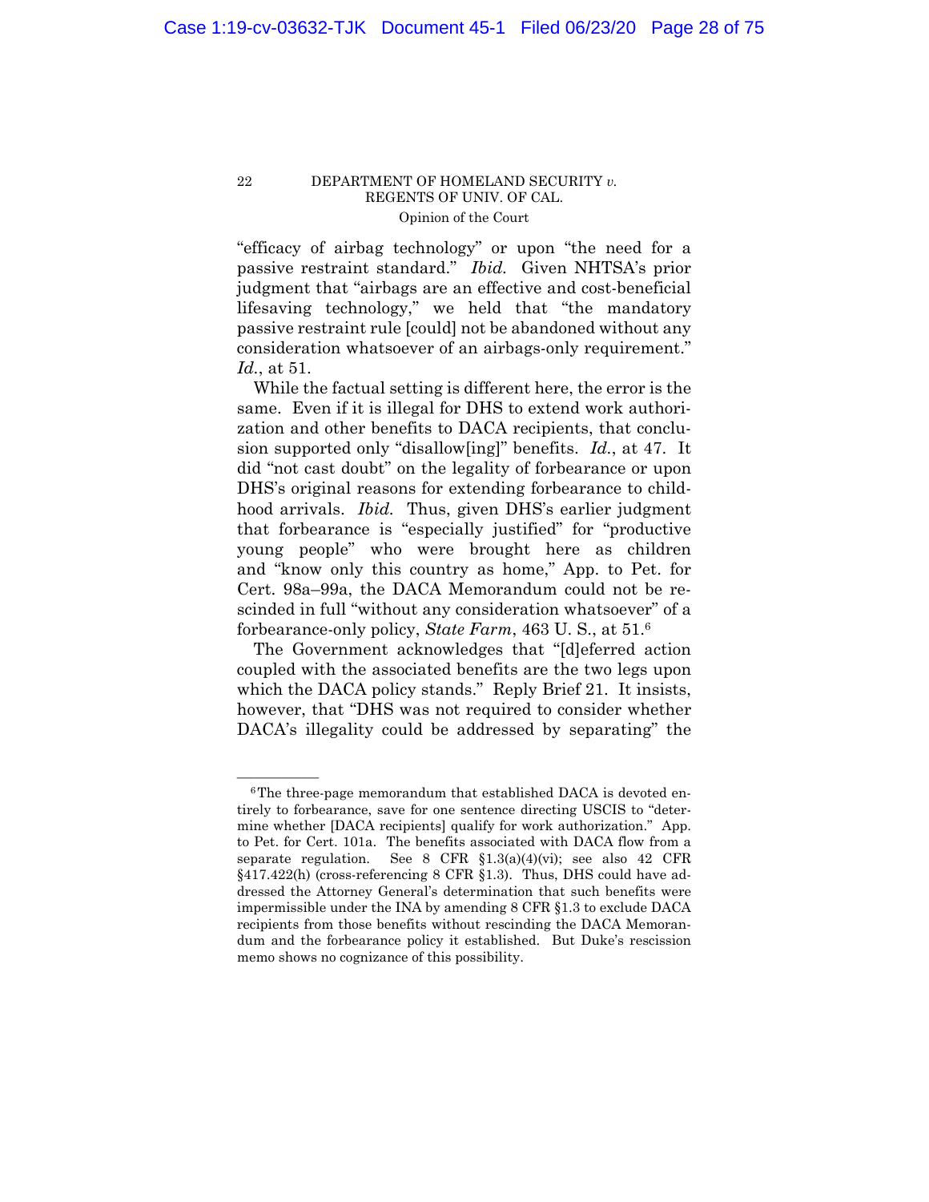"efficacy of airbag technology" or upon "the need for a passive restraint standard." *Ibid.* Given NHTSA's prior judgment that "airbags are an effective and cost-beneficial lifesaving technology," we held that "the mandatory passive restraint rule [could] not be abandoned without any consideration whatsoever of an airbags-only requirement." *Id.*, at 51.

While the factual setting is different here, the error is the same. Even if it is illegal for DHS to extend work authorization and other benefits to DACA recipients, that conclusion supported only "disallow[ing]" benefits. *Id.*, at 47. It did "not cast doubt" on the legality of forbearance or upon DHS's original reasons for extending forbearance to childhood arrivals. *Ibid.* Thus, given DHS's earlier judgment that forbearance is "especially justified" for "productive young people" who were brought here as children and "know only this country as home," App. to Pet. for Cert. 98a–99a, the DACA Memorandum could not be rescinded in full "without any consideration whatsoever" of a forbearance-only policy, *State Farm*, 463 U. S., at 51.[6]

The Government acknowledges that "[d]eferred action coupled with the associated benefits are the two legs upon which the DACA policy stands." Reply Brief 21. It insists, however, that "DHS was not required to consider whether DACA's illegality could be addressed by separating" the

---

[6] The three-page memorandum that established DACA is devoted entirely to forbearance, save for one sentence directing USCIS to "determine whether [DACA recipients] qualify for work authorization." App. to Pet. for Cert. 101a. The benefits associated with DACA flow from a separate regulation. See 8 CFR §1.3(a)(4)(vi); see also 42 CFR §417.422(h) (cross-referencing 8 CFR §1.3). Thus, DHS could have addressed the Attorney General's determination that such benefits were impermissible under the INA by amending 8 CFR §1.3 to exclude DACA recipients from those benefits without rescinding the DACA Memorandum and the forbearance policy it established. But Duke's rescission memo shows no cognizance of this possibility.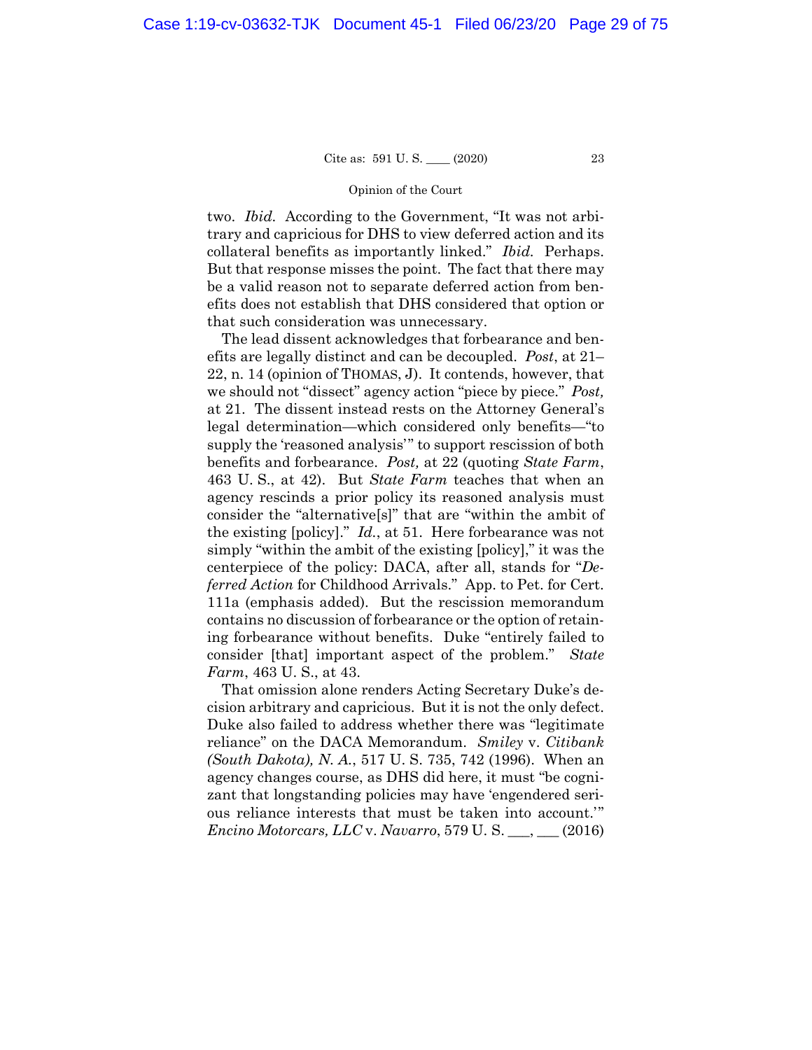two. *Ibid.* According to the Government, "It was not arbitrary and capricious for DHS to view deferred action and its collateral benefits as importantly linked." *Ibid.* Perhaps. But that response misses the point. The fact that there may be a valid reason not to separate deferred action from benefits does not establish that DHS considered that option or that such consideration was unnecessary.

The lead dissent acknowledges that forbearance and benefits are legally distinct and can be decoupled. *Post*, at 21–22, n. 14 (opinion of THOMAS, J). It contends, however, that we should not "dissect" agency action "piece by piece." *Post,* at 21. The dissent instead rests on the Attorney General's legal determination—which considered only benefits—"to supply the 'reasoned analysis'" to support rescission of both benefits and forbearance. *Post,* at 22 (quoting *State Farm*, 463 U. S., at 42). But *State Farm* teaches that when an agency rescinds a prior policy its reasoned analysis must consider the "alternative[s]" that are "within the ambit of the existing [policy]." *Id.*, at 51. Here forbearance was not simply "within the ambit of the existing [policy]," it was the centerpiece of the policy: DACA, after all, stands for "*Deferred Action* for Childhood Arrivals." App. to Pet. for Cert. 111a (emphasis added). But the rescission memorandum contains no discussion of forbearance or the option of retaining forbearance without benefits. Duke "entirely failed to consider [that] important aspect of the problem." *State Farm*, 463 U. S., at 43.

That omission alone renders Acting Secretary Duke's decision arbitrary and capricious. But it is not the only defect. Duke also failed to address whether there was "legitimate reliance" on the DACA Memorandum. *Smiley* v. *Citibank (South Dakota), N. A.*, 517 U. S. 735, 742 (1996). When an agency changes course, as DHS did here, it must "be cognizant that longstanding policies may have 'engendered serious reliance interests that must be taken into account.'" *Encino Motorcars, LLC* v. *Navarro*, 579 U. S. ___, ___ (2016)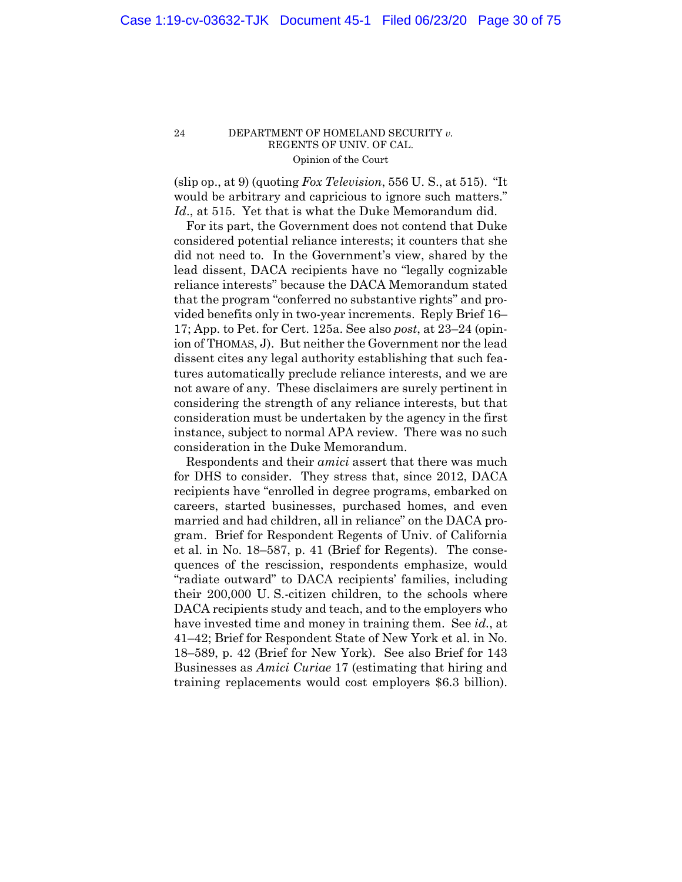(slip op., at 9) (quoting *Fox Television*, 556 U. S., at 515). "It would be arbitrary and capricious to ignore such matters." *Id*., at 515. Yet that is what the Duke Memorandum did.

For its part, the Government does not contend that Duke considered potential reliance interests; it counters that she did not need to. In the Government's view, shared by the lead dissent, DACA recipients have no "legally cognizable reliance interests" because the DACA Memorandum stated that the program "conferred no substantive rights" and provided benefits only in two-year increments. Reply Brief 16–17; App. to Pet. for Cert. 125a. See also *post*, at 23–24 (opinion of THOMAS, J). But neither the Government nor the lead dissent cites any legal authority establishing that such features automatically preclude reliance interests, and we are not aware of any. These disclaimers are surely pertinent in considering the strength of any reliance interests, but that consideration must be undertaken by the agency in the first instance, subject to normal APA review. There was no such consideration in the Duke Memorandum.

Respondents and their *amici* assert that there was much for DHS to consider. They stress that, since 2012, DACA recipients have "enrolled in degree programs, embarked on careers, started businesses, purchased homes, and even married and had children, all in reliance" on the DACA program. Brief for Respondent Regents of Univ. of California et al. in No. 18–587, p. 41 (Brief for Regents). The consequences of the rescission, respondents emphasize, would "radiate outward" to DACA recipients' families, including their 200,000 U. S.-citizen children, to the schools where DACA recipients study and teach, and to the employers who have invested time and money in training them. See *id.*, at 41–42; Brief for Respondent State of New York et al. in No. 18–589, p. 42 (Brief for New York). See also Brief for 143 Businesses as *Amici Curiae* 17 (estimating that hiring and training replacements would cost employers $6.3 billion).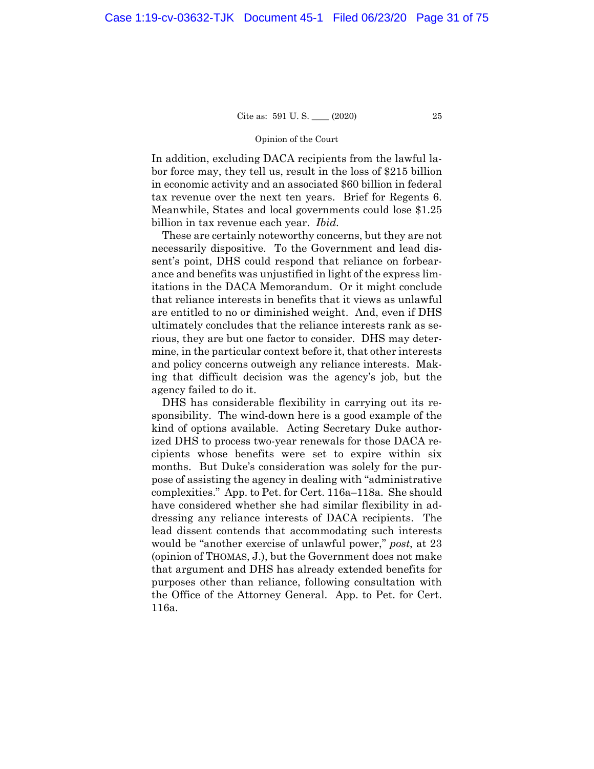In addition, excluding DACA recipients from the lawful labor force may, they tell us, result in the loss of $215 billion in economic activity and an associated $60 billion in federal tax revenue over the next ten years. Brief for Regents 6. Meanwhile, States and local governments could lose $1.25 billion in tax revenue each year. *Ibid.*

These are certainly noteworthy concerns, but they are not necessarily dispositive. To the Government and lead dissent's point, DHS could respond that reliance on forbearance and benefits was unjustified in light of the express limitations in the DACA Memorandum. Or it might conclude that reliance interests in benefits that it views as unlawful are entitled to no or diminished weight. And, even if DHS ultimately concludes that the reliance interests rank as serious, they are but one factor to consider. DHS may determine, in the particular context before it, that other interests and policy concerns outweigh any reliance interests. Making that difficult decision was the agency's job, but the agency failed to do it.

DHS has considerable flexibility in carrying out its responsibility. The wind-down here is a good example of the kind of options available. Acting Secretary Duke authorized DHS to process two-year renewals for those DACA recipients whose benefits were set to expire within six months. But Duke's consideration was solely for the purpose of assisting the agency in dealing with "administrative complexities." App. to Pet. for Cert. 116a–118a. She should have considered whether she had similar flexibility in addressing any reliance interests of DACA recipients. The lead dissent contends that accommodating such interests would be "another exercise of unlawful power," *post*, at 23 (opinion of THOMAS, J.), but the Government does not make that argument and DHS has already extended benefits for purposes other than reliance, following consultation with the Office of the Attorney General. App. to Pet. for Cert. 116a.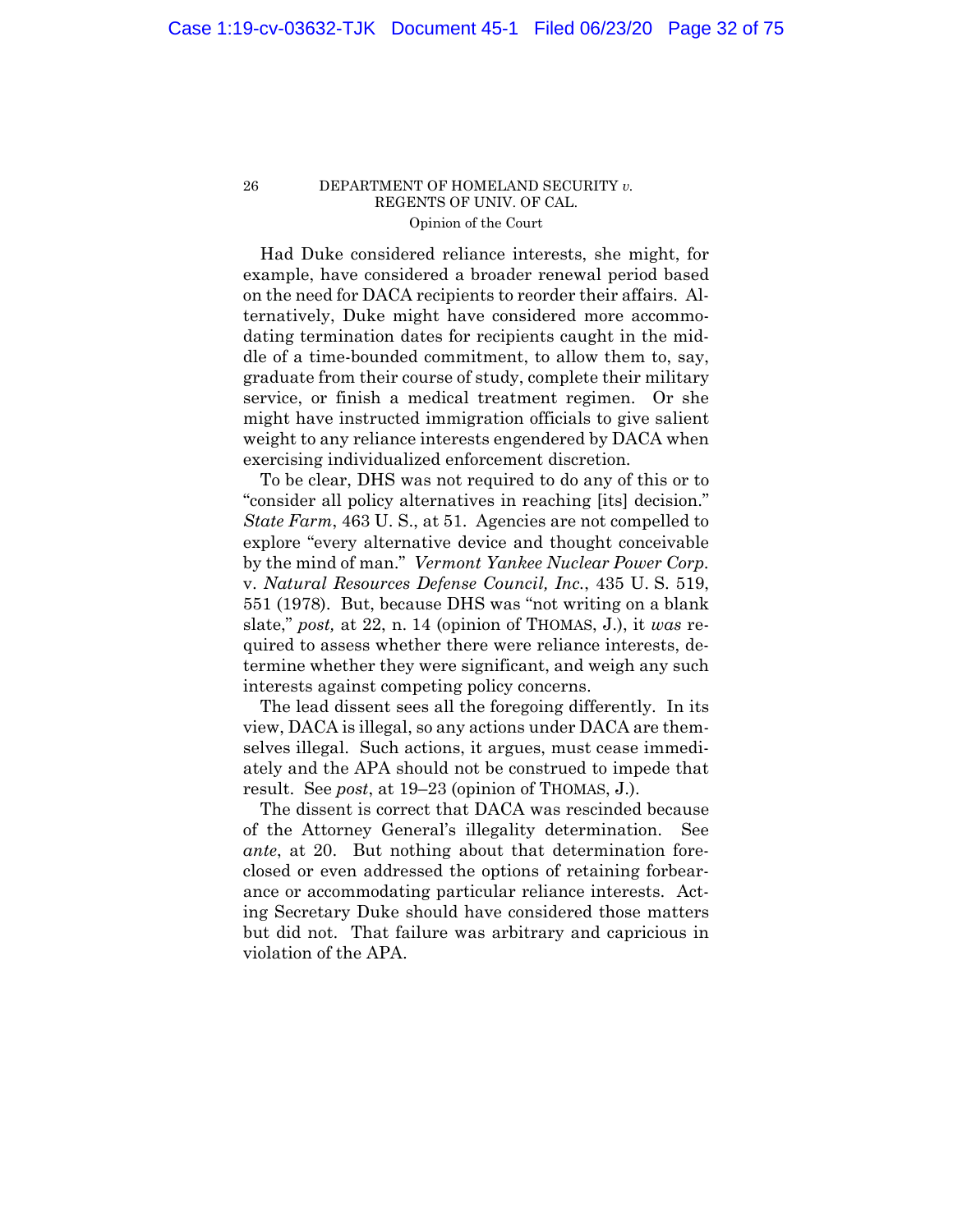Had Duke considered reliance interests, she might, for example, have considered a broader renewal period based on the need for DACA recipients to reorder their affairs. Alternatively, Duke might have considered more accommodating termination dates for recipients caught in the middle of a time-bounded commitment, to allow them to, say, graduate from their course of study, complete their military service, or finish a medical treatment regimen. Or she might have instructed immigration officials to give salient weight to any reliance interests engendered by DACA when exercising individualized enforcement discretion.

To be clear, DHS was not required to do any of this or to "consider all policy alternatives in reaching [its] decision." *State Farm*, 463 U. S., at 51. Agencies are not compelled to explore "every alternative device and thought conceivable by the mind of man." *Vermont Yankee Nuclear Power Corp.* v. *Natural Resources Defense Council, Inc.*, 435 U. S. 519, 551 (1978). But, because DHS was "not writing on a blank slate," *post,* at 22, n. 14 (opinion of THOMAS, J.), it *was* required to assess whether there were reliance interests, determine whether they were significant, and weigh any such interests against competing policy concerns.

The lead dissent sees all the foregoing differently. In its view, DACA is illegal, so any actions under DACA are themselves illegal. Such actions, it argues, must cease immediately and the APA should not be construed to impede that result. See *post*, at 19–23 (opinion of THOMAS, J.).

The dissent is correct that DACA was rescinded because of the Attorney General's illegality determination. See *ante*, at 20. But nothing about that determination foreclosed or even addressed the options of retaining forbearance or accommodating particular reliance interests. Acting Secretary Duke should have considered those matters but did not. That failure was arbitrary and capricious in violation of the APA.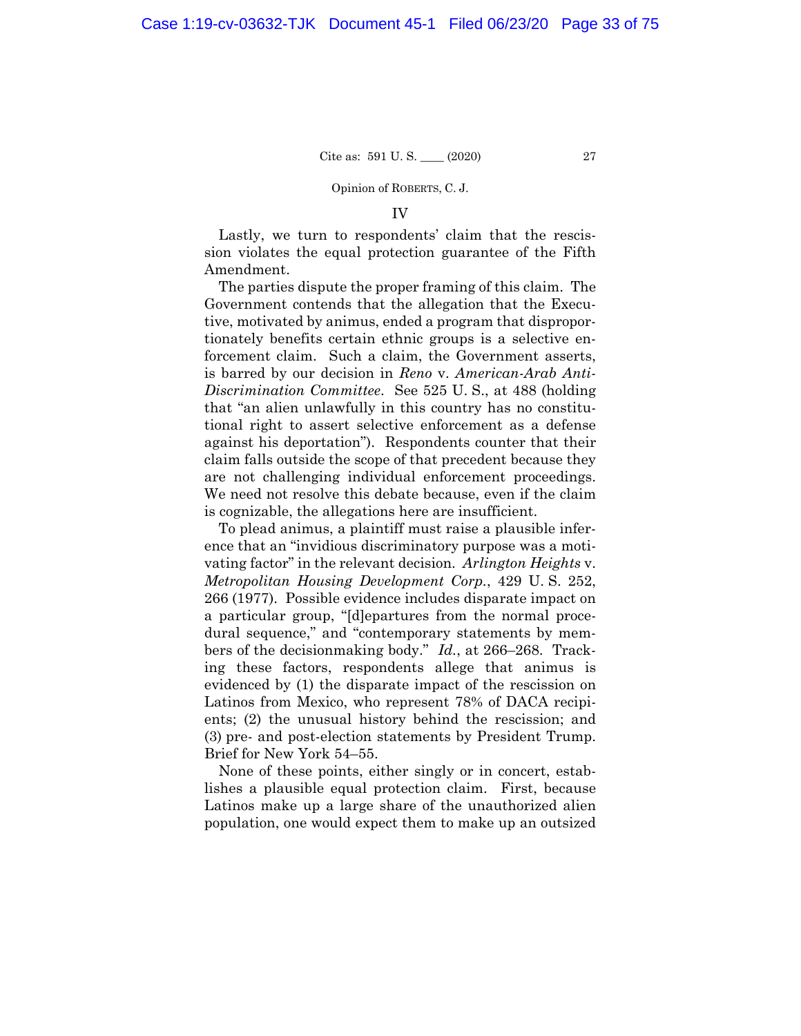Opinion of ROBERTS, C. J.

## IV

Lastly, we turn to respondents' claim that the rescission violates the equal protection guarantee of the Fifth Amendment.

The parties dispute the proper framing of this claim. The Government contends that the allegation that the Executive, motivated by animus, ended a program that disproportionately benefits certain ethnic groups is a selective enforcement claim. Such a claim, the Government asserts, is barred by our decision in *Reno* v. *American-Arab Anti-Discrimination Committee*. See 525 U. S., at 488 (holding that "an alien unlawfully in this country has no constitutional right to assert selective enforcement as a defense against his deportation"). Respondents counter that their claim falls outside the scope of that precedent because they are not challenging individual enforcement proceedings. We need not resolve this debate because, even if the claim is cognizable, the allegations here are insufficient.

To plead animus, a plaintiff must raise a plausible inference that an "invidious discriminatory purpose was a motivating factor" in the relevant decision. *Arlington Heights* v. *Metropolitan Housing Development Corp.*, 429 U. S. 252, 266 (1977). Possible evidence includes disparate impact on a particular group, "[d]epartures from the normal procedural sequence," and "contemporary statements by members of the decisionmaking body." *Id.*, at 266–268. Tracking these factors, respondents allege that animus is evidenced by (1) the disparate impact of the rescission on Latinos from Mexico, who represent 78% of DACA recipients; (2) the unusual history behind the rescission; and (3) pre- and post-election statements by President Trump. Brief for New York 54–55.

None of these points, either singly or in concert, establishes a plausible equal protection claim. First, because Latinos make up a large share of the unauthorized alien population, one would expect them to make up an outsized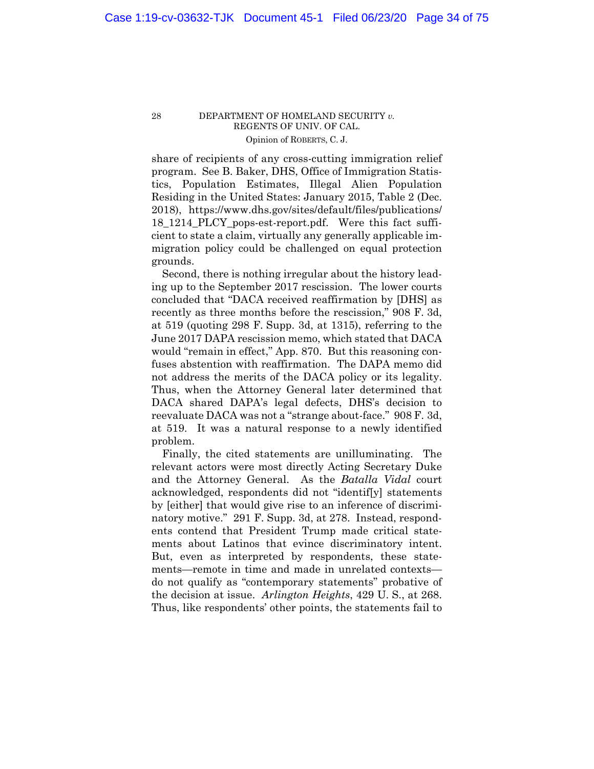share of recipients of any cross-cutting immigration relief program. See B. Baker, DHS, Office of Immigration Statistics, Population Estimates, Illegal Alien Population Residing in the United States: January 2015, Table 2 (Dec. 2018), https://www.dhs.gov/sites/default/files/publications/18_1214_PLCY_pops-est-report.pdf. Were this fact sufficient to state a claim, virtually any generally applicable immigration policy could be challenged on equal protection grounds.

Second, there is nothing irregular about the history leading up to the September 2017 rescission. The lower courts concluded that "DACA received reaffirmation by [DHS] as recently as three months before the rescission," 908 F. 3d, at 519 (quoting 298 F. Supp. 3d, at 1315), referring to the June 2017 DAPA rescission memo, which stated that DACA would "remain in effect," App. 870. But this reasoning confuses abstention with reaffirmation. The DAPA memo did not address the merits of the DACA policy or its legality. Thus, when the Attorney General later determined that DACA shared DAPA's legal defects, DHS's decision to reevaluate DACA was not a "strange about-face." 908 F. 3d, at 519. It was a natural response to a newly identified problem.

Finally, the cited statements are unilluminating. The relevant actors were most directly Acting Secretary Duke and the Attorney General. As the *Batalla Vidal* court acknowledged, respondents did not "identif[y] statements by [either] that would give rise to an inference of discriminatory motive." 291 F. Supp. 3d, at 278. Instead, respondents contend that President Trump made critical statements about Latinos that evince discriminatory intent. But, even as interpreted by respondents, these statements—remote in time and made in unrelated contexts—do not qualify as "contemporary statements" probative of the decision at issue. *Arlington Heights*, 429 U. S., at 268. Thus, like respondents' other points, the statements fail to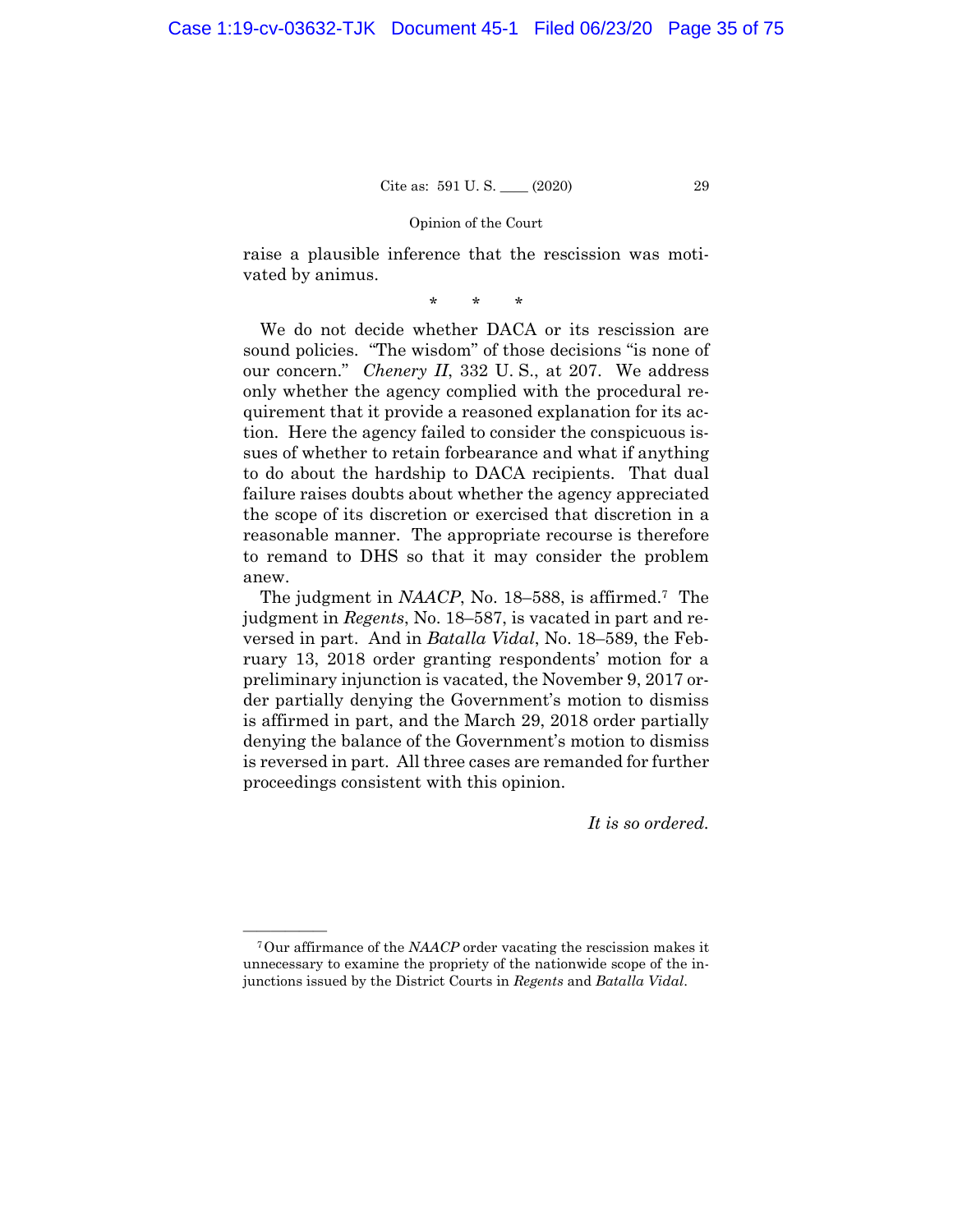raise a plausible inference that the rescission was motivated by animus.

\*   \*   \*

We do not decide whether DACA or its rescission are sound policies. "The wisdom" of those decisions "is none of our concern." *Chenery II*, 332 U. S., at 207. We address only whether the agency complied with the procedural requirement that it provide a reasoned explanation for its action. Here the agency failed to consider the conspicuous issues of whether to retain forbearance and what if anything to do about the hardship to DACA recipients. That dual failure raises doubts about whether the agency appreciated the scope of its discretion or exercised that discretion in a reasonable manner. The appropriate recourse is therefore to remand to DHS so that it may consider the problem anew.

The judgment in *NAACP*, No. 18–588, is affirmed.[7] The judgment in *Regents*, No. 18–587, is vacated in part and reversed in part. And in *Batalla Vidal*, No. 18–589, the February 13, 2018 order granting respondents' motion for a preliminary injunction is vacated, the November 9, 2017 order partially denying the Government's motion to dismiss is affirmed in part, and the March 29, 2018 order partially denying the balance of the Government's motion to dismiss is reversed in part. All three cases are remanded for further proceedings consistent with this opinion.

*It is so ordered.*

---

[7] Our affirmance of the *NAACP* order vacating the rescission makes it unnecessary to examine the propriety of the nationwide scope of the injunctions issued by the District Courts in *Regents* and *Batalla Vidal*.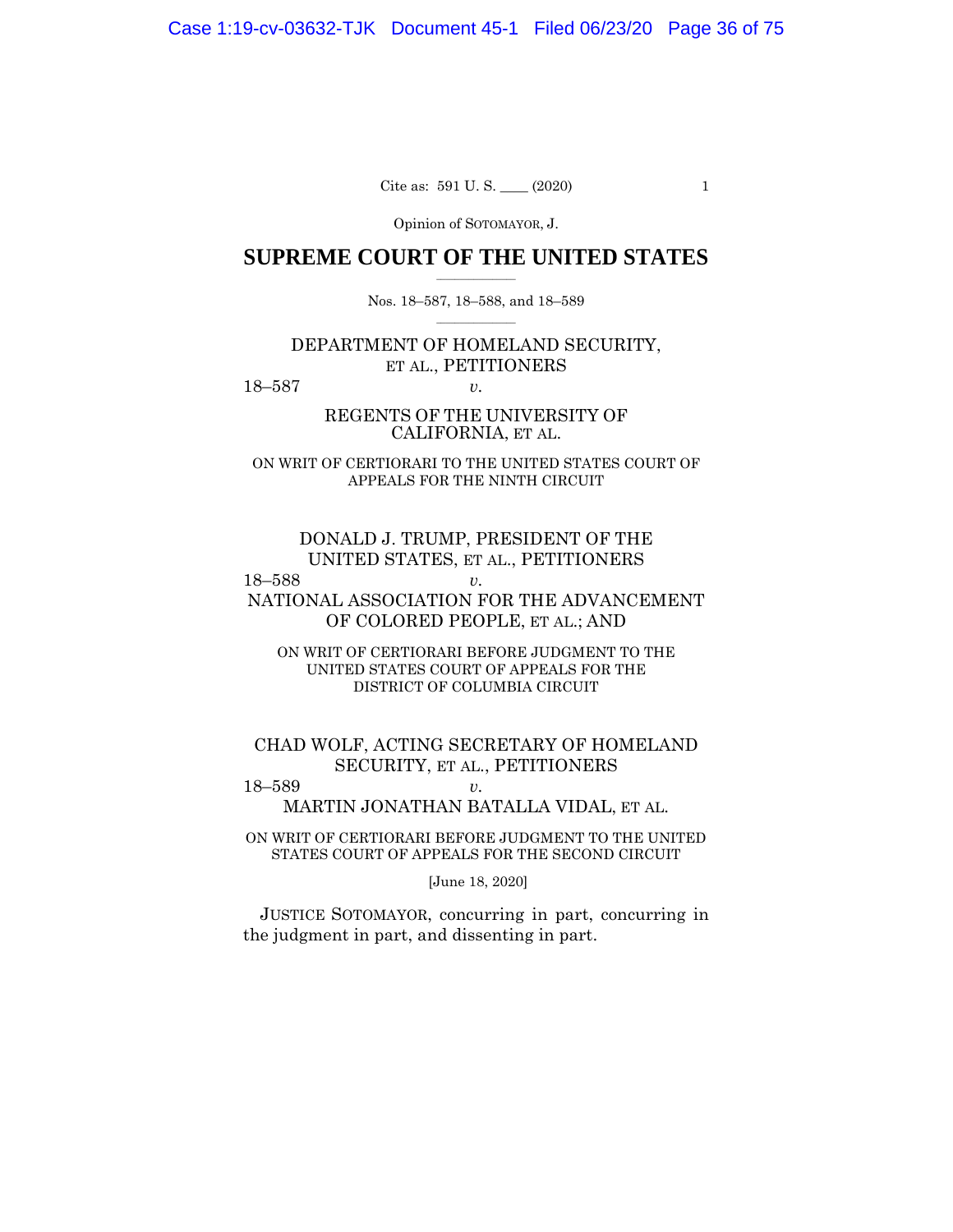Opinion of SOTOMAYOR, J.

# SUPREME COURT OF THE UNITED STATES

Nos. 18–587, 18–588, and 18–589

DEPARTMENT OF HOMELAND SECURITY, ET AL., PETITIONERS

18–587 *v.*

REGENTS OF THE UNIVERSITY OF CALIFORNIA, ET AL.

ON WRIT OF CERTIORARI TO THE UNITED STATES COURT OF APPEALS FOR THE NINTH CIRCUIT

DONALD J. TRUMP, PRESIDENT OF THE UNITED STATES, ET AL., PETITIONERS

18–588 *v.*

NATIONAL ASSOCIATION FOR THE ADVANCEMENT OF COLORED PEOPLE, ET AL.; AND

ON WRIT OF CERTIORARI BEFORE JUDGMENT TO THE UNITED STATES COURT OF APPEALS FOR THE DISTRICT OF COLUMBIA CIRCUIT

CHAD WOLF, ACTING SECRETARY OF HOMELAND SECURITY, ET AL., PETITIONERS

18–589 *v.*

MARTIN JONATHAN BATALLA VIDAL, ET AL.

ON WRIT OF CERTIORARI BEFORE JUDGMENT TO THE UNITED STATES COURT OF APPEALS FOR THE SECOND CIRCUIT

[June 18, 2020]

JUSTICE SOTOMAYOR, concurring in part, concurring in the judgment in part, and dissenting in part.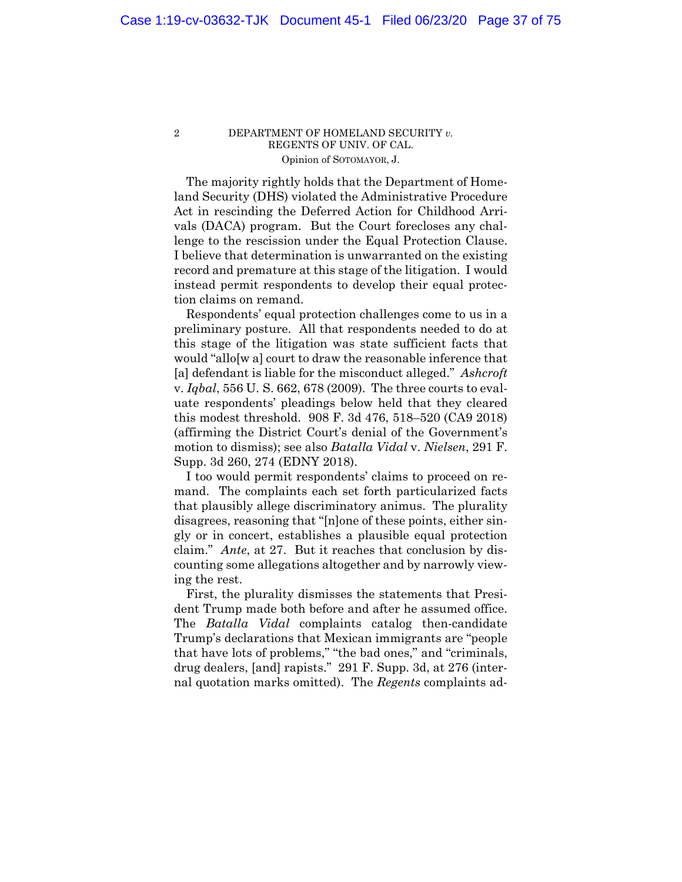The majority rightly holds that the Department of Homeland Security (DHS) violated the Administrative Procedure Act in rescinding the Deferred Action for Childhood Arrivals (DACA) program. But the Court forecloses any challenge to the rescission under the Equal Protection Clause. I believe that determination is unwarranted on the existing record and premature at this stage of the litigation. I would instead permit respondents to develop their equal protection claims on remand.

Respondents' equal protection challenges come to us in a preliminary posture. All that respondents needed to do at this stage of the litigation was state sufficient facts that would "allo[w a] court to draw the reasonable inference that [a] defendant is liable for the misconduct alleged." *Ashcroft* v. *Iqbal*, 556 U. S. 662, 678 (2009). The three courts to evaluate respondents' pleadings below held that they cleared this modest threshold. 908 F. 3d 476, 518–520 (CA9 2018) (affirming the District Court's denial of the Government's motion to dismiss); see also *Batalla Vidal* v. *Nielsen*, 291 F. Supp. 3d 260, 274 (EDNY 2018).

I too would permit respondents' claims to proceed on remand. The complaints each set forth particularized facts that plausibly allege discriminatory animus. The plurality disagrees, reasoning that "[n]one of these points, either singly or in concert, establishes a plausible equal protection claim." *Ante*, at 27. But it reaches that conclusion by discounting some allegations altogether and by narrowly viewing the rest.

First, the plurality dismisses the statements that President Trump made both before and after he assumed office. The *Batalla Vidal* complaints catalog then-candidate Trump's declarations that Mexican immigrants are "people that have lots of problems," "the bad ones," and "criminals, drug dealers, [and] rapists." 291 F. Supp. 3d, at 276 (internal quotation marks omitted). The *Regents* complaints ad-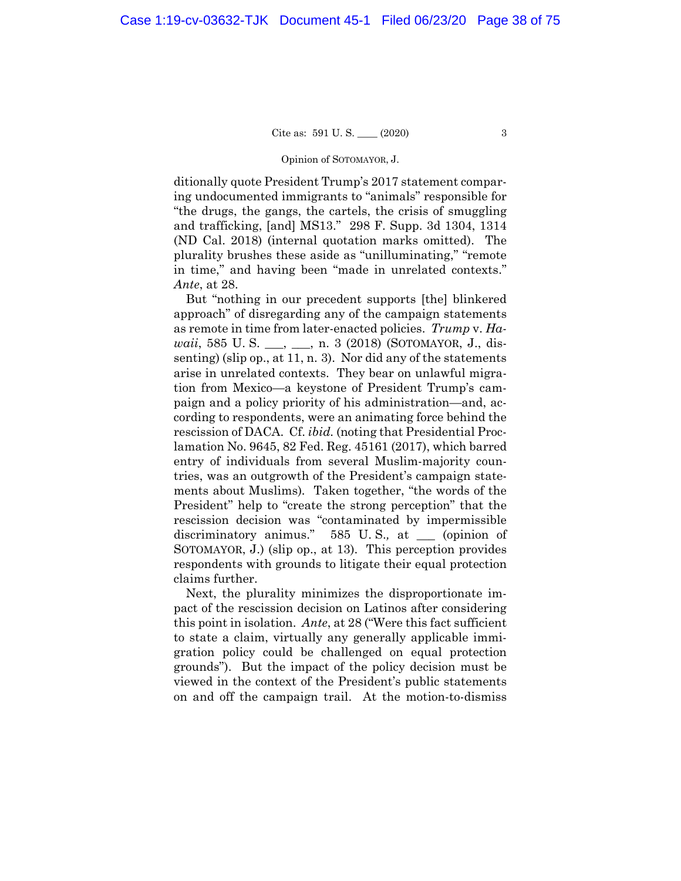ditionally quote President Trump's 2017 statement comparing undocumented immigrants to "animals" responsible for "the drugs, the gangs, the cartels, the crisis of smuggling and trafficking, [and] MS13." 298 F. Supp. 3d 1304, 1314 (ND Cal. 2018) (internal quotation marks omitted). The plurality brushes these aside as "unilluminating," "remote in time," and having been "made in unrelated contexts." *Ante*, at 28.

But "nothing in our precedent supports [the] blinkered approach" of disregarding any of the campaign statements as remote in time from later-enacted policies. *Trump* v. *Hawaii*, 585 U. S. ___, ___, n. 3 (2018) (SOTOMAYOR, J., dissenting) (slip op., at 11, n. 3). Nor did any of the statements arise in unrelated contexts. They bear on unlawful migration from Mexico—a keystone of President Trump's campaign and a policy priority of his administration—and, according to respondents, were an animating force behind the rescission of DACA. Cf. *ibid.* (noting that Presidential Proclamation No. 9645, 82 Fed. Reg. 45161 (2017), which barred entry of individuals from several Muslim-majority countries, was an outgrowth of the President's campaign statements about Muslims). Taken together, "the words of the President" help to "create the strong perception" that the rescission decision was "contaminated by impermissible discriminatory animus." 585 U. S., at ___ (opinion of SOTOMAYOR, J.) (slip op., at 13). This perception provides respondents with grounds to litigate their equal protection claims further.

Next, the plurality minimizes the disproportionate impact of the rescission decision on Latinos after considering this point in isolation. *Ante*, at 28 ("Were this fact sufficient to state a claim, virtually any generally applicable immigration policy could be challenged on equal protection grounds"). But the impact of the policy decision must be viewed in the context of the President's public statements on and off the campaign trail. At the motion-to-dismiss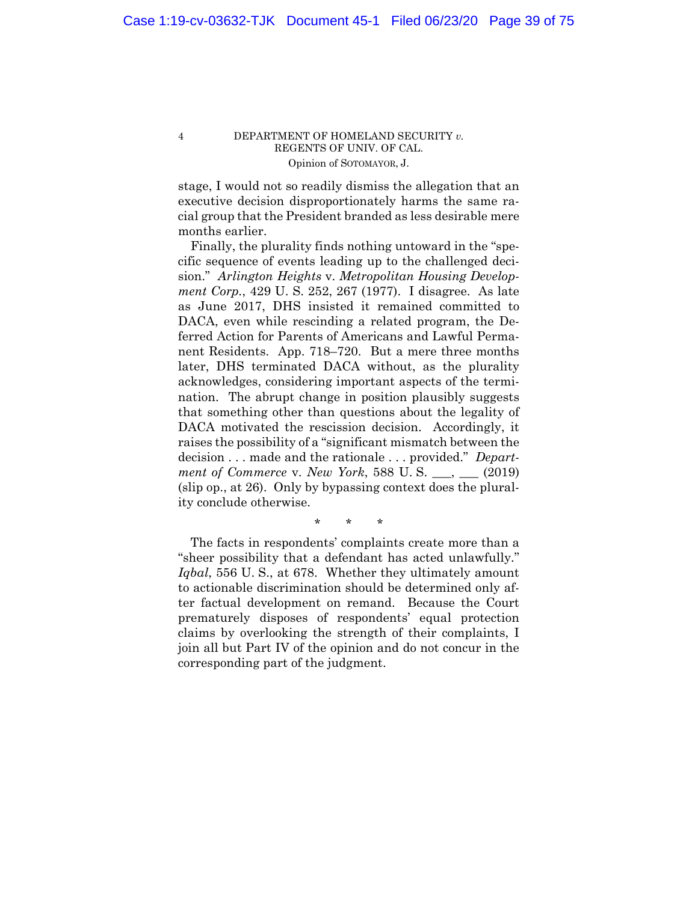stage, I would not so readily dismiss the allegation that an executive decision disproportionately harms the same racial group that the President branded as less desirable mere months earlier.

Finally, the plurality finds nothing untoward in the "specific sequence of events leading up to the challenged decision." *Arlington Heights* v. *Metropolitan Housing Development Corp.*, 429 U. S. 252, 267 (1977). I disagree. As late as June 2017, DHS insisted it remained committed to DACA, even while rescinding a related program, the Deferred Action for Parents of Americans and Lawful Permanent Residents. App. 718–720. But a mere three months later, DHS terminated DACA without, as the plurality acknowledges, considering important aspects of the termination. The abrupt change in position plausibly suggests that something other than questions about the legality of DACA motivated the rescission decision. Accordingly, it raises the possibility of a "significant mismatch between the decision . . . made and the rationale . . . provided." *Department of Commerce* v. *New York*, 588 U. S. ___, ___ (2019) (slip op., at 26). Only by bypassing context does the plurality conclude otherwise.

\* \* \*

The facts in respondents' complaints create more than a "sheer possibility that a defendant has acted unlawfully." *Iqbal*, 556 U. S., at 678. Whether they ultimately amount to actionable discrimination should be determined only after factual development on remand. Because the Court prematurely disposes of respondents' equal protection claims by overlooking the strength of their complaints, I join all but Part IV of the opinion and do not concur in the corresponding part of the judgment.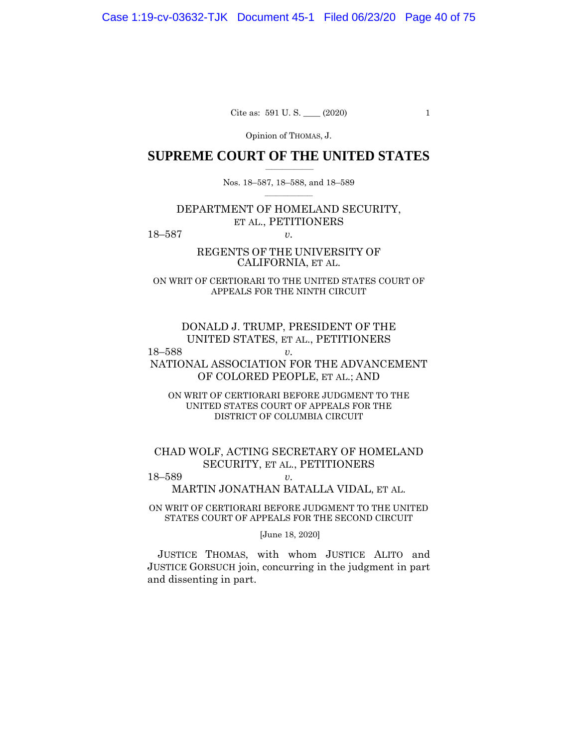Opinion of THOMAS, J.

# SUPREME COURT OF THE UNITED STATES

Nos. 18–587, 18–588, and 18–589

DEPARTMENT OF HOMELAND SECURITY, ET AL., PETITIONERS

18–587 *v.*

REGENTS OF THE UNIVERSITY OF CALIFORNIA, ET AL.

ON WRIT OF CERTIORARI TO THE UNITED STATES COURT OF APPEALS FOR THE NINTH CIRCUIT

DONALD J. TRUMP, PRESIDENT OF THE UNITED STATES, ET AL., PETITIONERS

18–588 *v.*

NATIONAL ASSOCIATION FOR THE ADVANCEMENT OF COLORED PEOPLE, ET AL.; AND

ON WRIT OF CERTIORARI BEFORE JUDGMENT TO THE UNITED STATES COURT OF APPEALS FOR THE DISTRICT OF COLUMBIA CIRCUIT

CHAD WOLF, ACTING SECRETARY OF HOMELAND SECURITY, ET AL., PETITIONERS

18–589 *v.*

MARTIN JONATHAN BATALLA VIDAL, ET AL.

ON WRIT OF CERTIORARI BEFORE JUDGMENT TO THE UNITED STATES COURT OF APPEALS FOR THE SECOND CIRCUIT

[June 18, 2020]

JUSTICE THOMAS, with whom JUSTICE ALITO and JUSTICE GORSUCH join, concurring in the judgment in part and dissenting in part.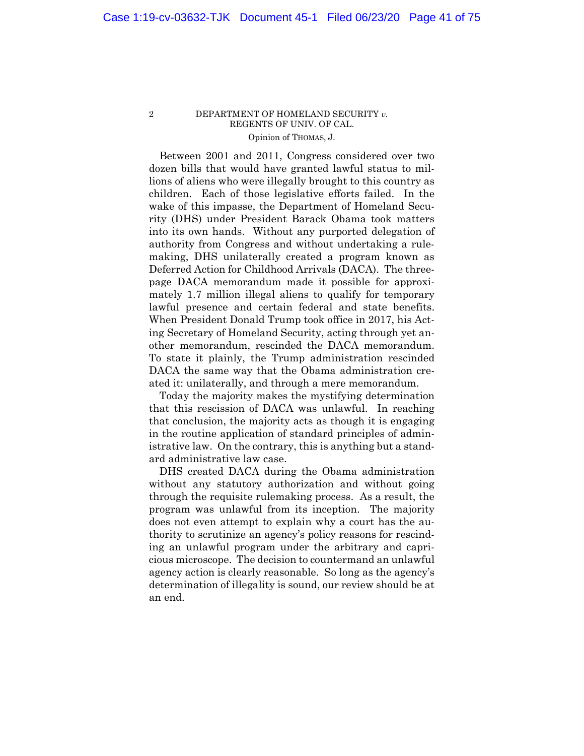Between 2001 and 2011, Congress considered over two dozen bills that would have granted lawful status to millions of aliens who were illegally brought to this country as children. Each of those legislative efforts failed. In the wake of this impasse, the Department of Homeland Security (DHS) under President Barack Obama took matters into its own hands. Without any purported delegation of authority from Congress and without undertaking a rulemaking, DHS unilaterally created a program known as Deferred Action for Childhood Arrivals (DACA). The three-page DACA memorandum made it possible for approximately 1.7 million illegal aliens to qualify for temporary lawful presence and certain federal and state benefits. When President Donald Trump took office in 2017, his Acting Secretary of Homeland Security, acting through yet another memorandum, rescinded the DACA memorandum. To state it plainly, the Trump administration rescinded DACA the same way that the Obama administration created it: unilaterally, and through a mere memorandum.

Today the majority makes the mystifying determination that this rescission of DACA was unlawful. In reaching that conclusion, the majority acts as though it is engaging in the routine application of standard principles of administrative law. On the contrary, this is anything but a standard administrative law case.

DHS created DACA during the Obama administration without any statutory authorization and without going through the requisite rulemaking process. As a result, the program was unlawful from its inception. The majority does not even attempt to explain why a court has the authority to scrutinize an agency's policy reasons for rescinding an unlawful program under the arbitrary and capricious microscope. The decision to countermand an unlawful agency action is clearly reasonable. So long as the agency's determination of illegality is sound, our review should be at an end.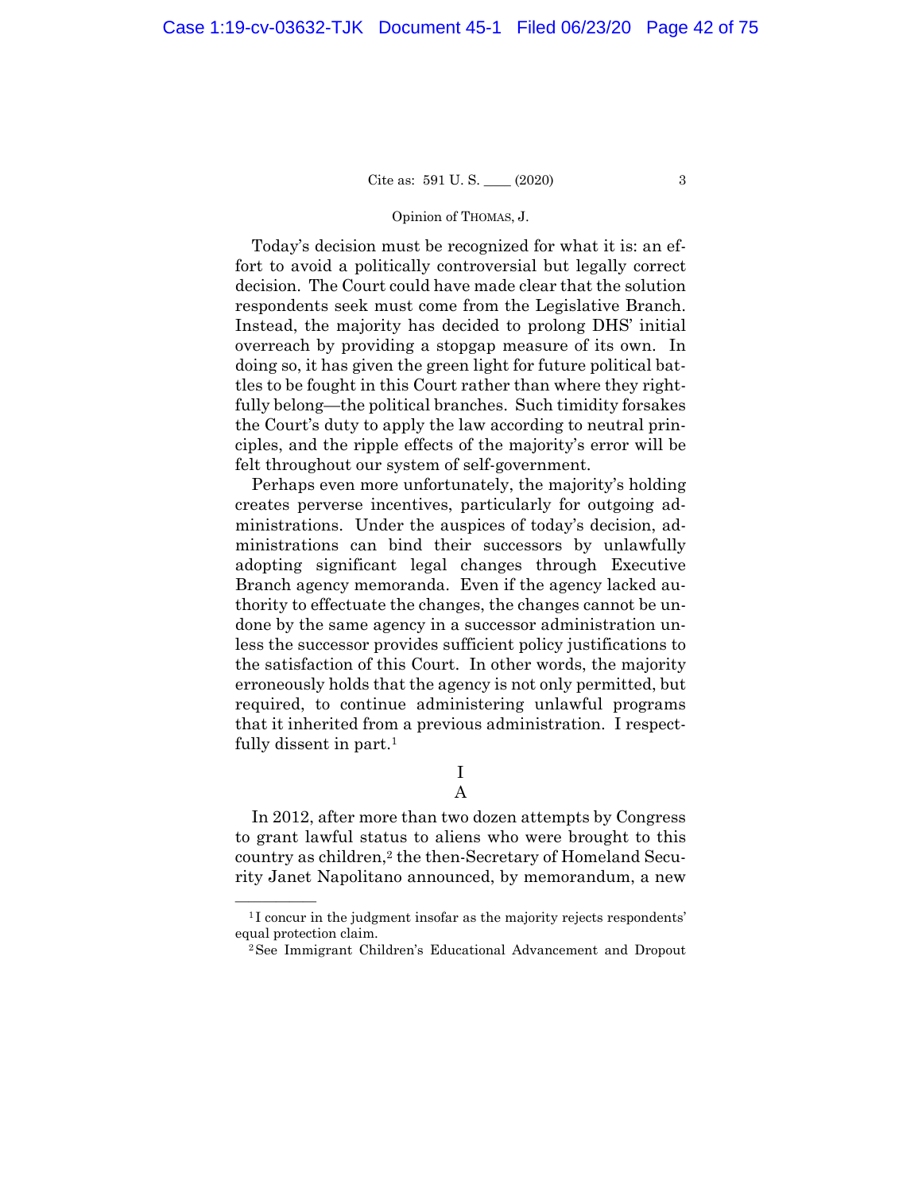Today's decision must be recognized for what it is: an effort to avoid a politically controversial but legally correct decision. The Court could have made clear that the solution respondents seek must come from the Legislative Branch. Instead, the majority has decided to prolong DHS' initial overreach by providing a stopgap measure of its own. In doing so, it has given the green light for future political battles to be fought in this Court rather than where they rightfully belong—the political branches. Such timidity forsakes the Court's duty to apply the law according to neutral principles, and the ripple effects of the majority's error will be felt throughout our system of self-government.

Perhaps even more unfortunately, the majority's holding creates perverse incentives, particularly for outgoing administrations. Under the auspices of today's decision, administrations can bind their successors by unlawfully adopting significant legal changes through Executive Branch agency memoranda. Even if the agency lacked authority to effectuate the changes, the changes cannot be undone by the same agency in a successor administration unless the successor provides sufficient policy justifications to the satisfaction of this Court. In other words, the majority erroneously holds that the agency is not only permitted, but required, to continue administering unlawful programs that it inherited from a previous administration. I respectfully dissent in part.[1]

# I

## A

In 2012, after more than two dozen attempts by Congress to grant lawful status to aliens who were brought to this country as children,[2] the then-Secretary of Homeland Security Janet Napolitano announced, by memorandum, a new

---

[1] I concur in the judgment insofar as the majority rejects respondents' equal protection claim.

[2] See Immigrant Children's Educational Advancement and Dropout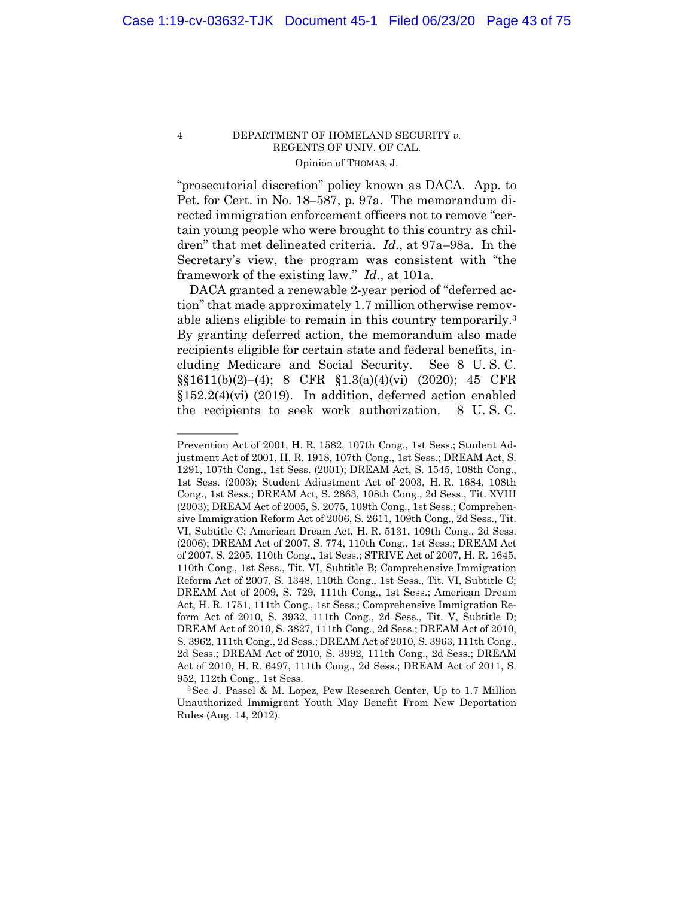"prosecutorial discretion" policy known as DACA. App. to Pet. for Cert. in No. 18–587, p. 97a. The memorandum directed immigration enforcement officers not to remove "certain young people who were brought to this country as children" that met delineated criteria. *Id.*, at 97a–98a. In the Secretary's view, the program was consistent with "the framework of the existing law." *Id.*, at 101a.

DACA granted a renewable 2-year period of "deferred action" that made approximately 1.7 million otherwise removable aliens eligible to remain in this country temporarily.[3] By granting deferred action, the memorandum also made recipients eligible for certain state and federal benefits, including Medicare and Social Security. See 8 U. S. C. §§1611(b)(2)–(4); 8 CFR §1.3(a)(4)(vi) (2020); 45 CFR §152.2(4)(vi) (2019). In addition, deferred action enabled the recipients to seek work authorization. 8 U. S. C.

---

Prevention Act of 2001, H. R. 1582, 107th Cong., 1st Sess.; Student Adjustment Act of 2001, H. R. 1918, 107th Cong., 1st Sess.; DREAM Act, S. 1291, 107th Cong., 1st Sess. (2001); DREAM Act, S. 1545, 108th Cong., 1st Sess. (2003); Student Adjustment Act of 2003, H. R. 1684, 108th Cong., 1st Sess.; DREAM Act, S. 2863, 108th Cong., 2d Sess., Tit. XVIII (2003); DREAM Act of 2005, S. 2075, 109th Cong., 1st Sess.; Comprehensive Immigration Reform Act of 2006, S. 2611, 109th Cong., 2d Sess., Tit. VI, Subtitle C; American Dream Act, H. R. 5131, 109th Cong., 2d Sess. (2006); DREAM Act of 2007, S. 774, 110th Cong., 1st Sess.; DREAM Act of 2007, S. 2205, 110th Cong., 1st Sess.; STRIVE Act of 2007, H. R. 1645, 110th Cong., 1st Sess., Tit. VI, Subtitle B; Comprehensive Immigration Reform Act of 2007, S. 1348, 110th Cong., 1st Sess., Tit. VI, Subtitle C; DREAM Act of 2009, S. 729, 111th Cong., 1st Sess.; American Dream Act, H. R. 1751, 111th Cong., 1st Sess.; Comprehensive Immigration Reform Act of 2010, S. 3932, 111th Cong., 2d Sess., Tit. V, Subtitle D; DREAM Act of 2010, S. 3827, 111th Cong., 2d Sess.; DREAM Act of 2010, S. 3962, 111th Cong., 2d Sess.; DREAM Act of 2010, S. 3963, 111th Cong., 2d Sess.; DREAM Act of 2010, S. 3992, 111th Cong., 2d Sess.; DREAM Act of 2010, H. R. 6497, 111th Cong., 2d Sess.; DREAM Act of 2011, S. 952, 112th Cong., 1st Sess.

[3] See J. Passel & M. Lopez, Pew Research Center, Up to 1.7 Million Unauthorized Immigrant Youth May Benefit From New Deportation Rules (Aug. 14, 2012).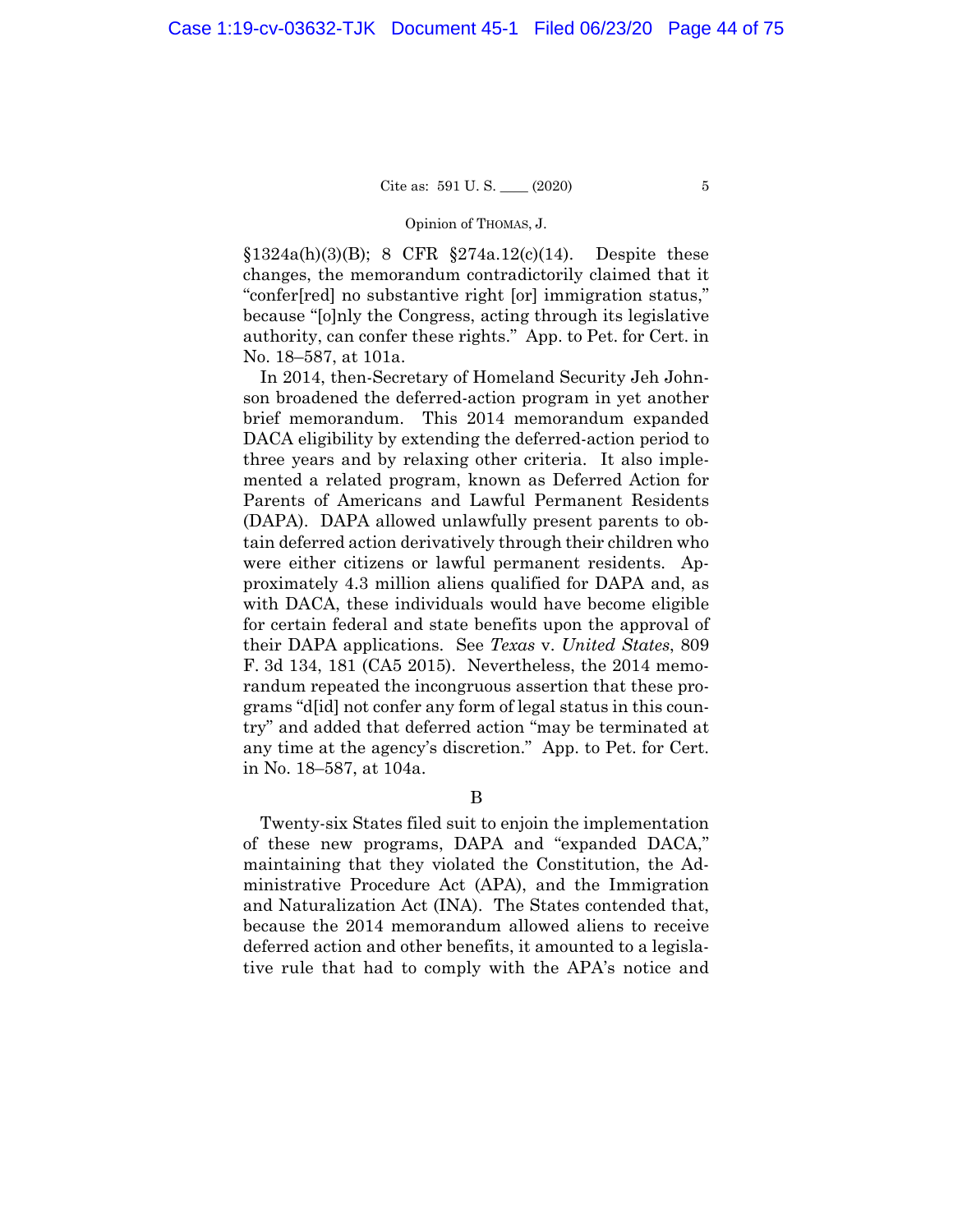§1324a(h)(3)(B); 8 CFR §274a.12(c)(14). Despite these changes, the memorandum contradictorily claimed that it "confer[red] no substantive right [or] immigration status," because "[o]nly the Congress, acting through its legislative authority, can confer these rights." App. to Pet. for Cert. in No. 18–587, at 101a.

In 2014, then-Secretary of Homeland Security Jeh Johnson broadened the deferred-action program in yet another brief memorandum. This 2014 memorandum expanded DACA eligibility by extending the deferred-action period to three years and by relaxing other criteria. It also implemented a related program, known as Deferred Action for Parents of Americans and Lawful Permanent Residents (DAPA). DAPA allowed unlawfully present parents to obtain deferred action derivatively through their children who were either citizens or lawful permanent residents. Approximately 4.3 million aliens qualified for DAPA and, as with DACA, these individuals would have become eligible for certain federal and state benefits upon the approval of their DAPA applications. See *Texas* v. *United States*, 809 F. 3d 134, 181 (CA5 2015). Nevertheless, the 2014 memorandum repeated the incongruous assertion that these programs "d[id] not confer any form of legal status in this country" and added that deferred action "may be terminated at any time at the agency's discretion." App. to Pet. for Cert. in No. 18–587, at 104a.

### B

Twenty-six States filed suit to enjoin the implementation of these new programs, DAPA and "expanded DACA," maintaining that they violated the Constitution, the Administrative Procedure Act (APA), and the Immigration and Naturalization Act (INA). The States contended that, because the 2014 memorandum allowed aliens to receive deferred action and other benefits, it amounted to a legislative rule that had to comply with the APA's notice and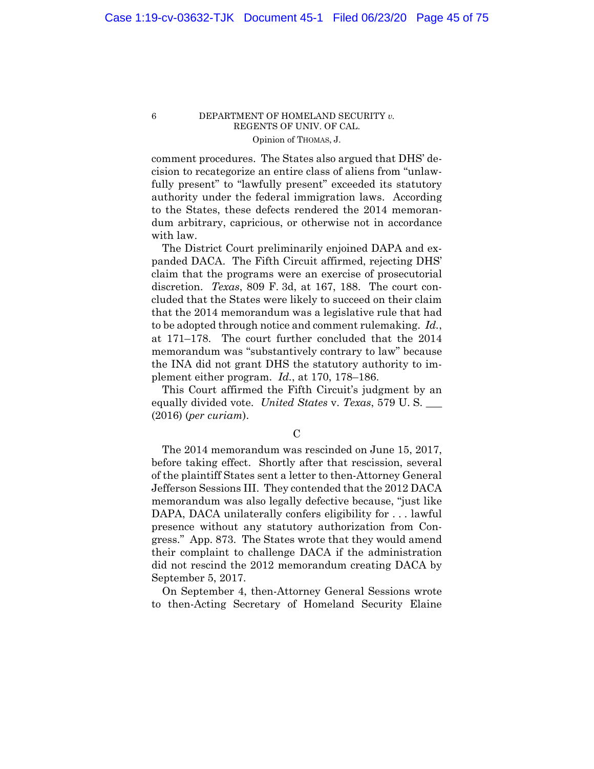comment procedures. The States also argued that DHS' decision to recategorize an entire class of aliens from "unlawfully present" to "lawfully present" exceeded its statutory authority under the federal immigration laws. According to the States, these defects rendered the 2014 memorandum arbitrary, capricious, or otherwise not in accordance with law.

The District Court preliminarily enjoined DAPA and expanded DACA. The Fifth Circuit affirmed, rejecting DHS' claim that the programs were an exercise of prosecutorial discretion. *Texas*, 809 F. 3d, at 167, 188. The court concluded that the States were likely to succeed on their claim that the 2014 memorandum was a legislative rule that had to be adopted through notice and comment rulemaking. *Id.*, at 171–178. The court further concluded that the 2014 memorandum was "substantively contrary to law" because the INA did not grant DHS the statutory authority to implement either program. *Id.*, at 170, 178–186.

This Court affirmed the Fifth Circuit's judgment by an equally divided vote. *United States* v. *Texas*, 579 U. S. ___ (2016) (*per curiam*).

C

The 2014 memorandum was rescinded on June 15, 2017, before taking effect. Shortly after that rescission, several of the plaintiff States sent a letter to then-Attorney General Jefferson Sessions III. They contended that the 2012 DACA memorandum was also legally defective because, "just like DAPA, DACA unilaterally confers eligibility for . . . lawful presence without any statutory authorization from Congress." App. 873. The States wrote that they would amend their complaint to challenge DACA if the administration did not rescind the 2012 memorandum creating DACA by September 5, 2017.

On September 4, then-Attorney General Sessions wrote to then-Acting Secretary of Homeland Security Elaine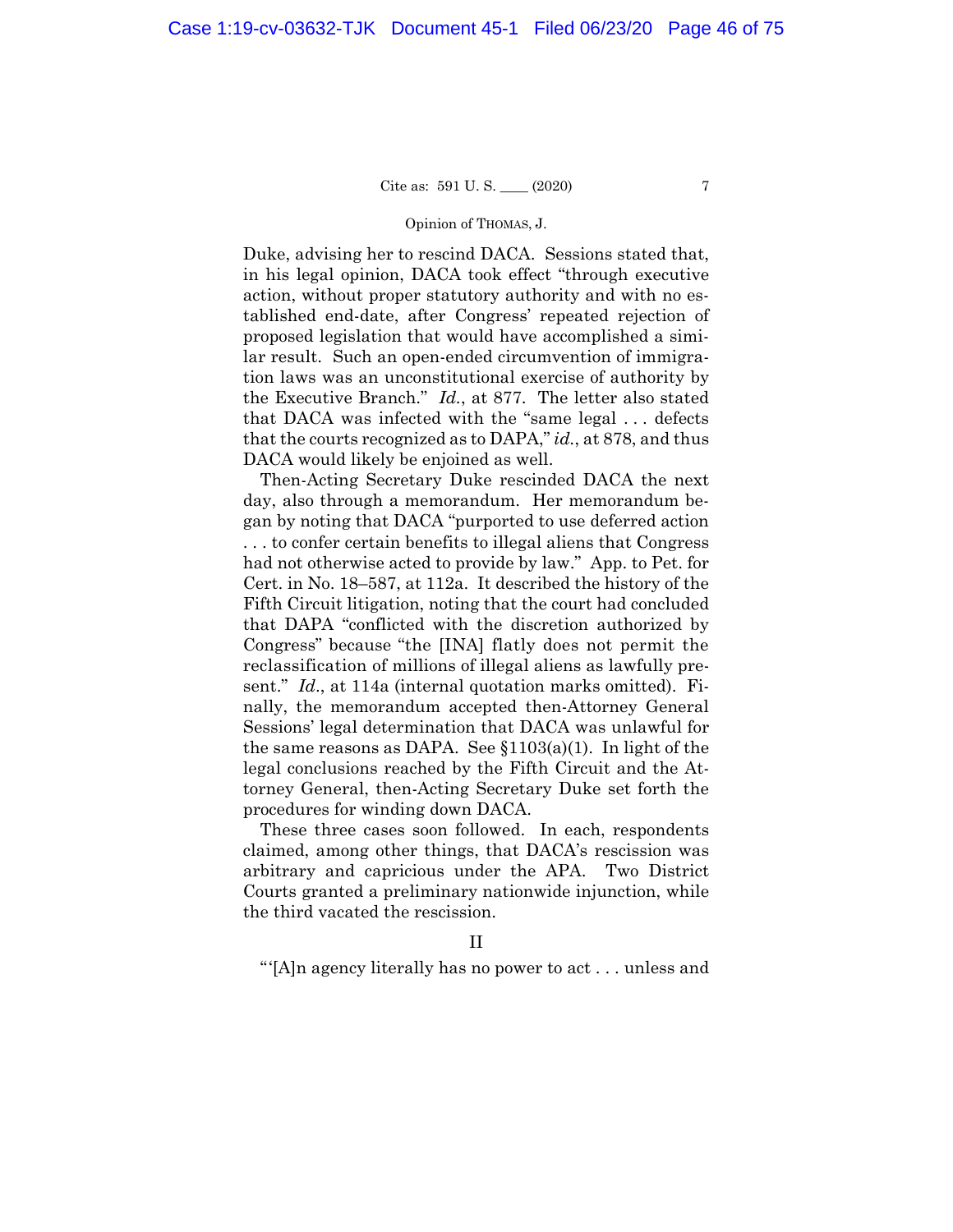Duke, advising her to rescind DACA. Sessions stated that, in his legal opinion, DACA took effect "through executive action, without proper statutory authority and with no established end-date, after Congress' repeated rejection of proposed legislation that would have accomplished a similar result. Such an open-ended circumvention of immigration laws was an unconstitutional exercise of authority by the Executive Branch." *Id.*, at 877. The letter also stated that DACA was infected with the "same legal . . . defects that the courts recognized as to DAPA," *id.*, at 878, and thus DACA would likely be enjoined as well.

Then-Acting Secretary Duke rescinded DACA the next day, also through a memorandum. Her memorandum began by noting that DACA "purported to use deferred action . . . to confer certain benefits to illegal aliens that Congress had not otherwise acted to provide by law." App. to Pet. for Cert. in No. 18–587, at 112a. It described the history of the Fifth Circuit litigation, noting that the court had concluded that DAPA "conflicted with the discretion authorized by Congress" because "the [INA] flatly does not permit the reclassification of millions of illegal aliens as lawfully present." *Id.*, at 114a (internal quotation marks omitted). Finally, the memorandum accepted then-Attorney General Sessions' legal determination that DACA was unlawful for the same reasons as DAPA. See §1103(a)(1). In light of the legal conclusions reached by the Fifth Circuit and the Attorney General, then-Acting Secretary Duke set forth the procedures for winding down DACA.

These three cases soon followed. In each, respondents claimed, among other things, that DACA's rescission was arbitrary and capricious under the APA. Two District Courts granted a preliminary nationwide injunction, while the third vacated the rescission.

## II

"'[A]n agency literally has no power to act . . . unless and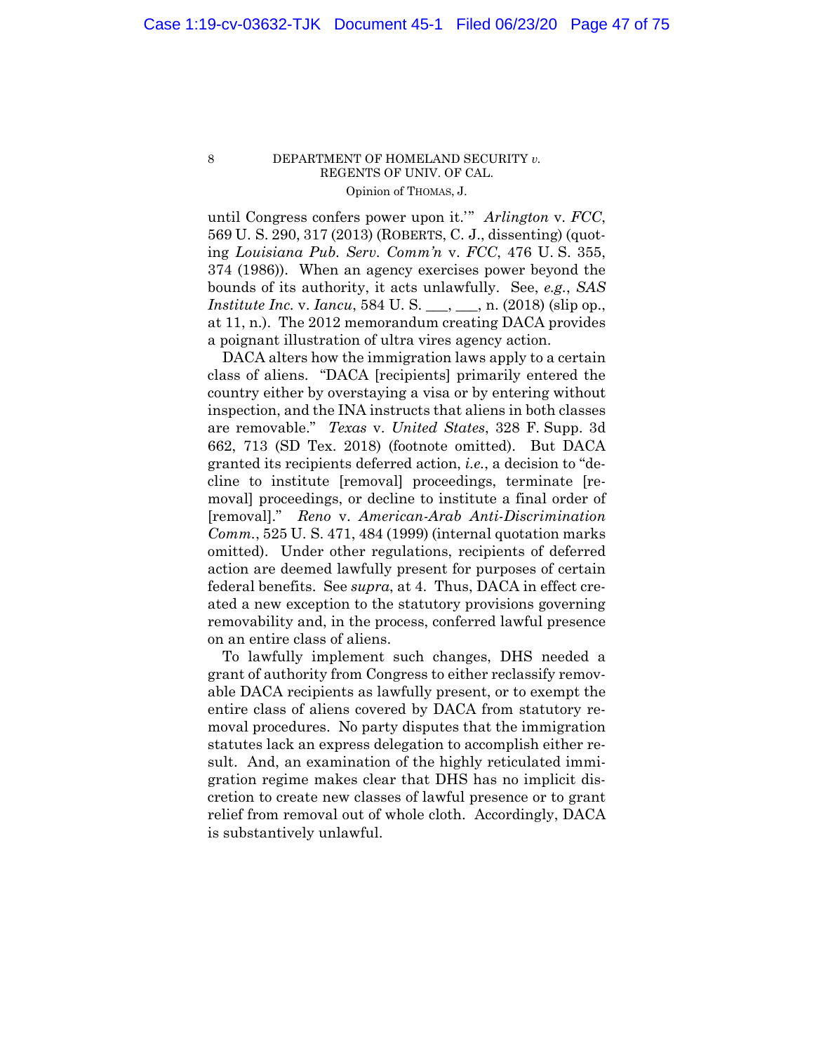until Congress confers power upon it.'" *Arlington* v. *FCC*, 569 U. S. 290, 317 (2013) (ROBERTS, C. J., dissenting) (quoting *Louisiana Pub. Serv. Comm'n* v. *FCC*, 476 U. S. 355, 374 (1986)). When an agency exercises power beyond the bounds of its authority, it acts unlawfully. See, *e.g.*, *SAS Institute Inc.* v. *Iancu*, 584 U. S. ___, ___, n. (2018) (slip op., at 11, n.). The 2012 memorandum creating DACA provides a poignant illustration of ultra vires agency action.

DACA alters how the immigration laws apply to a certain class of aliens. "DACA [recipients] primarily entered the country either by overstaying a visa or by entering without inspection, and the INA instructs that aliens in both classes are removable." *Texas* v. *United States*, 328 F. Supp. 3d 662, 713 (SD Tex. 2018) (footnote omitted). But DACA granted its recipients deferred action, *i.e.*, a decision to "decline to institute [removal] proceedings, terminate [removal] proceedings, or decline to institute a final order of [removal]." *Reno* v. *American-Arab Anti-Discrimination Comm.*, 525 U. S. 471, 484 (1999) (internal quotation marks omitted). Under other regulations, recipients of deferred action are deemed lawfully present for purposes of certain federal benefits. See *supra*, at 4. Thus, DACA in effect created a new exception to the statutory provisions governing removability and, in the process, conferred lawful presence on an entire class of aliens.

To lawfully implement such changes, DHS needed a grant of authority from Congress to either reclassify removable DACA recipients as lawfully present, or to exempt the entire class of aliens covered by DACA from statutory removal procedures. No party disputes that the immigration statutes lack an express delegation to accomplish either result. And, an examination of the highly reticulated immigration regime makes clear that DHS has no implicit discretion to create new classes of lawful presence or to grant relief from removal out of whole cloth. Accordingly, DACA is substantively unlawful.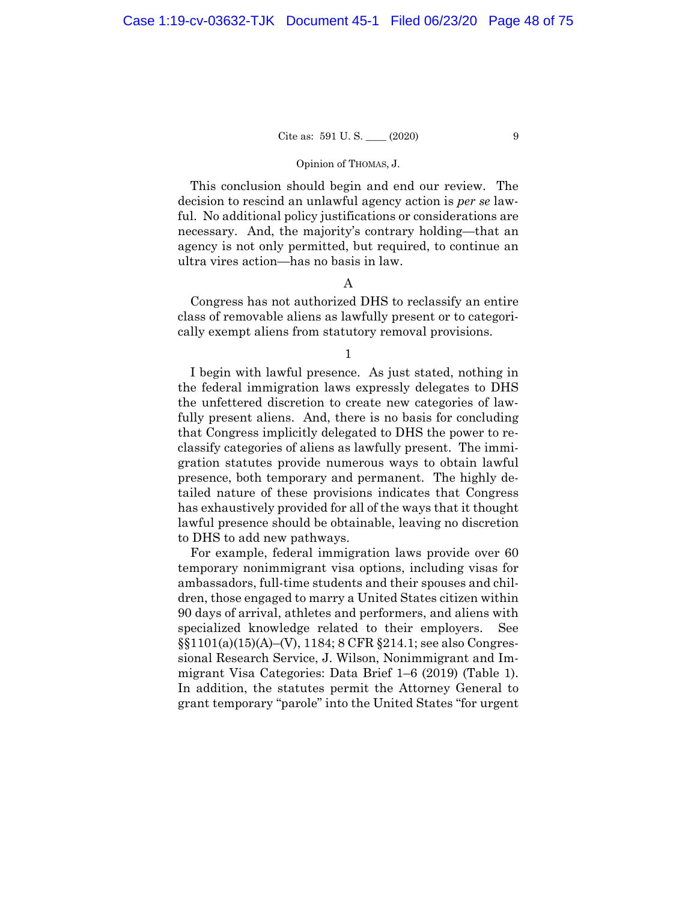This conclusion should begin and end our review. The decision to rescind an unlawful agency action is *per se* lawful. No additional policy justifications or considerations are necessary. And, the majority's contrary holding—that an agency is not only permitted, but required, to continue an ultra vires action—has no basis in law.

A

Congress has not authorized DHS to reclassify an entire class of removable aliens as lawfully present or to categorically exempt aliens from statutory removal provisions.

1

I begin with lawful presence. As just stated, nothing in the federal immigration laws expressly delegates to DHS the unfettered discretion to create new categories of lawfully present aliens. And, there is no basis for concluding that Congress implicitly delegated to DHS the power to reclassify categories of aliens as lawfully present. The immigration statutes provide numerous ways to obtain lawful presence, both temporary and permanent. The highly detailed nature of these provisions indicates that Congress has exhaustively provided for all of the ways that it thought lawful presence should be obtainable, leaving no discretion to DHS to add new pathways.

For example, federal immigration laws provide over 60 temporary nonimmigrant visa options, including visas for ambassadors, full-time students and their spouses and children, those engaged to marry a United States citizen within 90 days of arrival, athletes and performers, and aliens with specialized knowledge related to their employers. See §§1101(a)(15)(A)–(V), 1184; 8 CFR §214.1; see also Congressional Research Service, J. Wilson, Nonimmigrant and Immigrant Visa Categories: Data Brief 1–6 (2019) (Table 1). In addition, the statutes permit the Attorney General to grant temporary "parole" into the United States "for urgent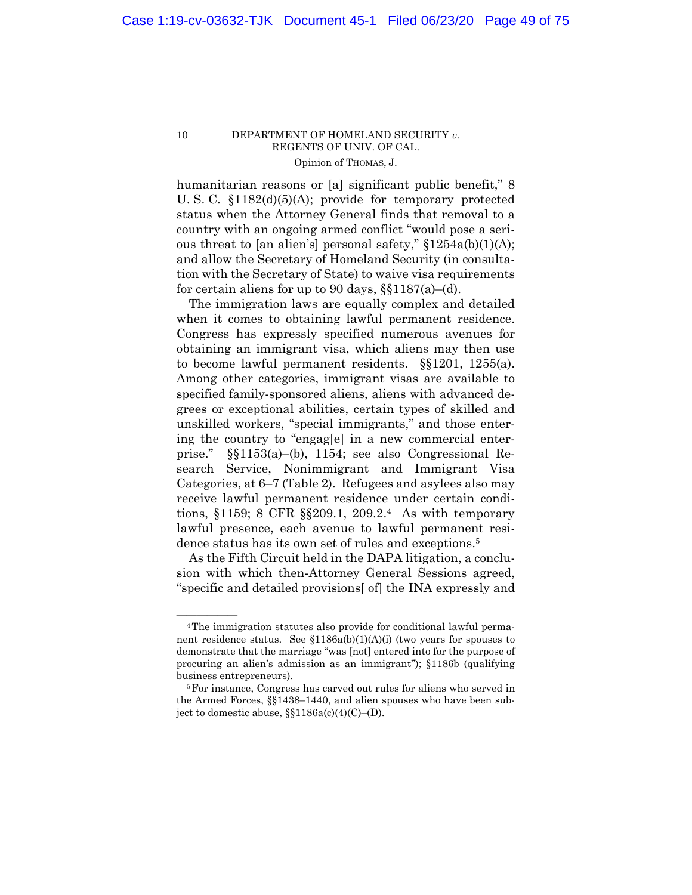humanitarian reasons or [a] significant public benefit," 8 U. S. C. §1182(d)(5)(A); provide for temporary protected status when the Attorney General finds that removal to a country with an ongoing armed conflict "would pose a serious threat to [an alien's] personal safety," §1254a(b)(1)(A); and allow the Secretary of Homeland Security (in consultation with the Secretary of State) to waive visa requirements for certain aliens for up to 90 days, §§1187(a)–(d).

The immigration laws are equally complex and detailed when it comes to obtaining lawful permanent residence. Congress has expressly specified numerous avenues for obtaining an immigrant visa, which aliens may then use to become lawful permanent residents. §§1201, 1255(a). Among other categories, immigrant visas are available to specified family-sponsored aliens, aliens with advanced degrees or exceptional abilities, certain types of skilled and unskilled workers, "special immigrants," and those entering the country to "engag[e] in a new commercial enterprise." §§1153(a)–(b), 1154; see also Congressional Research Service, Nonimmigrant and Immigrant Visa Categories, at 6–7 (Table 2). Refugees and asylees also may receive lawful permanent residence under certain conditions, §1159; 8 CFR §§209.1, 209.2.[4] As with temporary lawful presence, each avenue to lawful permanent residence status has its own set of rules and exceptions.[5]

As the Fifth Circuit held in the DAPA litigation, a conclusion with which then-Attorney General Sessions agreed, "specific and detailed provisions[ of] the INA expressly and

---

[4] The immigration statutes also provide for conditional lawful permanent residence status. See §1186a(b)(1)(A)(i) (two years for spouses to demonstrate that the marriage "was [not] entered into for the purpose of procuring an alien's admission as an immigrant"); §1186b (qualifying business entrepreneurs).

[5] For instance, Congress has carved out rules for aliens who served in the Armed Forces, §§1438–1440, and alien spouses who have been subject to domestic abuse, §§1186a(c)(4)(C)–(D).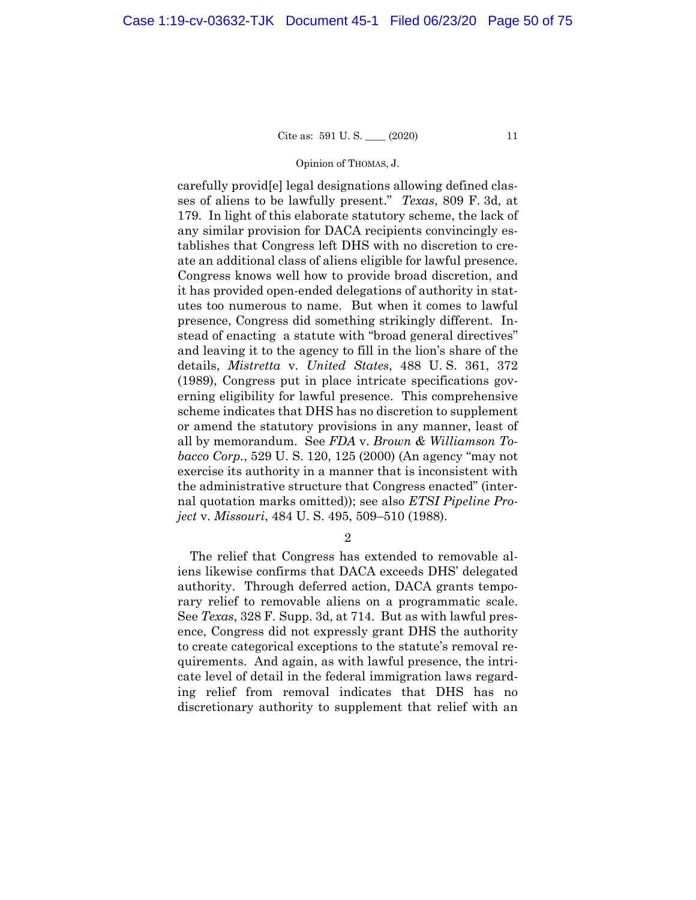carefully provid[e] legal designations allowing defined classes of aliens to be lawfully present." *Texas*, 809 F. 3d, at 179. In light of this elaborate statutory scheme, the lack of any similar provision for DACA recipients convincingly establishes that Congress left DHS with no discretion to create an additional class of aliens eligible for lawful presence. Congress knows well how to provide broad discretion, and it has provided open-ended delegations of authority in statutes too numerous to name. But when it comes to lawful presence, Congress did something strikingly different. Instead of enacting a statute with "broad general directives" and leaving it to the agency to fill in the lion's share of the details, *Mistretta* v. *United States*, 488 U. S. 361, 372 (1989), Congress put in place intricate specifications governing eligibility for lawful presence. This comprehensive scheme indicates that DHS has no discretion to supplement or amend the statutory provisions in any manner, least of all by memorandum. See *FDA* v. *Brown & Williamson Tobacco Corp.*, 529 U. S. 120, 125 (2000) (An agency "may not exercise its authority in a manner that is inconsistent with the administrative structure that Congress enacted" (internal quotation marks omitted)); see also *ETSI Pipeline Project* v. *Missouri*, 484 U. S. 495, 509–510 (1988).

2

The relief that Congress has extended to removable aliens likewise confirms that DACA exceeds DHS' delegated authority. Through deferred action, DACA grants temporary relief to removable aliens on a programmatic scale. See *Texas*, 328 F. Supp. 3d, at 714. But as with lawful presence, Congress did not expressly grant DHS the authority to create categorical exceptions to the statute's removal requirements. And again, as with lawful presence, the intricate level of detail in the federal immigration laws regarding relief from removal indicates that DHS has no discretionary authority to supplement that relief with an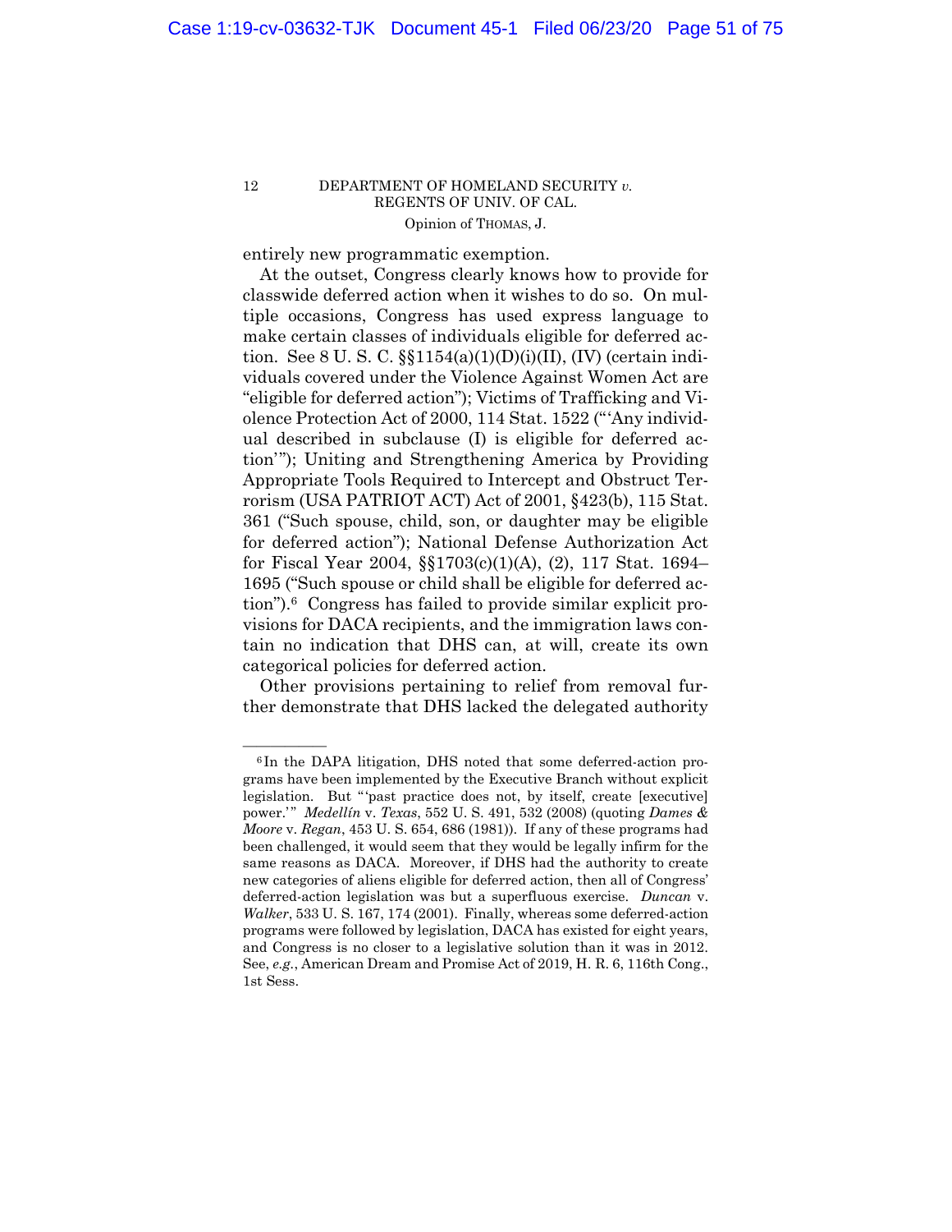entirely new programmatic exemption.

At the outset, Congress clearly knows how to provide for classwide deferred action when it wishes to do so. On multiple occasions, Congress has used express language to make certain classes of individuals eligible for deferred action. See 8 U. S. C. §§1154(a)(1)(D)(i)(II), (IV) (certain individuals covered under the Violence Against Women Act are "eligible for deferred action"); Victims of Trafficking and Violence Protection Act of 2000, 114 Stat. 1522 ("'Any individual described in subclause (I) is eligible for deferred action'"); Uniting and Strengthening America by Providing Appropriate Tools Required to Intercept and Obstruct Terrorism (USA PATRIOT ACT) Act of 2001, §423(b), 115 Stat. 361 ("Such spouse, child, son, or daughter may be eligible for deferred action"); National Defense Authorization Act for Fiscal Year 2004, §§1703(c)(1)(A), (2), 117 Stat. 1694–1695 ("Such spouse or child shall be eligible for deferred action").[6] Congress has failed to provide similar explicit provisions for DACA recipients, and the immigration laws contain no indication that DHS can, at will, create its own categorical policies for deferred action.

Other provisions pertaining to relief from removal further demonstrate that DHS lacked the delegated authority

---

[6] In the DAPA litigation, DHS noted that some deferred-action programs have been implemented by the Executive Branch without explicit legislation. But "'past practice does not, by itself, create [executive] power.'" *Medellín* v. *Texas*, 552 U. S. 491, 532 (2008) (quoting *Dames & Moore* v. *Regan*, 453 U. S. 654, 686 (1981)). If any of these programs had been challenged, it would seem that they would be legally infirm for the same reasons as DACA. Moreover, if DHS had the authority to create new categories of aliens eligible for deferred action, then all of Congress' deferred-action legislation was but a superfluous exercise. *Duncan* v. *Walker*, 533 U. S. 167, 174 (2001). Finally, whereas some deferred-action programs were followed by legislation, DACA has existed for eight years, and Congress is no closer to a legislative solution than it was in 2012. See, *e.g.*, American Dream and Promise Act of 2019, H. R. 6, 116th Cong., 1st Sess.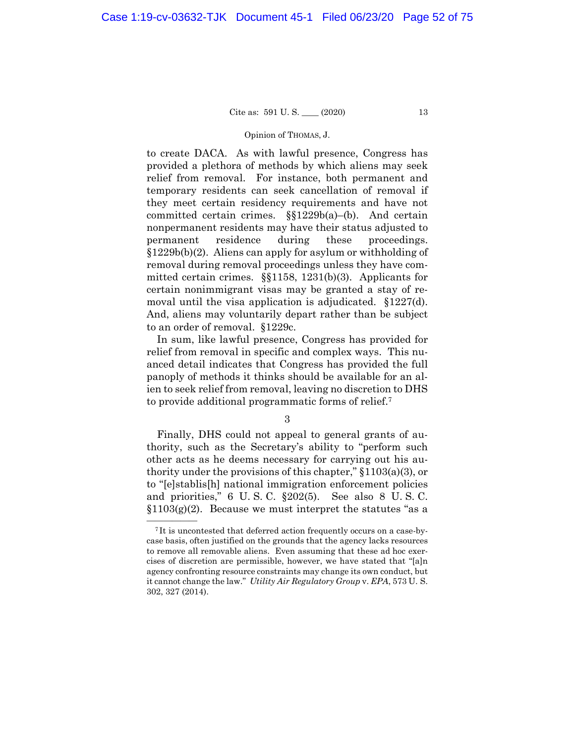to create DACA. As with lawful presence, Congress has provided a plethora of methods by which aliens may seek relief from removal. For instance, both permanent and temporary residents can seek cancellation of removal if they meet certain residency requirements and have not committed certain crimes. §§1229b(a)–(b). And certain nonpermanent residents may have their status adjusted to permanent residence during these proceedings. §1229b(b)(2). Aliens can apply for asylum or withholding of removal during removal proceedings unless they have committed certain crimes. §§1158, 1231(b)(3). Applicants for certain nonimmigrant visas may be granted a stay of removal until the visa application is adjudicated. §1227(d). And, aliens may voluntarily depart rather than be subject to an order of removal. §1229c.

In sum, like lawful presence, Congress has provided for relief from removal in specific and complex ways. This nuanced detail indicates that Congress has provided the full panoply of methods it thinks should be available for an alien to seek relief from removal, leaving no discretion to DHS to provide additional programmatic forms of relief.[7]

3

Finally, DHS could not appeal to general grants of authority, such as the Secretary's ability to "perform such other acts as he deems necessary for carrying out his authority under the provisions of this chapter," §1103(a)(3), or to "[e]stablis[h] national immigration enforcement policies and priorities," 6 U. S. C. §202(5). See also 8 U. S. C. §1103(g)(2). Because we must interpret the statutes "as a

---

[7] It is uncontested that deferred action frequently occurs on a case-by-case basis, often justified on the grounds that the agency lacks resources to remove all removable aliens. Even assuming that these ad hoc exercises of discretion are permissible, however, we have stated that "[a]n agency confronting resource constraints may change its own conduct, but it cannot change the law." *Utility Air Regulatory Group* v. *EPA*, 573 U. S. 302, 327 (2014).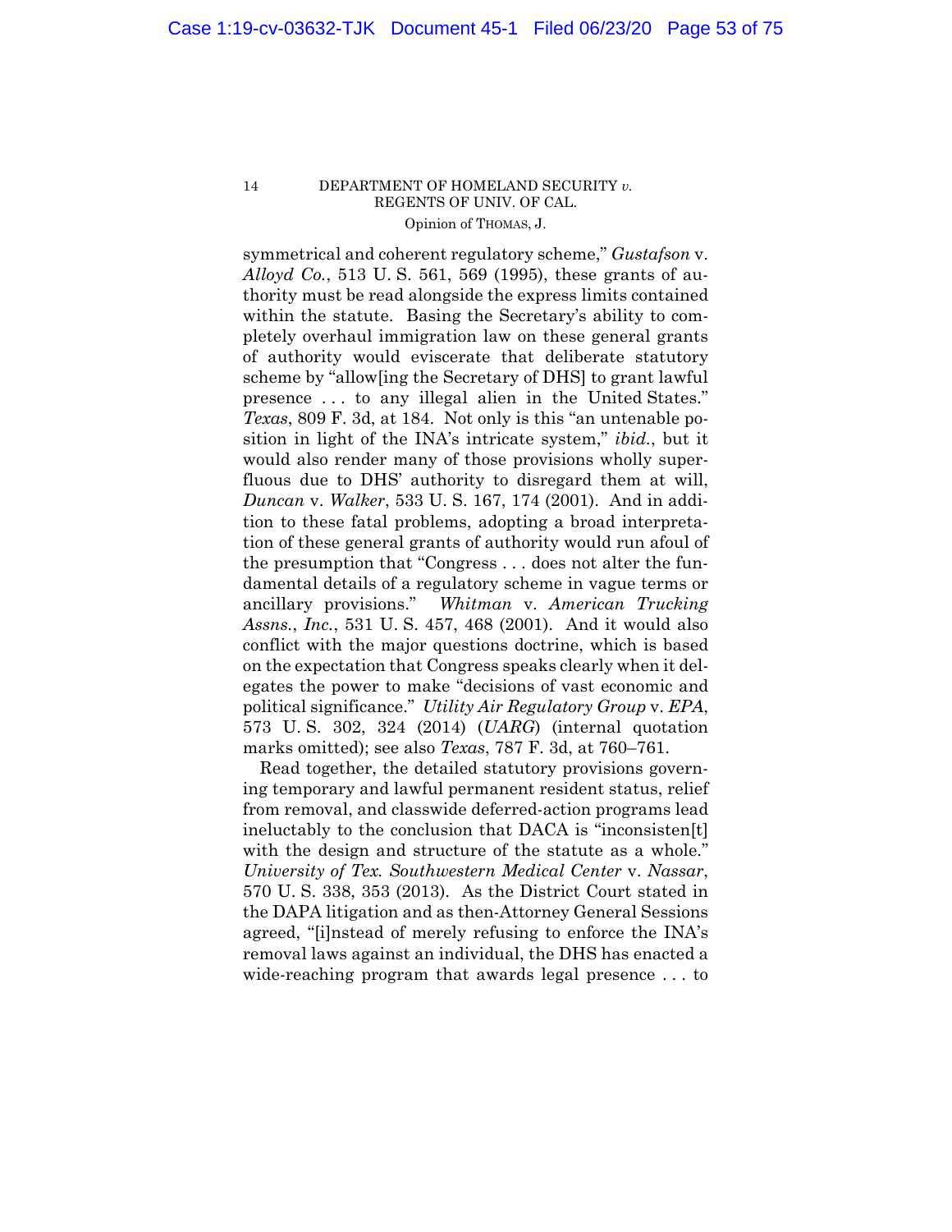symmetrical and coherent regulatory scheme," *Gustafson* v. *Alloyd Co.*, 513 U. S. 561, 569 (1995), these grants of authority must be read alongside the express limits contained within the statute. Basing the Secretary's ability to completely overhaul immigration law on these general grants of authority would eviscerate that deliberate statutory scheme by "allow[ing the Secretary of DHS] to grant lawful presence . . . to any illegal alien in the United States." *Texas*, 809 F. 3d, at 184. Not only is this "an untenable position in light of the INA's intricate system," *ibid.*, but it would also render many of those provisions wholly superfluous due to DHS' authority to disregard them at will, *Duncan* v. *Walker*, 533 U. S. 167, 174 (2001). And in addition to these fatal problems, adopting a broad interpretation of these general grants of authority would run afoul of the presumption that "Congress . . . does not alter the fundamental details of a regulatory scheme in vague terms or ancillary provisions." *Whitman* v. *American Trucking Assns., Inc.*, 531 U. S. 457, 468 (2001). And it would also conflict with the major questions doctrine, which is based on the expectation that Congress speaks clearly when it delegates the power to make "decisions of vast economic and political significance." *Utility Air Regulatory Group* v. *EPA*, 573 U. S. 302, 324 (2014) (*UARG*) (internal quotation marks omitted); see also *Texas*, 787 F. 3d, at 760–761.

Read together, the detailed statutory provisions governing temporary and lawful permanent resident status, relief from removal, and classwide deferred-action programs lead ineluctably to the conclusion that DACA is "inconsisten[t] with the design and structure of the statute as a whole." *University of Tex. Southwestern Medical Center* v. *Nassar*, 570 U. S. 338, 353 (2013). As the District Court stated in the DAPA litigation and as then-Attorney General Sessions agreed, "[i]nstead of merely refusing to enforce the INA's removal laws against an individual, the DHS has enacted a wide-reaching program that awards legal presence . . . to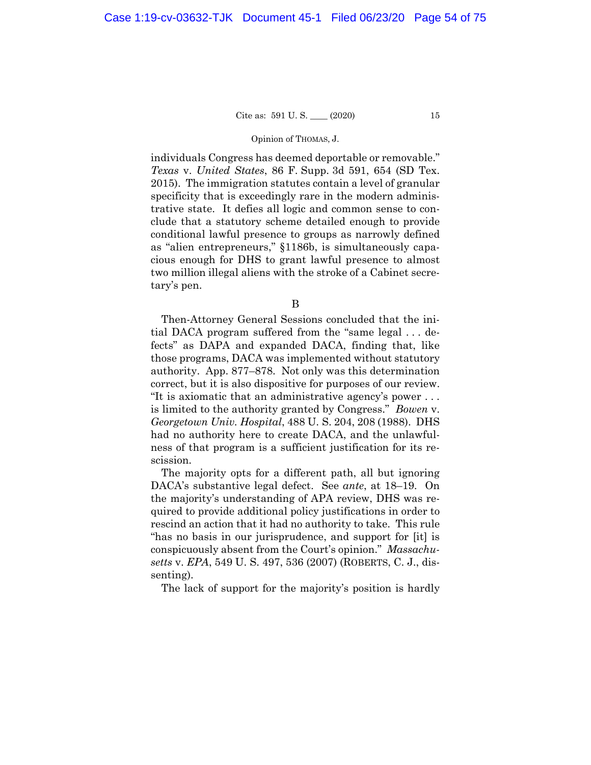individuals Congress has deemed deportable or removable." *Texas* v. *United States*, 86 F. Supp. 3d 591, 654 (SD Tex. 2015). The immigration statutes contain a level of granular specificity that is exceedingly rare in the modern administrative state. It defies all logic and common sense to conclude that a statutory scheme detailed enough to provide conditional lawful presence to groups as narrowly defined as "alien entrepreneurs," §1186b, is simultaneously capacious enough for DHS to grant lawful presence to almost two million illegal aliens with the stroke of a Cabinet secretary's pen.

B

Then-Attorney General Sessions concluded that the initial DACA program suffered from the "same legal . . . defects" as DAPA and expanded DACA, finding that, like those programs, DACA was implemented without statutory authority. App. 877–878. Not only was this determination correct, but it is also dispositive for purposes of our review. "It is axiomatic that an administrative agency's power . . . is limited to the authority granted by Congress." *Bowen* v. *Georgetown Univ. Hospital*, 488 U. S. 204, 208 (1988). DHS had no authority here to create DACA, and the unlawfulness of that program is a sufficient justification for its rescission.

The majority opts for a different path, all but ignoring DACA's substantive legal defect. See *ante*, at 18–19. On the majority's understanding of APA review, DHS was required to provide additional policy justifications in order to rescind an action that it had no authority to take. This rule "has no basis in our jurisprudence, and support for [it] is conspicuously absent from the Court's opinion." *Massachusetts* v. *EPA*, 549 U. S. 497, 536 (2007) (ROBERTS, C. J., dissenting).

The lack of support for the majority's position is hardly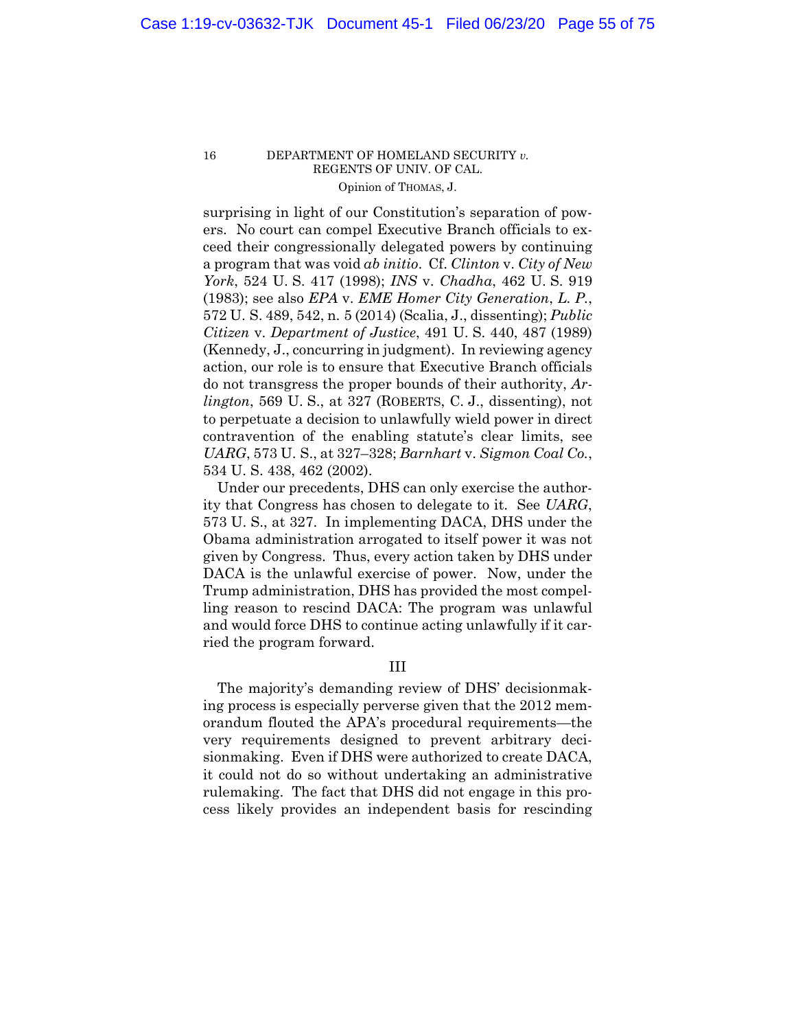surprising in light of our Constitution's separation of powers. No court can compel Executive Branch officials to exceed their congressionally delegated powers by continuing a program that was void *ab initio*. Cf. *Clinton* v. *City of New York*, 524 U. S. 417 (1998); *INS* v. *Chadha*, 462 U. S. 919 (1983); see also *EPA* v. *EME Homer City Generation*, *L. P.*, 572 U. S. 489, 542, n. 5 (2014) (Scalia, J., dissenting); *Public Citizen* v. *Department of Justice*, 491 U. S. 440, 487 (1989) (Kennedy, J., concurring in judgment). In reviewing agency action, our role is to ensure that Executive Branch officials do not transgress the proper bounds of their authority, *Arlington*, 569 U. S., at 327 (ROBERTS, C. J., dissenting), not to perpetuate a decision to unlawfully wield power in direct contravention of the enabling statute's clear limits, see *UARG*, 573 U. S., at 327–328; *Barnhart* v. *Sigmon Coal Co.*, 534 U. S. 438, 462 (2002).

Under our precedents, DHS can only exercise the authority that Congress has chosen to delegate to it. See *UARG*, 573 U. S., at 327. In implementing DACA, DHS under the Obama administration arrogated to itself power it was not given by Congress. Thus, every action taken by DHS under DACA is the unlawful exercise of power. Now, under the Trump administration, DHS has provided the most compelling reason to rescind DACA: The program was unlawful and would force DHS to continue acting unlawfully if it carried the program forward.

## III

The majority's demanding review of DHS' decisionmaking process is especially perverse given that the 2012 memorandum flouted the APA's procedural requirements—the very requirements designed to prevent arbitrary decisionmaking. Even if DHS were authorized to create DACA, it could not do so without undertaking an administrative rulemaking. The fact that DHS did not engage in this process likely provides an independent basis for rescinding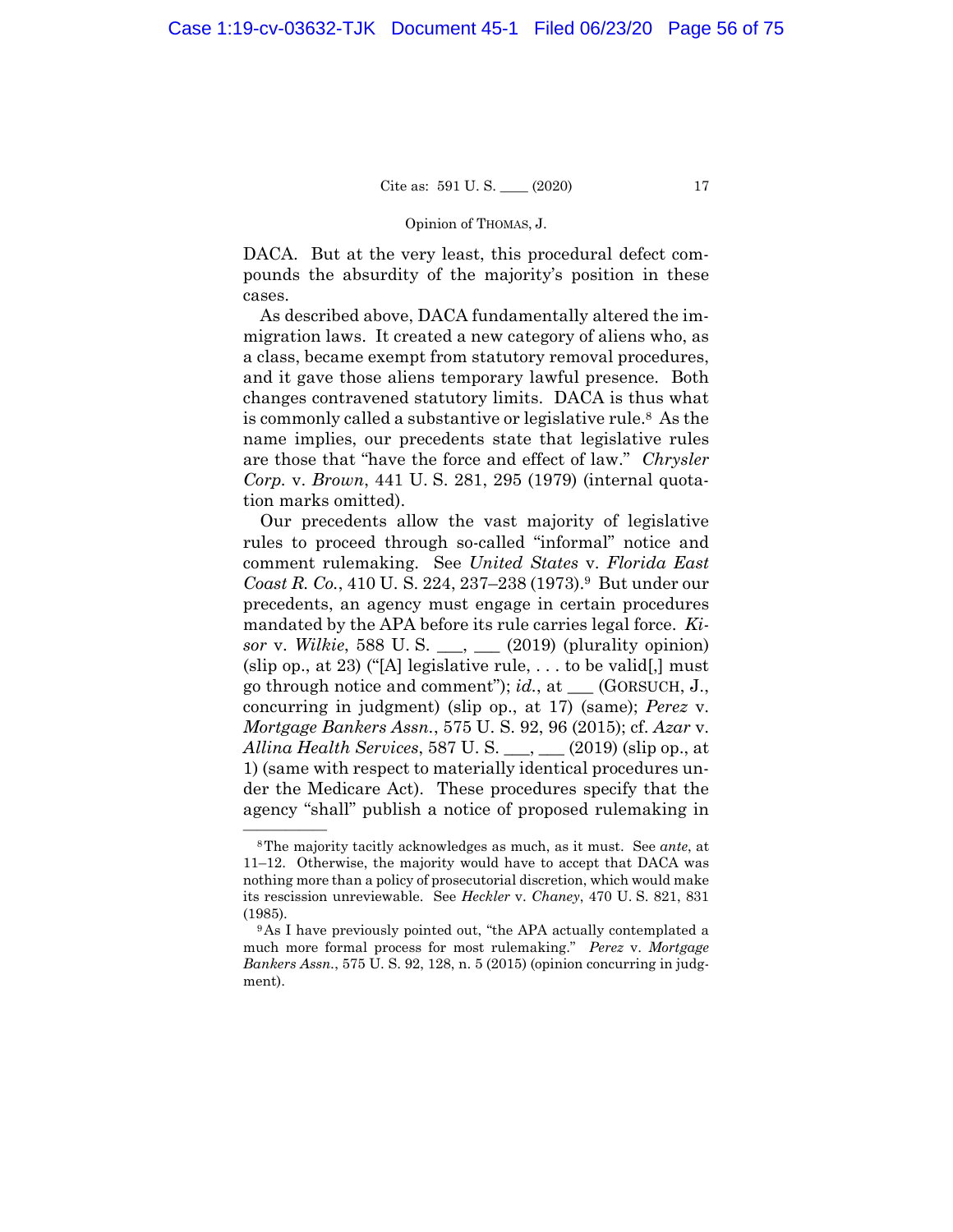DACA. But at the very least, this procedural defect compounds the absurdity of the majority's position in these cases.

As described above, DACA fundamentally altered the immigration laws. It created a new category of aliens who, as a class, became exempt from statutory removal procedures, and it gave those aliens temporary lawful presence. Both changes contravened statutory limits. DACA is thus what is commonly called a substantive or legislative rule.[8] As the name implies, our precedents state that legislative rules are those that "have the force and effect of law." *Chrysler Corp.* v. *Brown*, 441 U. S. 281, 295 (1979) (internal quotation marks omitted).

Our precedents allow the vast majority of legislative rules to proceed through so-called "informal" notice and comment rulemaking. See *United States* v. *Florida East Coast R. Co.*, 410 U. S. 224, 237–238 (1973).[9] But under our precedents, an agency must engage in certain procedures mandated by the APA before its rule carries legal force. *Kisor* v. *Wilkie*, 588 U. S. ___, ___ (2019) (plurality opinion) (slip op., at 23) ("[A] legislative rule, . . . to be valid[,] must go through notice and comment"); *id.*, at ___ (GORSUCH, J., concurring in judgment) (slip op., at 17) (same); *Perez* v. *Mortgage Bankers Assn.*, 575 U. S. 92, 96 (2015); cf. *Azar* v. *Allina Health Services*, 587 U. S. ___, ___ (2019) (slip op., at 1) (same with respect to materially identical procedures under the Medicare Act). These procedures specify that the agency "shall" publish a notice of proposed rulemaking in

---

[8] The majority tacitly acknowledges as much, as it must. See *ante*, at 11–12. Otherwise, the majority would have to accept that DACA was nothing more than a policy of prosecutorial discretion, which would make its rescission unreviewable. See *Heckler* v. *Chaney*, 470 U. S. 821, 831 (1985).

[9] As I have previously pointed out, "the APA actually contemplated a much more formal process for most rulemaking." *Perez* v. *Mortgage Bankers Assn.*, 575 U. S. 92, 128, n. 5 (2015) (opinion concurring in judgment).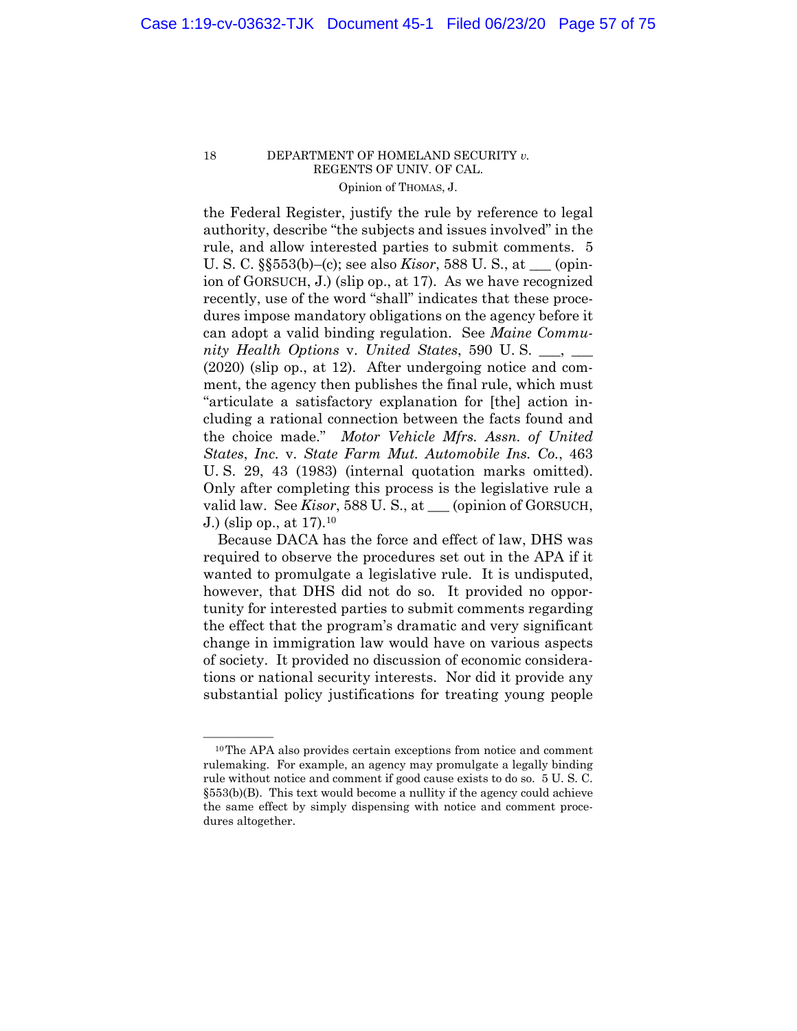the Federal Register, justify the rule by reference to legal authority, describe "the subjects and issues involved" in the rule, and allow interested parties to submit comments. 5 U. S. C. §§553(b)–(c); see also *Kisor*, 588 U. S., at ___ (opinion of GORSUCH, J.) (slip op., at 17). As we have recognized recently, use of the word "shall" indicates that these procedures impose mandatory obligations on the agency before it can adopt a valid binding regulation. See *Maine Community Health Options* v. *United States*, 590 U. S. ___, ___ (2020) (slip op., at 12). After undergoing notice and comment, the agency then publishes the final rule, which must "articulate a satisfactory explanation for [the] action including a rational connection between the facts found and the choice made." *Motor Vehicle Mfrs. Assn. of United States*, *Inc.* v. *State Farm Mut. Automobile Ins. Co.*, 463 U. S. 29, 43 (1983) (internal quotation marks omitted). Only after completing this process is the legislative rule a valid law. See *Kisor*, 588 U. S., at ___ (opinion of GORSUCH, J.) (slip op., at 17).[10]

Because DACA has the force and effect of law, DHS was required to observe the procedures set out in the APA if it wanted to promulgate a legislative rule. It is undisputed, however, that DHS did not do so. It provided no opportunity for interested parties to submit comments regarding the effect that the program's dramatic and very significant change in immigration law would have on various aspects of society. It provided no discussion of economic considerations or national security interests. Nor did it provide any substantial policy justifications for treating young people

---

[10] The APA also provides certain exceptions from notice and comment rulemaking. For example, an agency may promulgate a legally binding rule without notice and comment if good cause exists to do so. 5 U. S. C. §553(b)(B). This text would become a nullity if the agency could achieve the same effect by simply dispensing with notice and comment procedures altogether.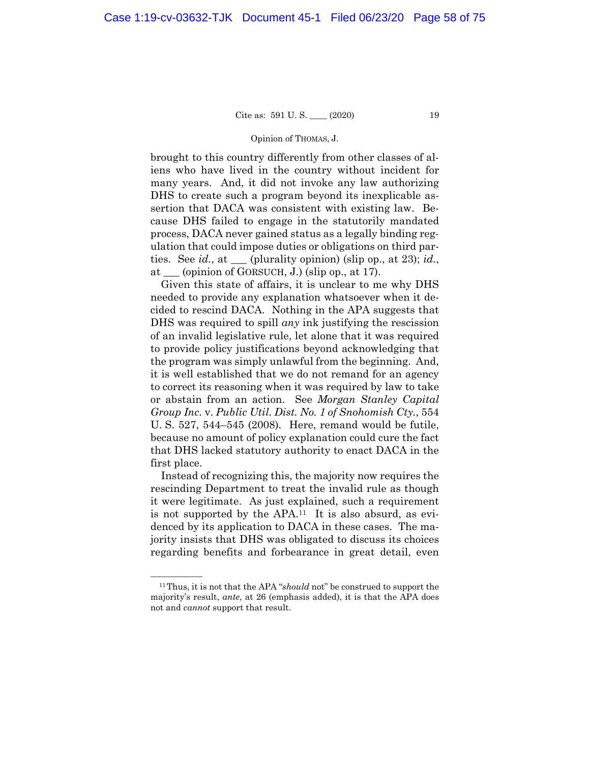brought to this country differently from other classes of aliens who have lived in the country without incident for many years. And, it did not invoke any law authorizing DHS to create such a program beyond its inexplicable assertion that DACA was consistent with existing law. Because DHS failed to engage in the statutorily mandated process, DACA never gained status as a legally binding regulation that could impose duties or obligations on third parties. See *id.*, at \_\_\_ (plurality opinion) (slip op., at 23); *id.*, at \_\_\_ (opinion of GORSUCH, J.) (slip op., at 17).

Given this state of affairs, it is unclear to me why DHS needed to provide any explanation whatsoever when it decided to rescind DACA. Nothing in the APA suggests that DHS was required to spill *any* ink justifying the rescission of an invalid legislative rule, let alone that it was required to provide policy justifications beyond acknowledging that the program was simply unlawful from the beginning. And, it is well established that we do not remand for an agency to correct its reasoning when it was required by law to take or abstain from an action. See *Morgan Stanley Capital Group Inc.* v. *Public Util. Dist. No. 1 of Snohomish Cty.*, 554 U. S. 527, 544–545 (2008). Here, remand would be futile, because no amount of policy explanation could cure the fact that DHS lacked statutory authority to enact DACA in the first place.

Instead of recognizing this, the majority now requires the rescinding Department to treat the invalid rule as though it were legitimate. As just explained, such a requirement is not supported by the APA.[11] It is also absurd, as evidenced by its application to DACA in these cases. The majority insists that DHS was obligated to discuss its choices regarding benefits and forbearance in great detail, even

---

[11] Thus, it is not that the APA "*should* not" be construed to support the majority's result, *ante*, at 26 (emphasis added), it is that the APA does not and *cannot* support that result.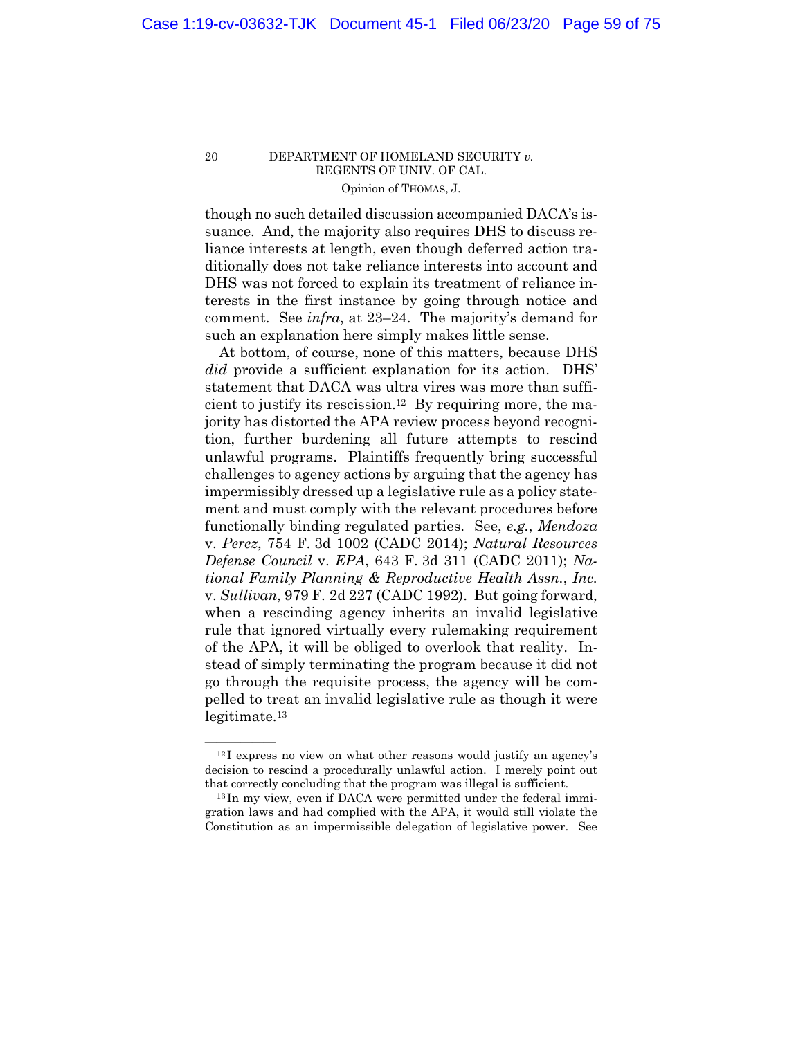though no such detailed discussion accompanied DACA's issuance. And, the majority also requires DHS to discuss reliance interests at length, even though deferred action traditionally does not take reliance interests into account and DHS was not forced to explain its treatment of reliance interests in the first instance by going through notice and comment. See *infra*, at 23–24. The majority's demand for such an explanation here simply makes little sense.

At bottom, of course, none of this matters, because DHS *did* provide a sufficient explanation for its action. DHS' statement that DACA was ultra vires was more than sufficient to justify its rescission.[12] By requiring more, the majority has distorted the APA review process beyond recognition, further burdening all future attempts to rescind unlawful programs. Plaintiffs frequently bring successful challenges to agency actions by arguing that the agency has impermissibly dressed up a legislative rule as a policy statement and must comply with the relevant procedures before functionally binding regulated parties. See, *e.g.*, *Mendoza* v. *Perez*, 754 F. 3d 1002 (CADC 2014); *Natural Resources Defense Council* v. *EPA*, 643 F. 3d 311 (CADC 2011); *National Family Planning & Reproductive Health Assn., Inc.* v. *Sullivan*, 979 F. 2d 227 (CADC 1992). But going forward, when a rescinding agency inherits an invalid legislative rule that ignored virtually every rulemaking requirement of the APA, it will be obliged to overlook that reality. Instead of simply terminating the program because it did not go through the requisite process, the agency will be compelled to treat an invalid legislative rule as though it were legitimate.[13]

---

[12] I express no view on what other reasons would justify an agency's decision to rescind a procedurally unlawful action. I merely point out that correctly concluding that the program was illegal is sufficient.

[13] In my view, even if DACA were permitted under the federal immigration laws and had complied with the APA, it would still violate the Constitution as an impermissible delegation of legislative power. See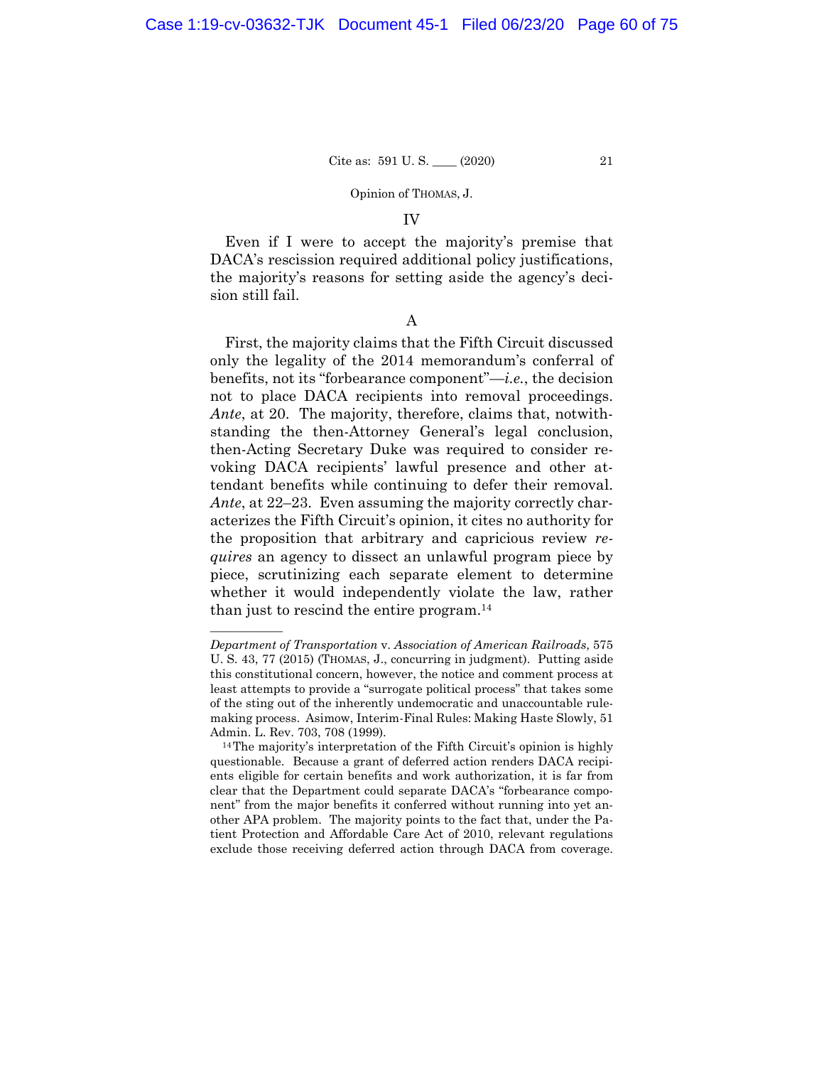## IV

Even if I were to accept the majority's premise that DACA's rescission required additional policy justifications, the majority's reasons for setting aside the agency's decision still fail.

### A

First, the majority claims that the Fifth Circuit discussed only the legality of the 2014 memorandum's conferral of benefits, not its "forbearance component"—*i.e.*, the decision not to place DACA recipients into removal proceedings. *Ante*, at 20. The majority, therefore, claims that, notwithstanding the then-Attorney General's legal conclusion, then-Acting Secretary Duke was required to consider revoking DACA recipients' lawful presence and other attendant benefits while continuing to defer their removal. *Ante*, at 22–23. Even assuming the majority correctly characterizes the Fifth Circuit's opinion, it cites no authority for the proposition that arbitrary and capricious review *requires* an agency to dissect an unlawful program piece by piece, scrutinizing each separate element to determine whether it would independently violate the law, rather than just to rescind the entire program.[14]

---

*Department of Transportation* v. *Association of American Railroads*, 575 U. S. 43, 77 (2015) (THOMAS, J., concurring in judgment). Putting aside this constitutional concern, however, the notice and comment process at least attempts to provide a "surrogate political process" that takes some of the sting out of the inherently undemocratic and unaccountable rulemaking process. Asimow, Interim-Final Rules: Making Haste Slowly, 51 Admin. L. Rev. 703, 708 (1999).

[14] The majority's interpretation of the Fifth Circuit's opinion is highly questionable. Because a grant of deferred action renders DACA recipients eligible for certain benefits and work authorization, it is far from clear that the Department could separate DACA's "forbearance component" from the major benefits it conferred without running into yet another APA problem. The majority points to the fact that, under the Patient Protection and Affordable Care Act of 2010, relevant regulations exclude those receiving deferred action through DACA from coverage.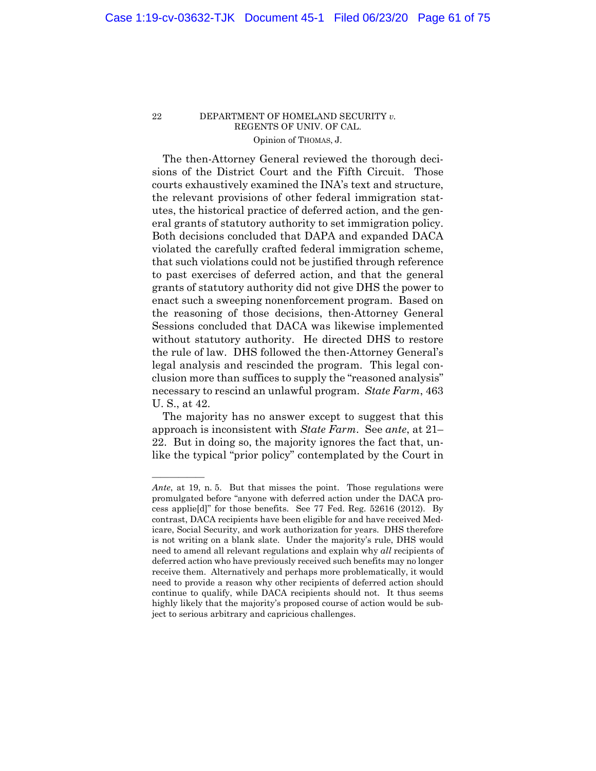The then-Attorney General reviewed the thorough decisions of the District Court and the Fifth Circuit. Those courts exhaustively examined the INA's text and structure, the relevant provisions of other federal immigration statutes, the historical practice of deferred action, and the general grants of statutory authority to set immigration policy. Both decisions concluded that DAPA and expanded DACA violated the carefully crafted federal immigration scheme, that such violations could not be justified through reference to past exercises of deferred action, and that the general grants of statutory authority did not give DHS the power to enact such a sweeping nonenforcement program. Based on the reasoning of those decisions, then-Attorney General Sessions concluded that DACA was likewise implemented without statutory authority. He directed DHS to restore the rule of law. DHS followed the then-Attorney General's legal analysis and rescinded the program. This legal conclusion more than suffices to supply the "reasoned analysis" necessary to rescind an unlawful program. *State Farm*, 463 U. S., at 42.

The majority has no answer except to suggest that this approach is inconsistent with *State Farm*. See *ante*, at 21–22. But in doing so, the majority ignores the fact that, unlike the typical "prior policy" contemplated by the Court in

---

*Ante*, at 19, n. 5. But that misses the point. Those regulations were promulgated before "anyone with deferred action under the DACA process applie[d]" for those benefits. See 77 Fed. Reg. 52616 (2012). By contrast, DACA recipients have been eligible for and have received Medicare, Social Security, and work authorization for years. DHS therefore is not writing on a blank slate. Under the majority's rule, DHS would need to amend all relevant regulations and explain why *all* recipients of deferred action who have previously received such benefits may no longer receive them. Alternatively and perhaps more problematically, it would need to provide a reason why other recipients of deferred action should continue to qualify, while DACA recipients should not. It thus seems highly likely that the majority's proposed course of action would be subject to serious arbitrary and capricious challenges.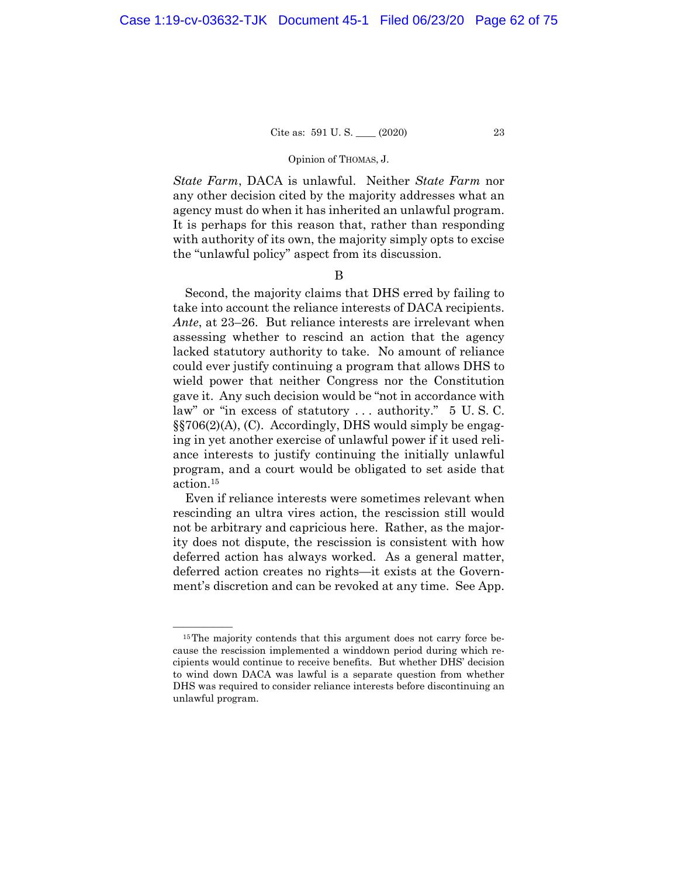*State Farm*, DACA is unlawful. Neither *State Farm* nor any other decision cited by the majority addresses what an agency must do when it has inherited an unlawful program. It is perhaps for this reason that, rather than responding with authority of its own, the majority simply opts to excise the "unlawful policy" aspect from its discussion.

B

Second, the majority claims that DHS erred by failing to take into account the reliance interests of DACA recipients. *Ante*, at 23–26. But reliance interests are irrelevant when assessing whether to rescind an action that the agency lacked statutory authority to take. No amount of reliance could ever justify continuing a program that allows DHS to wield power that neither Congress nor the Constitution gave it. Any such decision would be "not in accordance with law" or "in excess of statutory . . . authority." 5 U. S. C. §§706(2)(A), (C). Accordingly, DHS would simply be engaging in yet another exercise of unlawful power if it used reliance interests to justify continuing the initially unlawful program, and a court would be obligated to set aside that action.[15]

Even if reliance interests were sometimes relevant when rescinding an ultra vires action, the rescission still would not be arbitrary and capricious here. Rather, as the majority does not dispute, the rescission is consistent with how deferred action has always worked. As a general matter, deferred action creates no rights—it exists at the Government's discretion and can be revoked at any time. See App.

---

[15] The majority contends that this argument does not carry force because the rescission implemented a winddown period during which recipients would continue to receive benefits. But whether DHS' decision to wind down DACA was lawful is a separate question from whether DHS was required to consider reliance interests before discontinuing an unlawful program.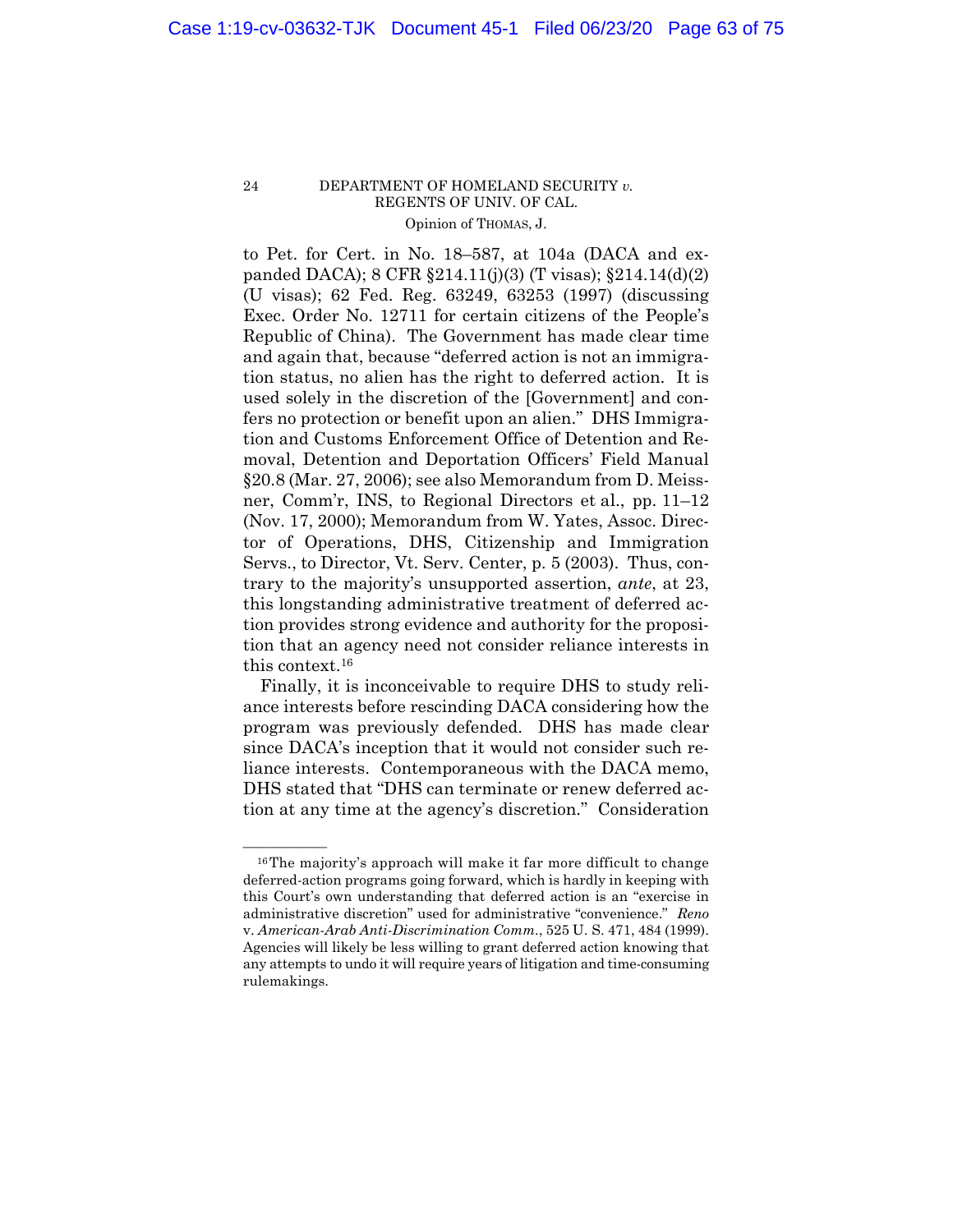to Pet. for Cert. in No. 18–587, at 104a (DACA and expanded DACA); 8 CFR §214.11(j)(3) (T visas); §214.14(d)(2) (U visas); 62 Fed. Reg. 63249, 63253 (1997) (discussing Exec. Order No. 12711 for certain citizens of the People's Republic of China). The Government has made clear time and again that, because "deferred action is not an immigration status, no alien has the right to deferred action. It is used solely in the discretion of the [Government] and confers no protection or benefit upon an alien." DHS Immigration and Customs Enforcement Office of Detention and Removal, Detention and Deportation Officers' Field Manual §20.8 (Mar. 27, 2006); see also Memorandum from D. Meissner, Comm'r, INS, to Regional Directors et al., pp. 11–12 (Nov. 17, 2000); Memorandum from W. Yates, Assoc. Director of Operations, DHS, Citizenship and Immigration Servs., to Director, Vt. Serv. Center, p. 5 (2003). Thus, contrary to the majority's unsupported assertion, *ante*, at 23, this longstanding administrative treatment of deferred action provides strong evidence and authority for the proposition that an agency need not consider reliance interests in this context.[16]

Finally, it is inconceivable to require DHS to study reliance interests before rescinding DACA considering how the program was previously defended. DHS has made clear since DACA's inception that it would not consider such reliance interests. Contemporaneous with the DACA memo, DHS stated that "DHS can terminate or renew deferred action at any time at the agency's discretion." Consideration

---

[16] The majority's approach will make it far more difficult to change deferred-action programs going forward, which is hardly in keeping with this Court's own understanding that deferred action is an "exercise in administrative discretion" used for administrative "convenience." *Reno* v. *American-Arab Anti-Discrimination Comm.*, 525 U. S. 471, 484 (1999). Agencies will likely be less willing to grant deferred action knowing that any attempts to undo it will require years of litigation and time-consuming rulemakings.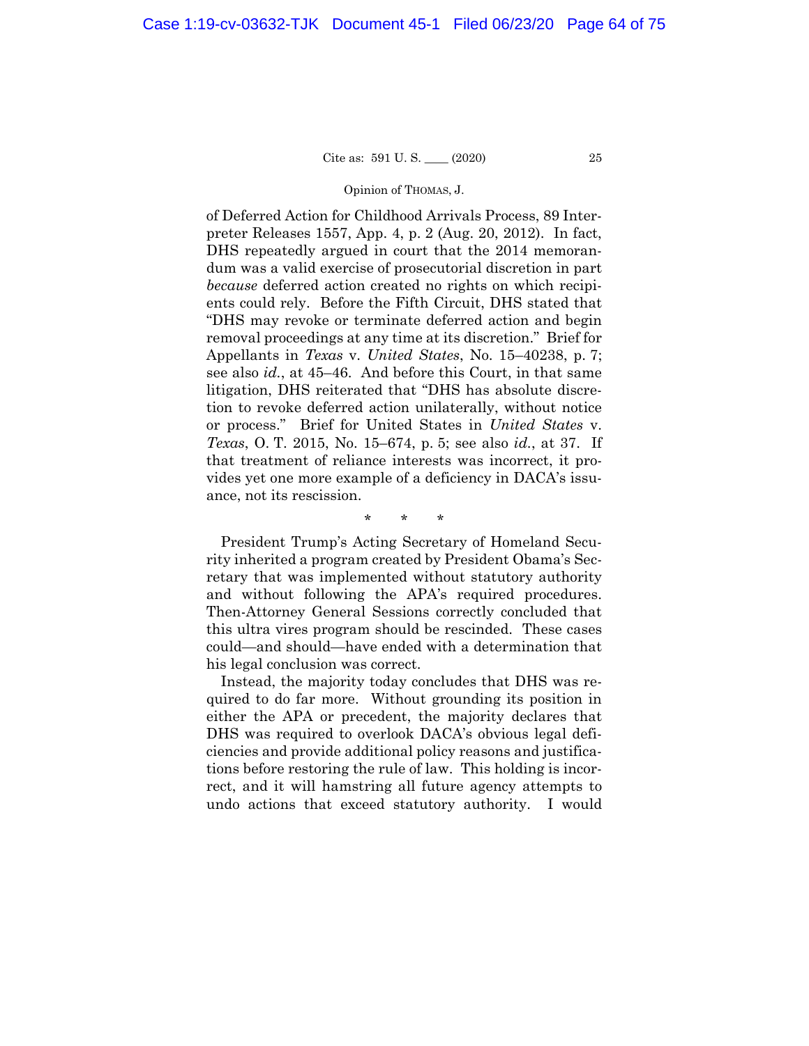of Deferred Action for Childhood Arrivals Process, 89 Interpreter Releases 1557, App. 4, p. 2 (Aug. 20, 2012). In fact, DHS repeatedly argued in court that the 2014 memorandum was a valid exercise of prosecutorial discretion in part *because* deferred action created no rights on which recipients could rely. Before the Fifth Circuit, DHS stated that "DHS may revoke or terminate deferred action and begin removal proceedings at any time at its discretion." Brief for Appellants in *Texas* v. *United States*, No. 15–40238, p. 7; see also *id.*, at 45–46. And before this Court, in that same litigation, DHS reiterated that "DHS has absolute discretion to revoke deferred action unilaterally, without notice or process." Brief for United States in *United States* v. *Texas*, O. T. 2015, No. 15–674, p. 5; see also *id.*, at 37. If that treatment of reliance interests was incorrect, it provides yet one more example of a deficiency in DACA's issuance, not its rescission.

\* \* \*

President Trump's Acting Secretary of Homeland Security inherited a program created by President Obama's Secretary that was implemented without statutory authority and without following the APA's required procedures. Then-Attorney General Sessions correctly concluded that this ultra vires program should be rescinded. These cases could—and should—have ended with a determination that his legal conclusion was correct.

Instead, the majority today concludes that DHS was required to do far more. Without grounding its position in either the APA or precedent, the majority declares that DHS was required to overlook DACA's obvious legal deficiencies and provide additional policy reasons and justifications before restoring the rule of law. This holding is incorrect, and it will hamstring all future agency attempts to undo actions that exceed statutory authority. I would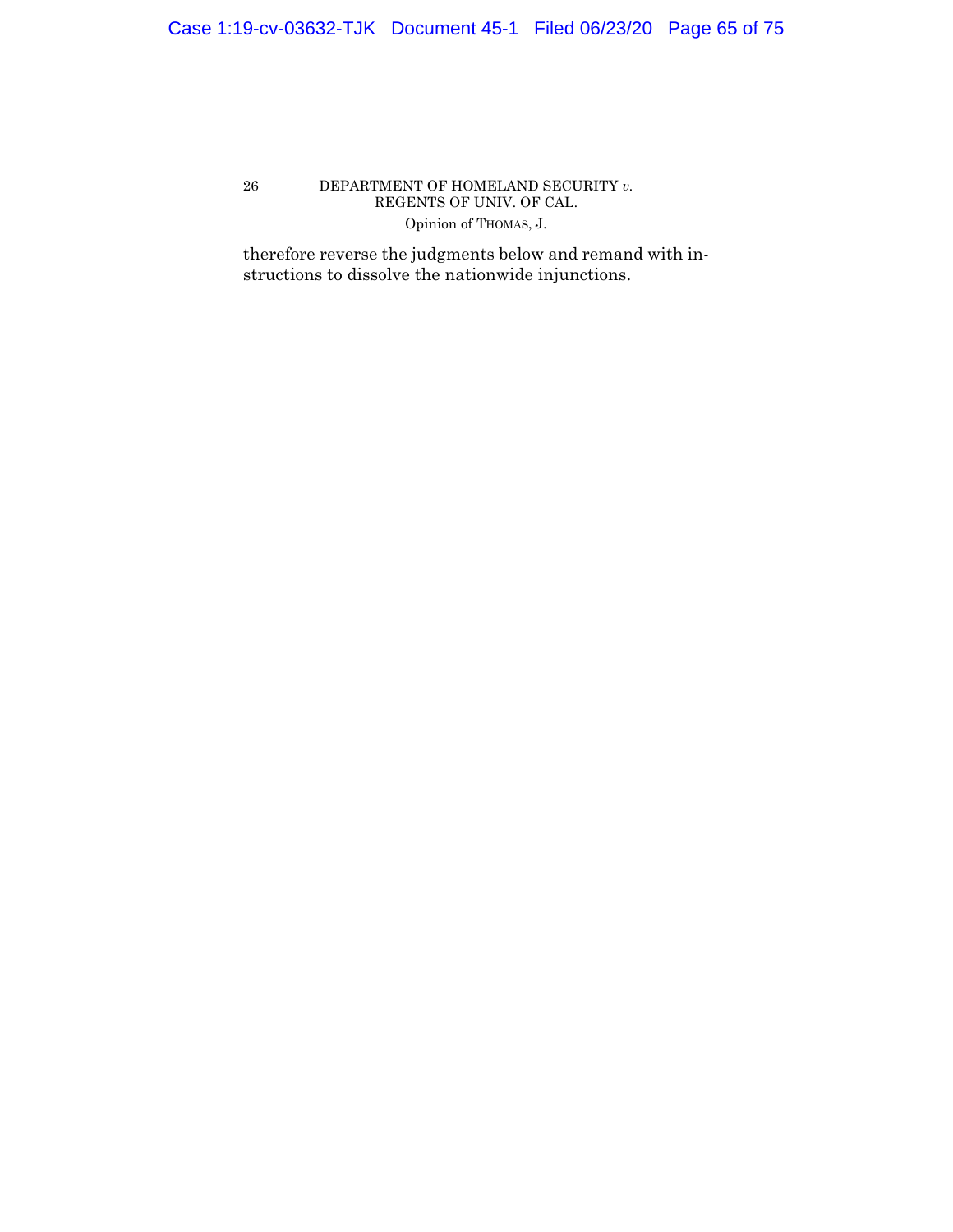therefore reverse the judgments below and remand with instructions to dissolve the nationwide injunctions.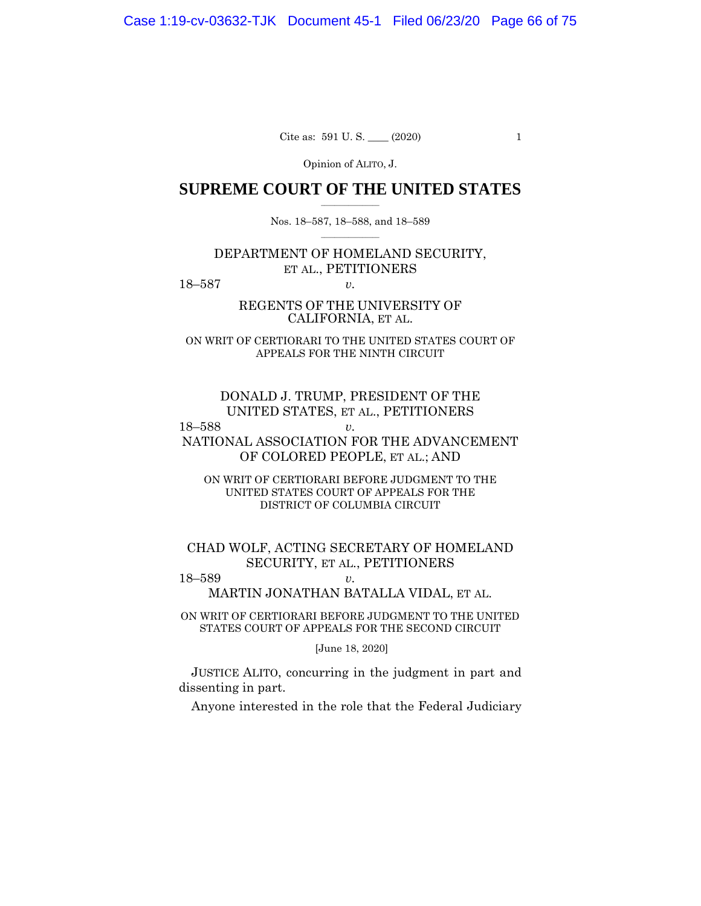Opinion of ALITO, J.

# SUPREME COURT OF THE UNITED STATES

Nos. 18–587, 18–588, and 18–589

DEPARTMENT OF HOMELAND SECURITY, ET AL., PETITIONERS

18–587 *v.*

REGENTS OF THE UNIVERSITY OF CALIFORNIA, ET AL.

ON WRIT OF CERTIORARI TO THE UNITED STATES COURT OF APPEALS FOR THE NINTH CIRCUIT

DONALD J. TRUMP, PRESIDENT OF THE UNITED STATES, ET AL., PETITIONERS

18–588 *v.*

NATIONAL ASSOCIATION FOR THE ADVANCEMENT OF COLORED PEOPLE, ET AL.; AND

ON WRIT OF CERTIORARI BEFORE JUDGMENT TO THE UNITED STATES COURT OF APPEALS FOR THE DISTRICT OF COLUMBIA CIRCUIT

CHAD WOLF, ACTING SECRETARY OF HOMELAND SECURITY, ET AL., PETITIONERS

18–589 *v.*

MARTIN JONATHAN BATALLA VIDAL, ET AL.

ON WRIT OF CERTIORARI BEFORE JUDGMENT TO THE UNITED STATES COURT OF APPEALS FOR THE SECOND CIRCUIT

[June 18, 2020]

JUSTICE ALITO, concurring in the judgment in part and dissenting in part.

Anyone interested in the role that the Federal Judiciary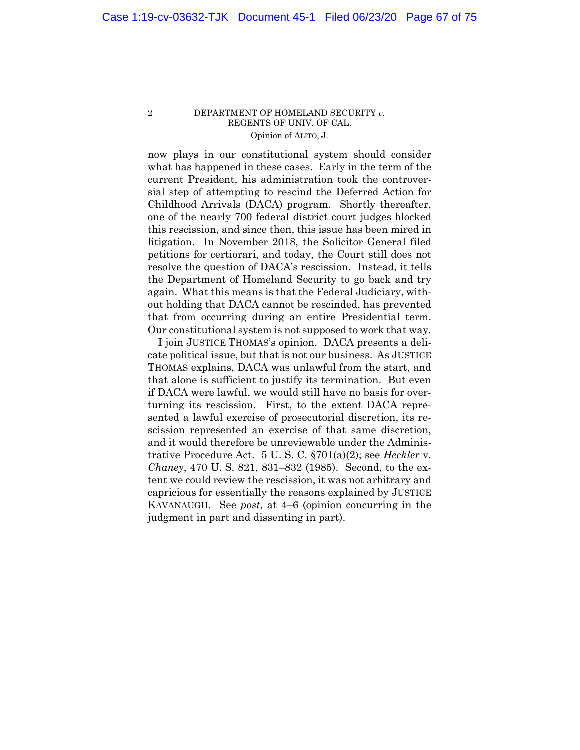now plays in our constitutional system should consider what has happened in these cases. Early in the term of the current President, his administration took the controversial step of attempting to rescind the Deferred Action for Childhood Arrivals (DACA) program. Shortly thereafter, one of the nearly 700 federal district court judges blocked this rescission, and since then, this issue has been mired in litigation. In November 2018, the Solicitor General filed petitions for certiorari, and today, the Court still does not resolve the question of DACA's rescission. Instead, it tells the Department of Homeland Security to go back and try again. What this means is that the Federal Judiciary, without holding that DACA cannot be rescinded, has prevented that from occurring during an entire Presidential term. Our constitutional system is not supposed to work that way.

I join JUSTICE THOMAS's opinion. DACA presents a delicate political issue, but that is not our business. As JUSTICE THOMAS explains, DACA was unlawful from the start, and that alone is sufficient to justify its termination. But even if DACA were lawful, we would still have no basis for overturning its rescission. First, to the extent DACA represented a lawful exercise of prosecutorial discretion, its rescission represented an exercise of that same discretion, and it would therefore be unreviewable under the Administrative Procedure Act. 5 U. S. C. §701(a)(2); see *Heckler* v. *Chaney*, 470 U. S. 821, 831–832 (1985). Second, to the extent we could review the rescission, it was not arbitrary and capricious for essentially the reasons explained by JUSTICE KAVANAUGH. See *post*, at 4–6 (opinion concurring in the judgment in part and dissenting in part).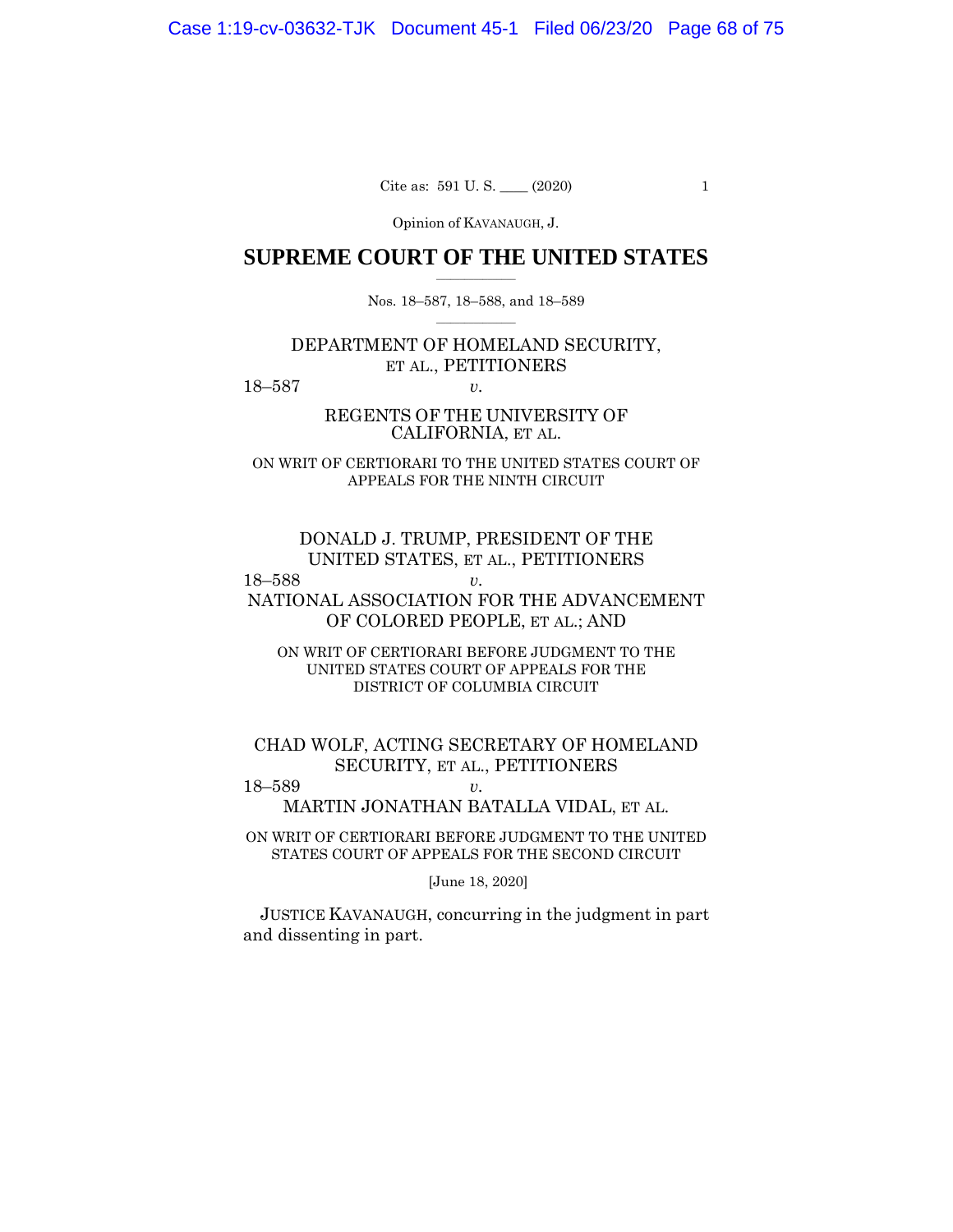Cite as: 591 U. S. ____ (2020)

Opinion of KAVANAUGH, J.

# SUPREME COURT OF THE UNITED STATES

Nos. 18–587, 18–588, and 18–589

DEPARTMENT OF HOMELAND SECURITY, ET AL., PETITIONERS

18–587 *v.*

REGENTS OF THE UNIVERSITY OF CALIFORNIA, ET AL.

ON WRIT OF CERTIORARI TO THE UNITED STATES COURT OF APPEALS FOR THE NINTH CIRCUIT

DONALD J. TRUMP, PRESIDENT OF THE UNITED STATES, ET AL., PETITIONERS

18–588 *v.*

NATIONAL ASSOCIATION FOR THE ADVANCEMENT OF COLORED PEOPLE, ET AL.; AND

ON WRIT OF CERTIORARI BEFORE JUDGMENT TO THE UNITED STATES COURT OF APPEALS FOR THE DISTRICT OF COLUMBIA CIRCUIT

CHAD WOLF, ACTING SECRETARY OF HOMELAND SECURITY, ET AL., PETITIONERS

18–589 *v.*

MARTIN JONATHAN BATALLA VIDAL, ET AL.

ON WRIT OF CERTIORARI BEFORE JUDGMENT TO THE UNITED STATES COURT OF APPEALS FOR THE SECOND CIRCUIT

[June 18, 2020]

JUSTICE KAVANAUGH, concurring in the judgment in part and dissenting in part.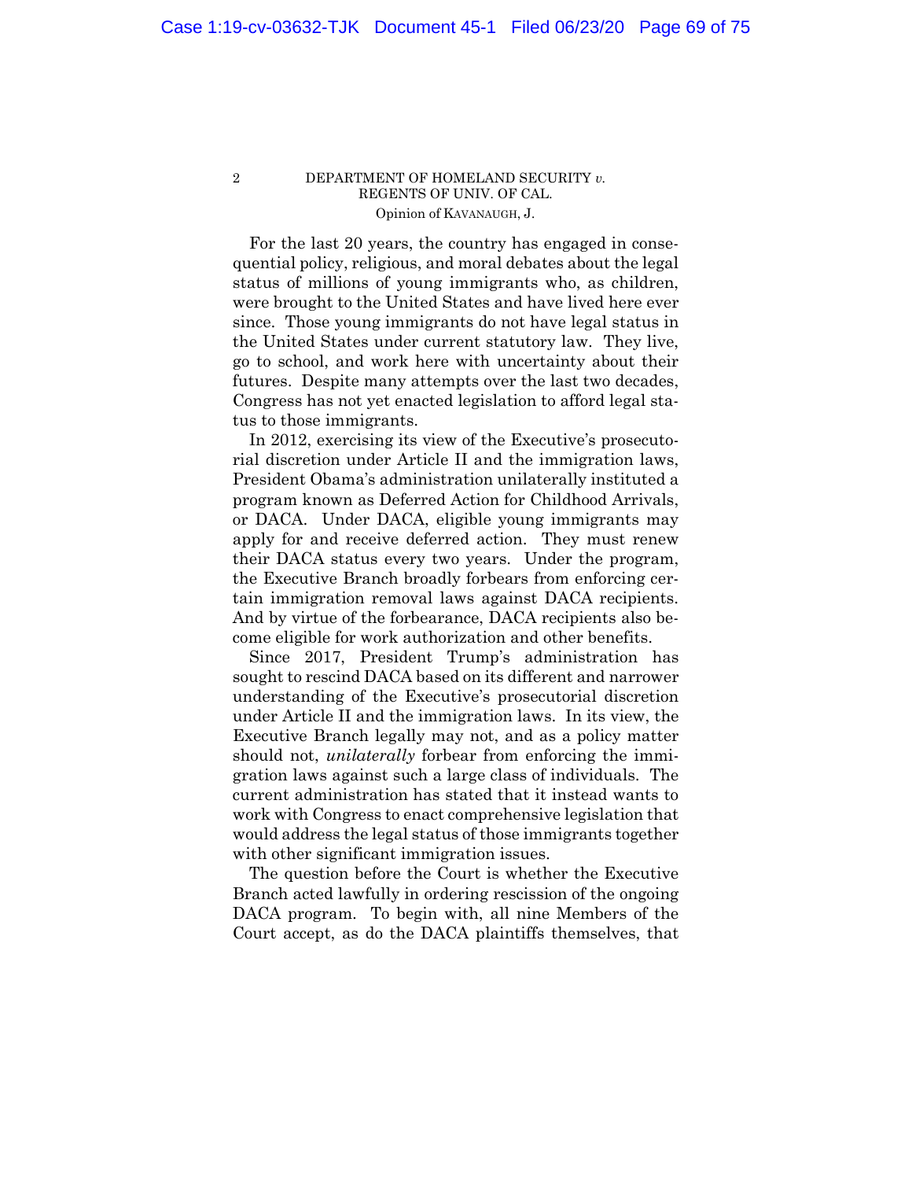For the last 20 years, the country has engaged in consequential policy, religious, and moral debates about the legal status of millions of young immigrants who, as children, were brought to the United States and have lived here ever since. Those young immigrants do not have legal status in the United States under current statutory law. They live, go to school, and work here with uncertainty about their futures. Despite many attempts over the last two decades, Congress has not yet enacted legislation to afford legal status to those immigrants.

In 2012, exercising its view of the Executive's prosecutorial discretion under Article II and the immigration laws, President Obama's administration unilaterally instituted a program known as Deferred Action for Childhood Arrivals, or DACA. Under DACA, eligible young immigrants may apply for and receive deferred action. They must renew their DACA status every two years. Under the program, the Executive Branch broadly forbears from enforcing certain immigration removal laws against DACA recipients. And by virtue of the forbearance, DACA recipients also become eligible for work authorization and other benefits.

Since 2017, President Trump's administration has sought to rescind DACA based on its different and narrower understanding of the Executive's prosecutorial discretion under Article II and the immigration laws. In its view, the Executive Branch legally may not, and as a policy matter should not, *unilaterally* forbear from enforcing the immigration laws against such a large class of individuals. The current administration has stated that it instead wants to work with Congress to enact comprehensive legislation that would address the legal status of those immigrants together with other significant immigration issues.

The question before the Court is whether the Executive Branch acted lawfully in ordering rescission of the ongoing DACA program. To begin with, all nine Members of the Court accept, as do the DACA plaintiffs themselves, that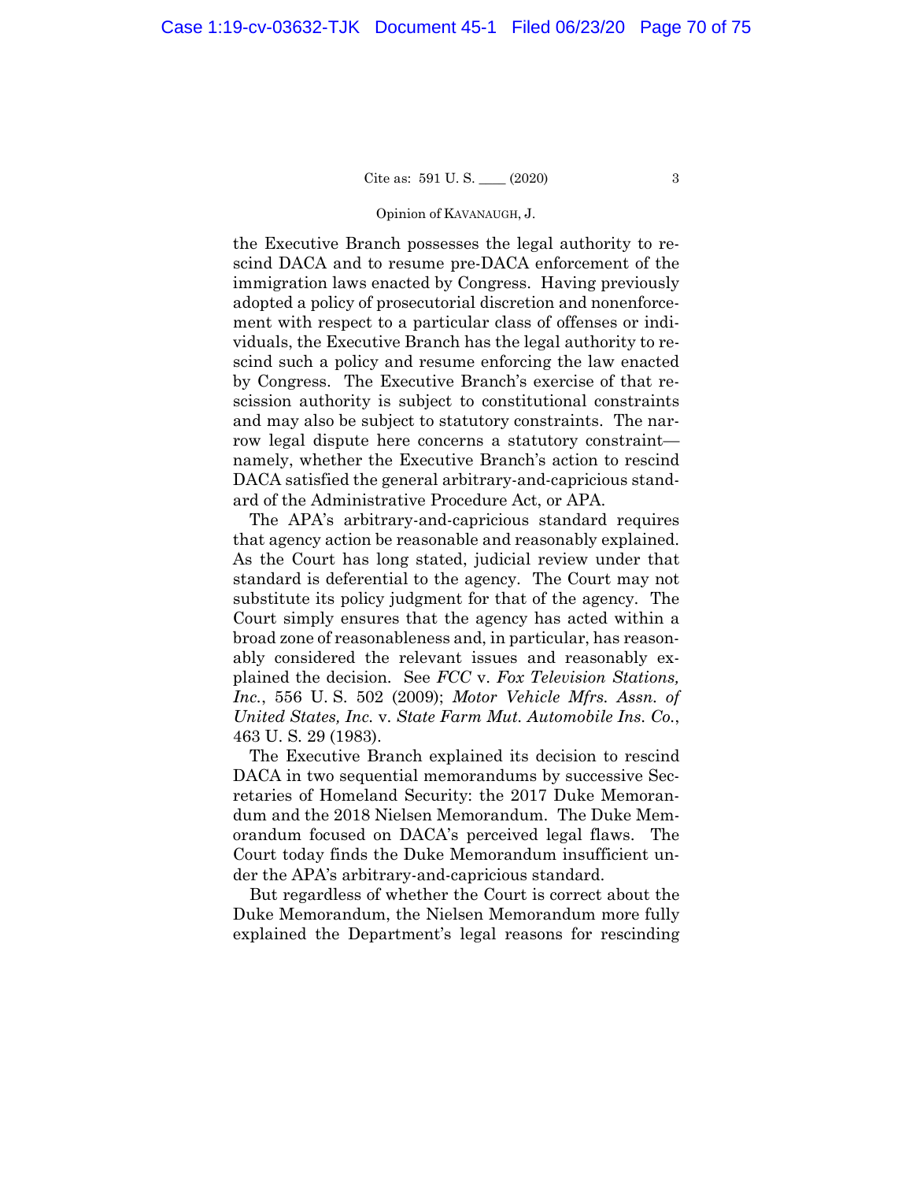the Executive Branch possesses the legal authority to rescind DACA and to resume pre-DACA enforcement of the immigration laws enacted by Congress. Having previously adopted a policy of prosecutorial discretion and nonenforcement with respect to a particular class of offenses or individuals, the Executive Branch has the legal authority to rescind such a policy and resume enforcing the law enacted by Congress. The Executive Branch's exercise of that rescission authority is subject to constitutional constraints and may also be subject to statutory constraints. The narrow legal dispute here concerns a statutory constraint—namely, whether the Executive Branch's action to rescind DACA satisfied the general arbitrary-and-capricious standard of the Administrative Procedure Act, or APA.

The APA's arbitrary-and-capricious standard requires that agency action be reasonable and reasonably explained. As the Court has long stated, judicial review under that standard is deferential to the agency. The Court may not substitute its policy judgment for that of the agency. The Court simply ensures that the agency has acted within a broad zone of reasonableness and, in particular, has reasonably considered the relevant issues and reasonably explained the decision. See *FCC* v. *Fox Television Stations, Inc.*, 556 U. S. 502 (2009); *Motor Vehicle Mfrs. Assn. of United States, Inc.* v. *State Farm Mut. Automobile Ins. Co.*, 463 U. S. 29 (1983).

The Executive Branch explained its decision to rescind DACA in two sequential memorandums by successive Secretaries of Homeland Security: the 2017 Duke Memorandum and the 2018 Nielsen Memorandum. The Duke Memorandum focused on DACA's perceived legal flaws. The Court today finds the Duke Memorandum insufficient under the APA's arbitrary-and-capricious standard.

But regardless of whether the Court is correct about the Duke Memorandum, the Nielsen Memorandum more fully explained the Department's legal reasons for rescinding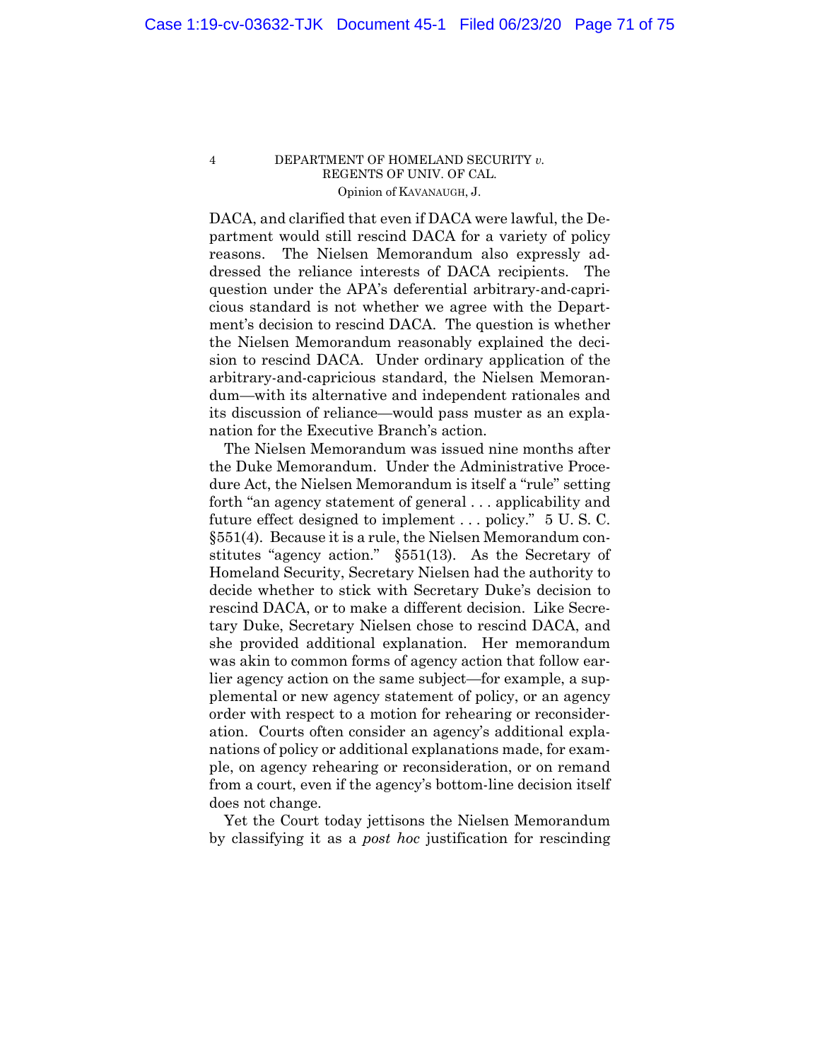DACA, and clarified that even if DACA were lawful, the Department would still rescind DACA for a variety of policy reasons. The Nielsen Memorandum also expressly addressed the reliance interests of DACA recipients. The question under the APA's deferential arbitrary-and-capricious standard is not whether we agree with the Department's decision to rescind DACA. The question is whether the Nielsen Memorandum reasonably explained the decision to rescind DACA. Under ordinary application of the arbitrary-and-capricious standard, the Nielsen Memorandum—with its alternative and independent rationales and its discussion of reliance—would pass muster as an explanation for the Executive Branch's action.

The Nielsen Memorandum was issued nine months after the Duke Memorandum. Under the Administrative Procedure Act, the Nielsen Memorandum is itself a "rule" setting forth "an agency statement of general . . . applicability and future effect designed to implement . . . policy." 5 U. S. C. §551(4). Because it is a rule, the Nielsen Memorandum constitutes "agency action." §551(13). As the Secretary of Homeland Security, Secretary Nielsen had the authority to decide whether to stick with Secretary Duke's decision to rescind DACA, or to make a different decision. Like Secretary Duke, Secretary Nielsen chose to rescind DACA, and she provided additional explanation. Her memorandum was akin to common forms of agency action that follow earlier agency action on the same subject—for example, a supplemental or new agency statement of policy, or an agency order with respect to a motion for rehearing or reconsideration. Courts often consider an agency's additional explanations of policy or additional explanations made, for example, on agency rehearing or reconsideration, or on remand from a court, even if the agency's bottom-line decision itself does not change.

Yet the Court today jettisons the Nielsen Memorandum by classifying it as a *post hoc* justification for rescinding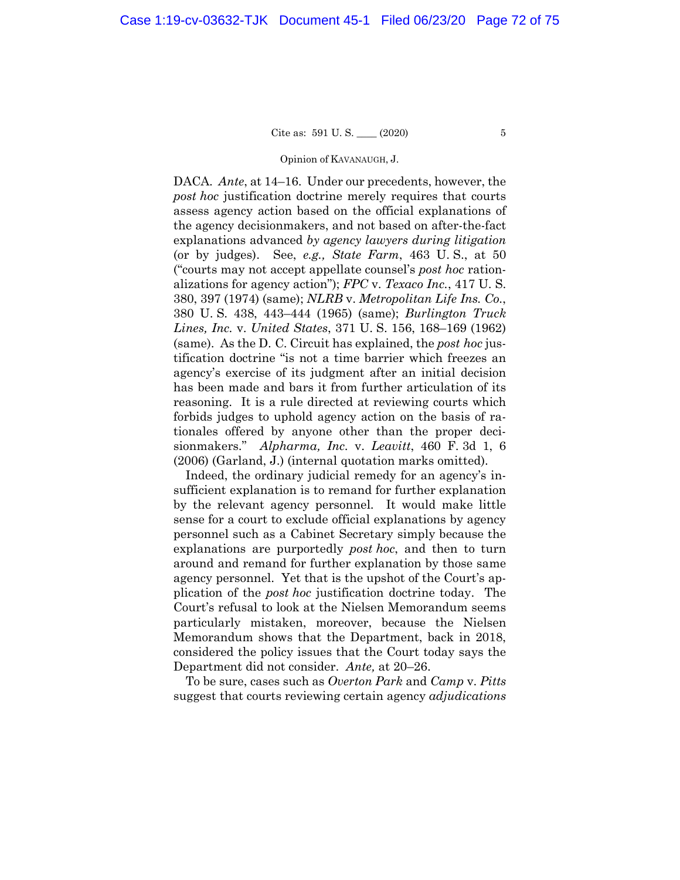DACA. *Ante*, at 14–16. Under our precedents, however, the *post hoc* justification doctrine merely requires that courts assess agency action based on the official explanations of the agency decisionmakers, and not based on after-the-fact explanations advanced *by agency lawyers during litigation* (or by judges). See, *e.g., State Farm*, 463 U. S., at 50 ("courts may not accept appellate counsel's *post hoc* rationalizations for agency action"); *FPC* v. *Texaco Inc.*, 417 U. S. 380, 397 (1974) (same); *NLRB* v. *Metropolitan Life Ins. Co.*, 380 U. S. 438, 443–444 (1965) (same); *Burlington Truck Lines, Inc.* v. *United States*, 371 U. S. 156, 168–169 (1962) (same). As the D. C. Circuit has explained, the *post hoc* justification doctrine "is not a time barrier which freezes an agency's exercise of its judgment after an initial decision has been made and bars it from further articulation of its reasoning. It is a rule directed at reviewing courts which forbids judges to uphold agency action on the basis of rationales offered by anyone other than the proper decisionmakers." *Alpharma, Inc.* v. *Leavitt*, 460 F. 3d 1, 6 (2006) (Garland, J.) (internal quotation marks omitted).

Indeed, the ordinary judicial remedy for an agency's insufficient explanation is to remand for further explanation by the relevant agency personnel. It would make little sense for a court to exclude official explanations by agency personnel such as a Cabinet Secretary simply because the explanations are purportedly *post hoc*, and then to turn around and remand for further explanation by those same agency personnel. Yet that is the upshot of the Court's application of the *post hoc* justification doctrine today. The Court's refusal to look at the Nielsen Memorandum seems particularly mistaken, moreover, because the Nielsen Memorandum shows that the Department, back in 2018, considered the policy issues that the Court today says the Department did not consider. *Ante,* at 20–26.

To be sure, cases such as *Overton Park* and *Camp* v. *Pitts* suggest that courts reviewing certain agency *adjudications*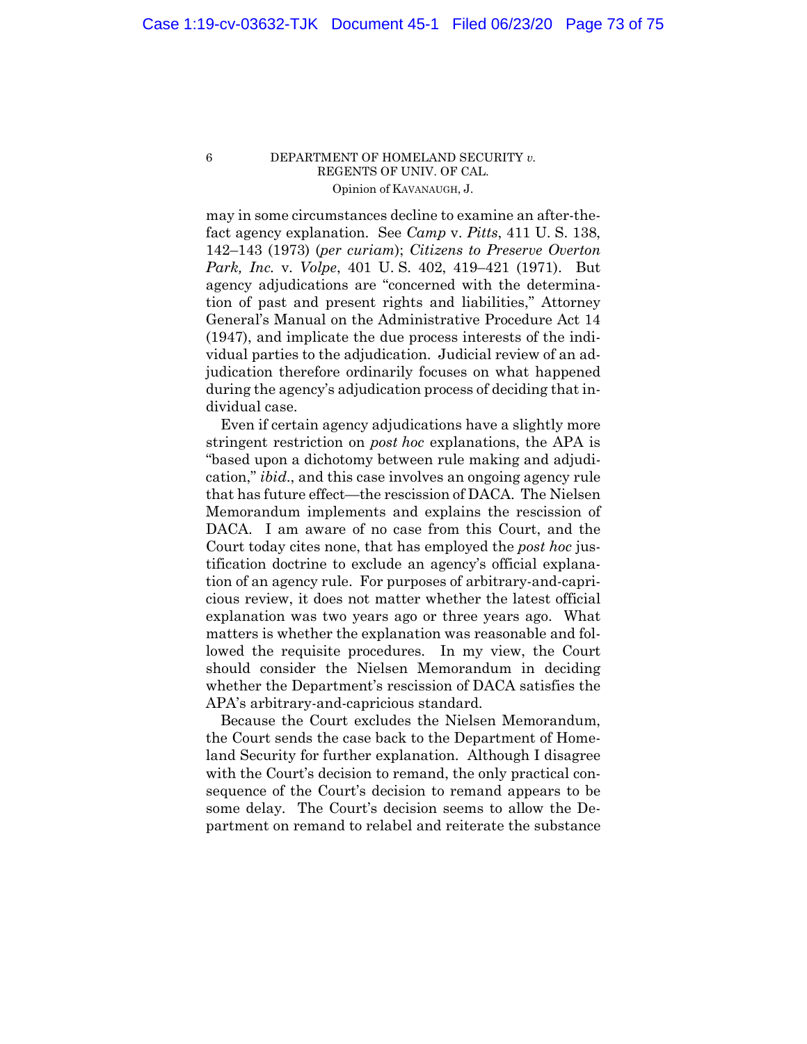may in some circumstances decline to examine an after-the-fact agency explanation. See *Camp* v. *Pitts*, 411 U. S. 138, 142–143 (1973) (*per curiam*); *Citizens to Preserve Overton Park, Inc.* v. *Volpe*, 401 U. S. 402, 419–421 (1971). But agency adjudications are "concerned with the determination of past and present rights and liabilities," Attorney General's Manual on the Administrative Procedure Act 14 (1947), and implicate the due process interests of the individual parties to the adjudication. Judicial review of an adjudication therefore ordinarily focuses on what happened during the agency's adjudication process of deciding that individual case.

Even if certain agency adjudications have a slightly more stringent restriction on *post hoc* explanations, the APA is "based upon a dichotomy between rule making and adjudication," *ibid*., and this case involves an ongoing agency rule that has future effect—the rescission of DACA. The Nielsen Memorandum implements and explains the rescission of DACA. I am aware of no case from this Court, and the Court today cites none, that has employed the *post hoc* justification doctrine to exclude an agency's official explanation of an agency rule. For purposes of arbitrary-and-capricious review, it does not matter whether the latest official explanation was two years ago or three years ago. What matters is whether the explanation was reasonable and followed the requisite procedures. In my view, the Court should consider the Nielsen Memorandum in deciding whether the Department's rescission of DACA satisfies the APA's arbitrary-and-capricious standard.

Because the Court excludes the Nielsen Memorandum, the Court sends the case back to the Department of Homeland Security for further explanation. Although I disagree with the Court's decision to remand, the only practical consequence of the Court's decision to remand appears to be some delay. The Court's decision seems to allow the Department on remand to relabel and reiterate the substance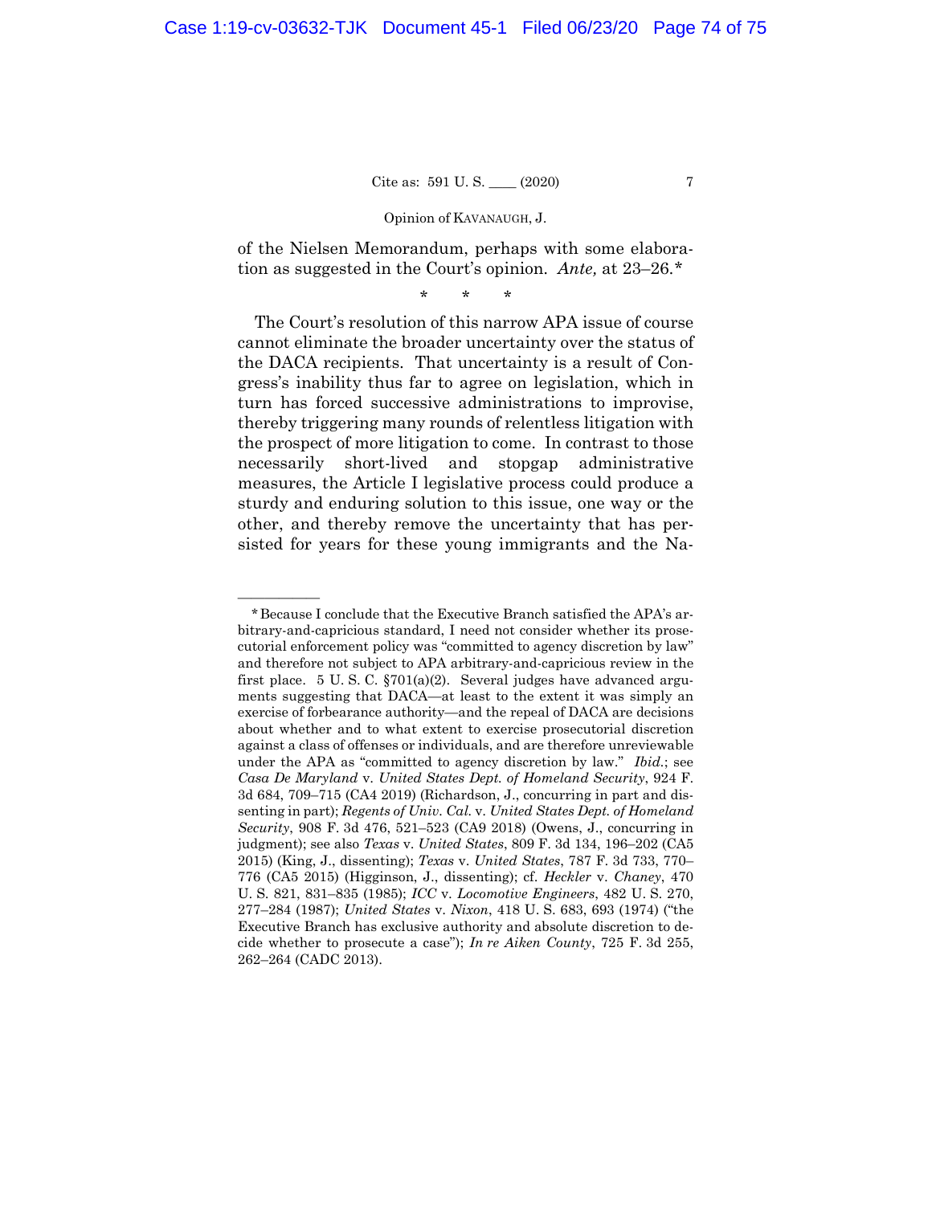of the Nielsen Memorandum, perhaps with some elaboration as suggested in the Court's opinion. *Ante,* at 23–26.*

\* \* \*

The Court's resolution of this narrow APA issue of course cannot eliminate the broader uncertainty over the status of the DACA recipients. That uncertainty is a result of Congress's inability thus far to agree on legislation, which in turn has forced successive administrations to improvise, thereby triggering many rounds of relentless litigation with the prospect of more litigation to come. In contrast to those necessarily short-lived and stopgap administrative measures, the Article I legislative process could produce a sturdy and enduring solution to this issue, one way or the other, and thereby remove the uncertainty that has persisted for years for these young immigrants and the Na-

---

\*Because I conclude that the Executive Branch satisfied the APA's arbitrary-and-capricious standard, I need not consider whether its prosecutorial enforcement policy was "committed to agency discretion by law" and therefore not subject to APA arbitrary-and-capricious review in the first place. 5 U. S. C. §701(a)(2). Several judges have advanced arguments suggesting that DACA—at least to the extent it was simply an exercise of forbearance authority—and the repeal of DACA are decisions about whether and to what extent to exercise prosecutorial discretion against a class of offenses or individuals, and are therefore unreviewable under the APA as "committed to agency discretion by law." *Ibid.*; see *Casa De Maryland* v. *United States Dept. of Homeland Security*, 924 F. 3d 684, 709–715 (CA4 2019) (Richardson, J., concurring in part and dissenting in part); *Regents of Univ. Cal.* v. *United States Dept. of Homeland Security*, 908 F. 3d 476, 521–523 (CA9 2018) (Owens, J., concurring in judgment); see also *Texas* v. *United States*, 809 F. 3d 134, 196–202 (CA5 2015) (King, J., dissenting); *Texas* v. *United States*, 787 F. 3d 733, 770–776 (CA5 2015) (Higginson, J., dissenting); cf. *Heckler* v. *Chaney*, 470 U. S. 821, 831–835 (1985); *ICC* v. *Locomotive Engineers*, 482 U. S. 270, 277–284 (1987); *United States* v. *Nixon*, 418 U. S. 683, 693 (1974) ("the Executive Branch has exclusive authority and absolute discretion to decide whether to prosecute a case"); *In re Aiken County*, 725 F. 3d 255, 262–264 (CADC 2013).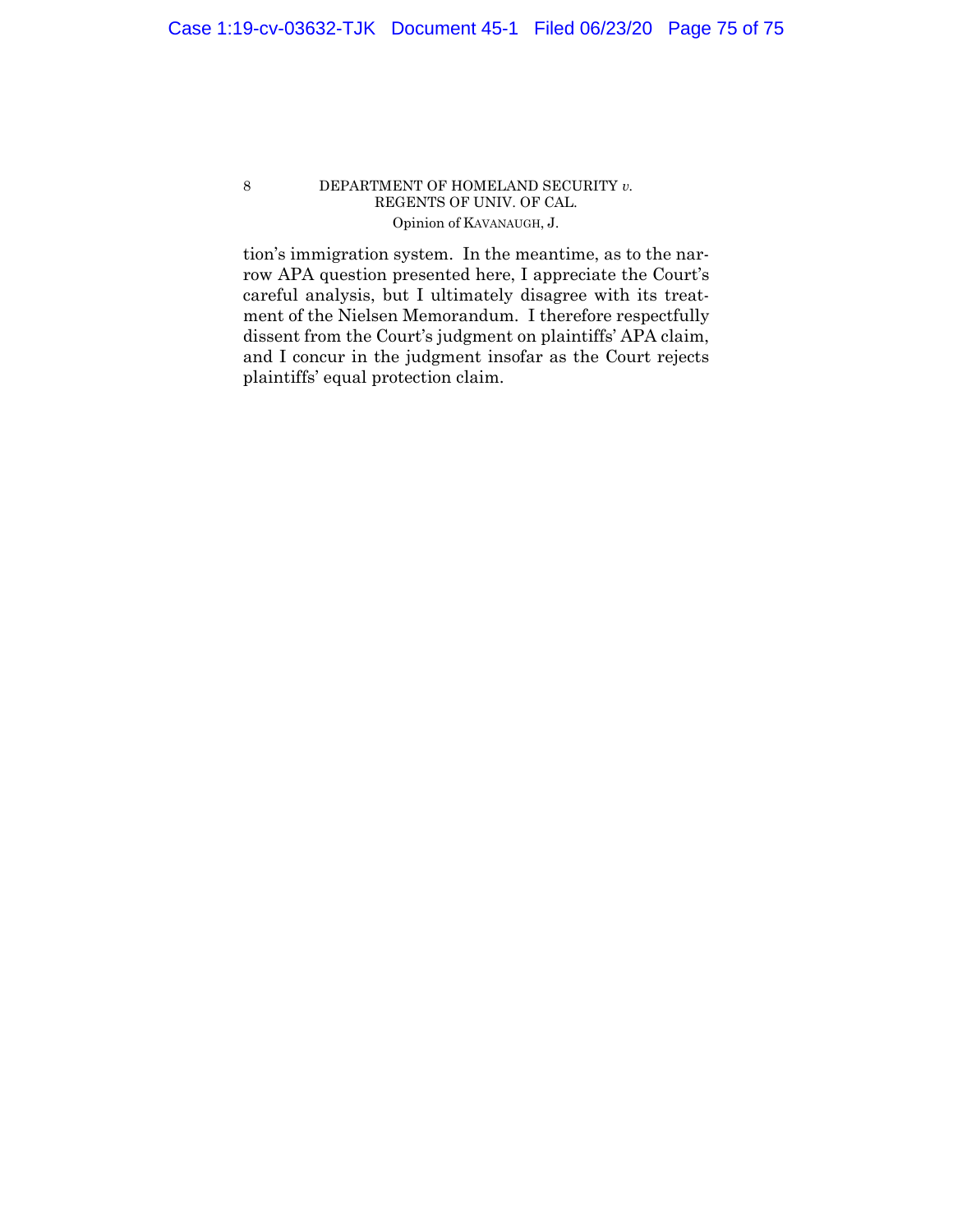tion's immigration system. In the meantime, as to the narrow APA question presented here, I appreciate the Court's careful analysis, but I ultimately disagree with its treatment of the Nielsen Memorandum. I therefore respectfully dissent from the Court's judgment on plaintiffs' APA claim, and I concur in the judgment insofar as the Court rejects plaintiffs' equal protection claim.